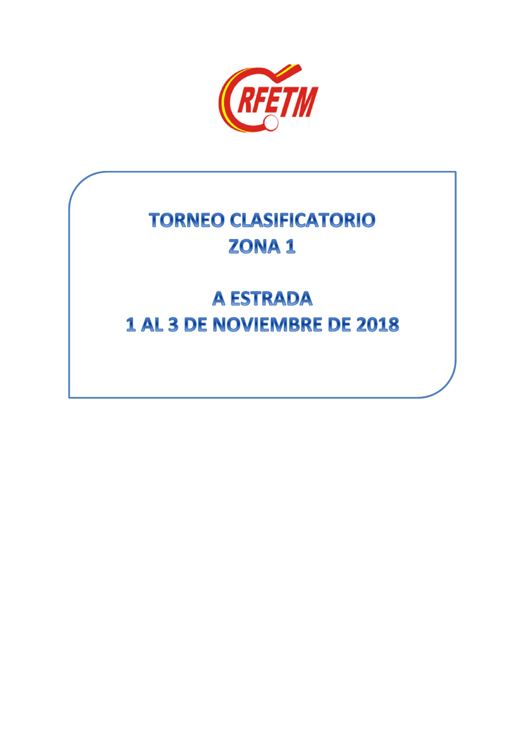RFETM

# TORNEO CLASIFICATORIO
# ZONA 1

# A ESTRADA
# 1 AL 3 DE NOVIEMBRE DE 2018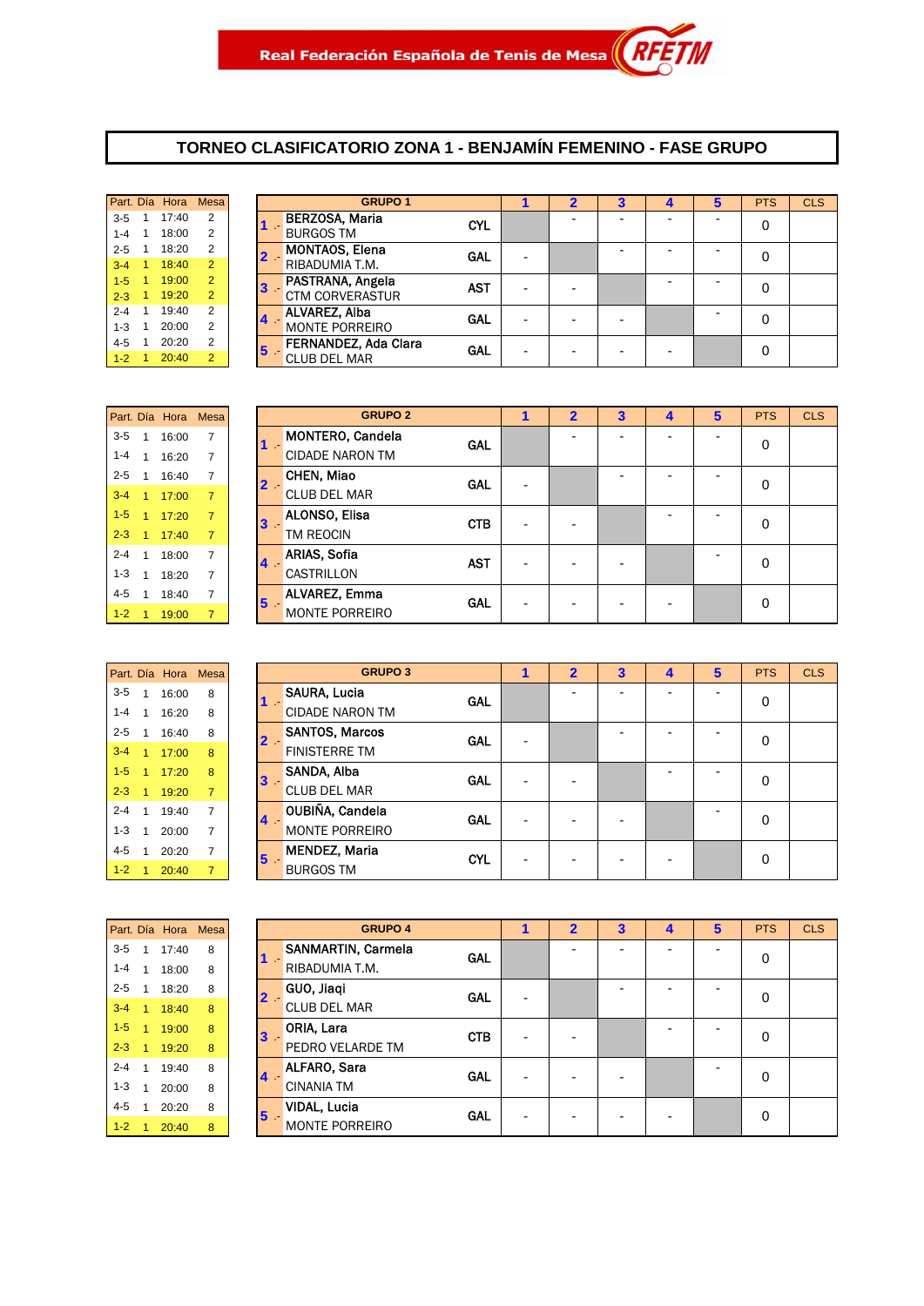Real Federación Española de Tenis de Mesa RFETM

# TORNEO CLASIFICATORIO ZONA 1 - BENJAMÍN FEMENINO - FASE GRUPO

| Part. | Día | Hora | Mesa |
|---|---|---|---|
| 3-5 | 1 | 17:40 | 2 |
| 1-4 | 1 | 18:00 | 2 |
| 2-5 | 1 | 18:20 | 2 |
| 3-4 | 1 | 18:40 | 2 |
| 1-5 | 1 | 19:00 | 2 |
| 2-3 | 1 | 19:20 | 2 |
| 2-4 | 1 | 19:40 | 2 |
| 1-3 | 1 | 20:00 | 2 |
| 4-5 | 1 | 20:20 | 2 |
| 1-2 | 1 | 20:40 | 2 |

| | GRUPO 1 | | 1 | 2 | 3 | 4 | 5 | PTS | CLS |
|---|---|---|---|---|---|---|---|---|---|
| 1 .- | BERZOSA, Maria<br>BURGOS TM | CYL | | - | - | - | - | 0 | |
| 2 .- | MONTAOS, Elena<br>RIBADUMIA T.M. | GAL | - | | - | - | - | 0 | |
| 3 .- | PASTRANA, Angela<br>CTM CORVERASTUR | AST | - | - | | - | - | 0 | |
| 4 .- | ALVAREZ, Alba<br>MONTE PORREIRO | GAL | - | - | - | | - | 0 | |
| 5 .- | FERNANDEZ, Ada Clara<br>CLUB DEL MAR | GAL | - | - | - | - | | 0 | |

| Part. | Día | Hora | Mesa |
|---|---|---|---|
| 3-5 | 1 | 16:00 | 7 |
| 1-4 | 1 | 16:20 | 7 |
| 2-5 | 1 | 16:40 | 7 |
| 3-4 | 1 | 17:00 | 7 |
| 1-5 | 1 | 17:20 | 7 |
| 2-3 | 1 | 17:40 | 7 |
| 2-4 | 1 | 18:00 | 7 |
| 1-3 | 1 | 18:20 | 7 |
| 4-5 | 1 | 18:40 | 7 |
| 1-2 | 1 | 19:00 | 7 |

| | GRUPO 2 | | 1 | 2 | 3 | 4 | 5 | PTS | CLS |
|---|---|---|---|---|---|---|---|---|---|
| 1 .- | MONTERO, Candela<br>CIDADE NARON TM | GAL | | - | - | - | - | 0 | |
| 2 .- | CHEN, Miao<br>CLUB DEL MAR | GAL | - | | - | - | - | 0 | |
| 3 .- | ALONSO, Elisa<br>TM REOCIN | CTB | - | - | | - | - | 0 | |
| 4 .- | ARIAS, Sofia<br>CASTRILLON | AST | - | - | - | | - | 0 | |
| 5 .- | ALVAREZ, Emma<br>MONTE PORREIRO | GAL | - | - | - | - | | 0 | |

| Part. | Día | Hora | Mesa |
|---|---|---|---|
| 3-5 | 1 | 16:00 | 8 |
| 1-4 | 1 | 16:20 | 8 |
| 2-5 | 1 | 16:40 | 8 |
| 3-4 | 1 | 17:00 | 8 |
| 1-5 | 1 | 17:20 | 8 |
| 2-3 | 1 | 19:20 | 7 |
| 2-4 | 1 | 19:40 | 7 |
| 1-3 | 1 | 20:00 | 7 |
| 4-5 | 1 | 20:20 | 7 |
| 1-2 | 1 | 20:40 | 7 |

| | GRUPO 3 | | 1 | 2 | 3 | 4 | 5 | PTS | CLS |
|---|---|---|---|---|---|---|---|---|---|
| 1 .- | SAURA, Lucia<br>CIDADE NARON TM | GAL | | - | - | - | - | 0 | |
| 2 .- | SANTOS, Marcos<br>FINISTERRE TM | GAL | - | | - | - | - | 0 | |
| 3 .- | SANDA, Alba<br>CLUB DEL MAR | GAL | - | - | | - | - | 0 | |
| 4 .- | OUBIÑA, Candela<br>MONTE PORREIRO | GAL | - | - | - | | - | 0 | |
| 5 .- | MENDEZ, Maria<br>BURGOS TM | CYL | - | - | - | - | | 0 | |

| Part. | Día | Hora | Mesa |
|---|---|---|---|
| 3-5 | 1 | 17:40 | 8 |
| 1-4 | 1 | 18:00 | 8 |
| 2-5 | 1 | 18:20 | 8 |
| 3-4 | 1 | 18:40 | 8 |
| 1-5 | 1 | 19:00 | 8 |
| 2-3 | 1 | 19:20 | 8 |
| 2-4 | 1 | 19:40 | 8 |
| 1-3 | 1 | 20:00 | 8 |
| 4-5 | 1 | 20:20 | 8 |
| 1-2 | 1 | 20:40 | 8 |

| | GRUPO 4 | | 1 | 2 | 3 | 4 | 5 | PTS | CLS |
|---|---|---|---|---|---|---|---|---|---|
| 1 .- | SANMARTIN, Carmela<br>RIBADUMIA T.M. | GAL | | - | - | - | - | 0 | |
| 2 .- | GUO, Jiaqi<br>CLUB DEL MAR | GAL | - | | - | - | - | 0 | |
| 3 .- | ORIA, Lara<br>PEDRO VELARDE TM | CTB | - | - | | - | - | 0 | |
| 4 .- | ALFARO, Sara<br>CINANIA TM | GAL | - | - | - | | - | 0 | |
| 5 .- | VIDAL, Lucia<br>MONTE PORREIRO | GAL | - | - | - | - | | 0 | |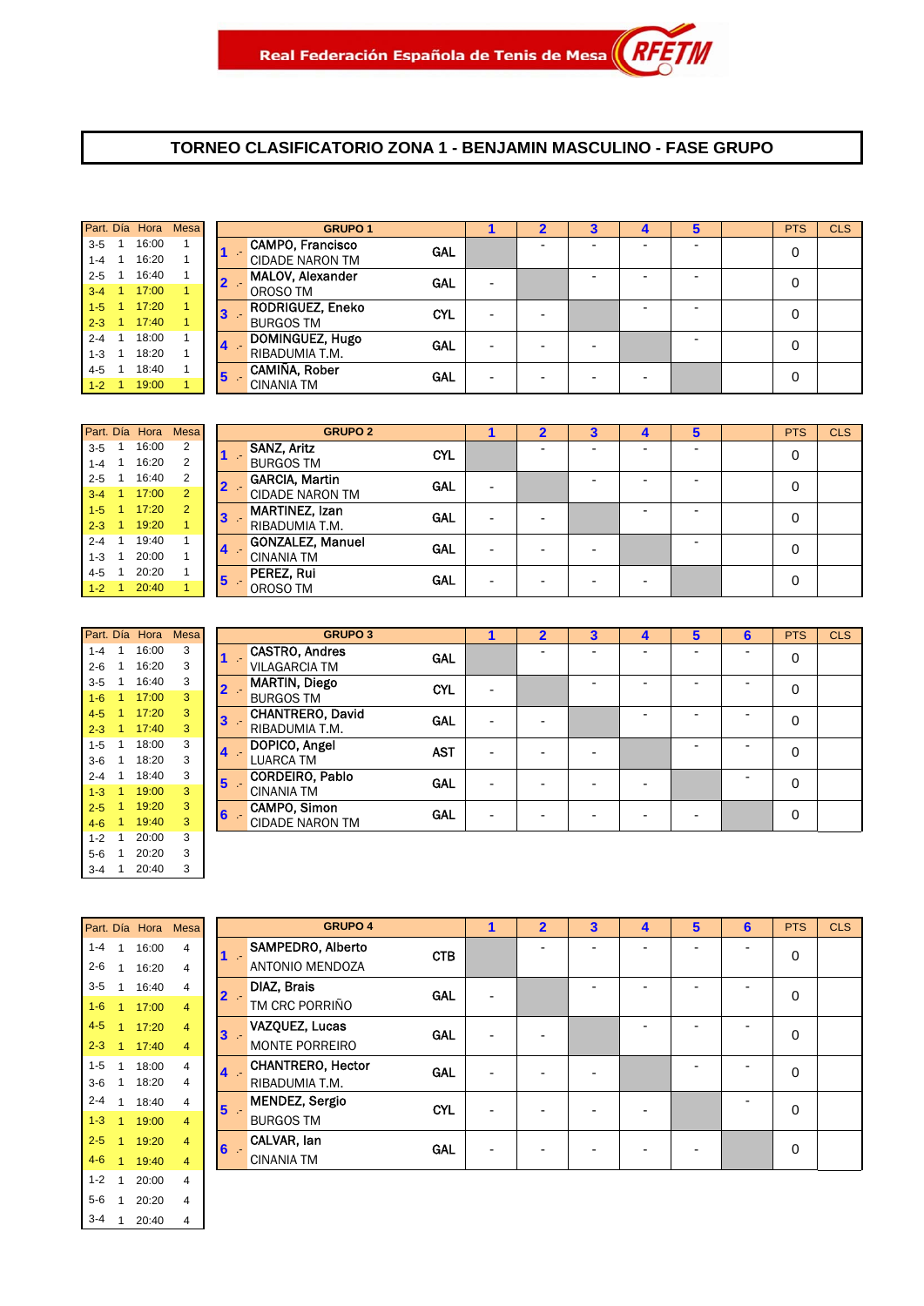Real Federación Española de Tenis de Mesa RFETM

# TORNEO CLASIFICATORIO ZONA 1 - BENJAMIN MASCULINO - FASE GRUPO

| Part. | Día | Hora | Mesa |
|---|---|---|---|
| 3-5 | 1 | 16:00 | 1 |
| 1-4 | 1 | 16:20 | 1 |
| 2-5 | 1 | 16:40 | 1 |
| 3-4 | 1 | 17:00 | 1 |
| 1-5 | 1 | 17:20 | 1 |
| 2-3 | 1 | 17:40 | 1 |
| 2-4 | 1 | 18:00 | 1 |
| 1-3 | 1 | 18:20 | 1 |
| 4-5 | 1 | 18:40 | 1 |
| 1-2 | 1 | 19:00 | 1 |

| | GRUPO 1 | | 1 | 2 | 3 | 4 | 5 | | PTS | CLS |
|---|---|---|---|---|---|---|---|---|---|---|
| 1 .- | CAMPO, Francisco<br>CIDADE NARON TM | GAL | | - | - | - | - | | 0 | |
| 2 .- | MALOV, Alexander<br>OROSO TM | GAL | - | | - | - | - | | 0 | |
| 3 .- | RODRIGUEZ, Eneko<br>BURGOS TM | CYL | - | - | | - | - | | 0 | |
| 4 .- | DOMINGUEZ, Hugo<br>RIBADUMIA T.M. | GAL | - | - | - | | - | | 0 | |
| 5 .- | CAMIÑA, Rober<br>CINANIA TM | GAL | - | - | - | - | | | 0 | |

| Part. | Día | Hora | Mesa |
|---|---|---|---|
| 3-5 | 1 | 16:00 | 2 |
| 1-4 | 1 | 16:20 | 2 |
| 2-5 | 1 | 16:40 | 2 |
| 3-4 | 1 | 17:00 | 2 |
| 1-5 | 1 | 17:20 | 2 |
| 2-3 | 1 | 19:20 | 1 |
| 2-4 | 1 | 19:40 | 1 |
| 1-3 | 1 | 20:00 | 1 |
| 4-5 | 1 | 20:20 | 1 |
| 1-2 | 1 | 20:40 | 1 |

| | GRUPO 2 | | 1 | 2 | 3 | 4 | 5 | | PTS | CLS |
|---|---|---|---|---|---|---|---|---|---|---|
| 1 .- | SANZ, Aritz<br>BURGOS TM | CYL | | - | - | - | - | | 0 | |
| 2 .- | GARCIA, Martin<br>CIDADE NARON TM | GAL | - | | - | - | - | | 0 | |
| 3 .- | MARTINEZ, Izan<br>RIBADUMIA T.M. | GAL | - | - | | - | - | | 0 | |
| 4 .- | GONZALEZ, Manuel<br>CINANIA TM | GAL | - | - | - | | - | | 0 | |
| 5 .- | PEREZ, Rui<br>OROSO TM | GAL | - | - | - | - | | | 0 | |

| Part. | Día | Hora | Mesa |
|---|---|---|---|
| 1-4 | 1 | 16:00 | 3 |
| 2-6 | 1 | 16:20 | 3 |
| 3-5 | 1 | 16:40 | 3 |
| 1-6 | 1 | 17:00 | 3 |
| 4-5 | 1 | 17:20 | 3 |
| 2-3 | 1 | 17:40 | 3 |
| 1-5 | 1 | 18:00 | 3 |
| 3-6 | 1 | 18:20 | 3 |
| 2-4 | 1 | 18:40 | 3 |
| 1-3 | 1 | 19:00 | 3 |
| 2-5 | 1 | 19:20 | 3 |
| 4-6 | 1 | 19:40 | 3 |
| 1-2 | 1 | 20:00 | 3 |
| 5-6 | 1 | 20:20 | 3 |
| 3-4 | 1 | 20:40 | 3 |

| | GRUPO 3 | | 1 | 2 | 3 | 4 | 5 | 6 | PTS | CLS |
|---|---|---|---|---|---|---|---|---|---|---|
| 1 .- | CASTRO, Andres<br>VILAGARCIA TM | GAL | | - | - | - | - | - | 0 | |
| 2 .- | MARTIN, Diego<br>BURGOS TM | CYL | - | | - | - | - | - | 0 | |
| 3 .- | CHANTRERO, David<br>RIBADUMIA T.M. | GAL | - | - | | - | - | - | 0 | |
| 4 .- | DOPICO, Angel<br>LUARCA TM | AST | - | - | - | | - | - | 0 | |
| 5 .- | CORDEIRO, Pablo<br>CINANIA TM | GAL | - | - | - | - | | - | 0 | |
| 6 .- | CAMPO, Simon<br>CIDADE NARON TM | GAL | - | - | - | - | - | | 0 | |

| Part. | Día | Hora | Mesa |
|---|---|---|---|
| 1-4 | 1 | 16:00 | 4 |
| 2-6 | 1 | 16:20 | 4 |
| 3-5 | 1 | 16:40 | 4 |
| 1-6 | 1 | 17:00 | 4 |
| 4-5 | 1 | 17:20 | 4 |
| 2-3 | 1 | 17:40 | 4 |
| 1-5 | 1 | 18:00 | 4 |
| 3-6 | 1 | 18:20 | 4 |
| 2-4 | 1 | 18:40 | 4 |
| 1-3 | 1 | 19:00 | 4 |
| 2-5 | 1 | 19:20 | 4 |
| 4-6 | 1 | 19:40 | 4 |
| 1-2 | 1 | 20:00 | 4 |
| 5-6 | 1 | 20:20 | 4 |
| 3-4 | 1 | 20:40 | 4 |

| | GRUPO 4 | | 1 | 2 | 3 | 4 | 5 | 6 | PTS | CLS |
|---|---|---|---|---|---|---|---|---|---|---|
| 1 .- | SAMPEDRO, Alberto<br>ANTONIO MENDOZA | CTB | | - | - | - | - | - | 0 | |
| 2 .- | DIAZ, Brais<br>TM CRC PORRIÑO | GAL | - | | - | - | - | - | 0 | |
| 3 .- | VAZQUEZ, Lucas<br>MONTE PORREIRO | GAL | - | - | | - | - | - | 0 | |
| 4 .- | CHANTRERO, Hector<br>RIBADUMIA T.M. | GAL | - | - | - | | - | - | 0 | |
| 5 .- | MENDEZ, Sergio<br>BURGOS TM | CYL | - | - | - | - | | - | 0 | |
| 6 .- | CALVAR, Ian<br>CINANIA TM | GAL | - | - | - | - | - | | 0 | |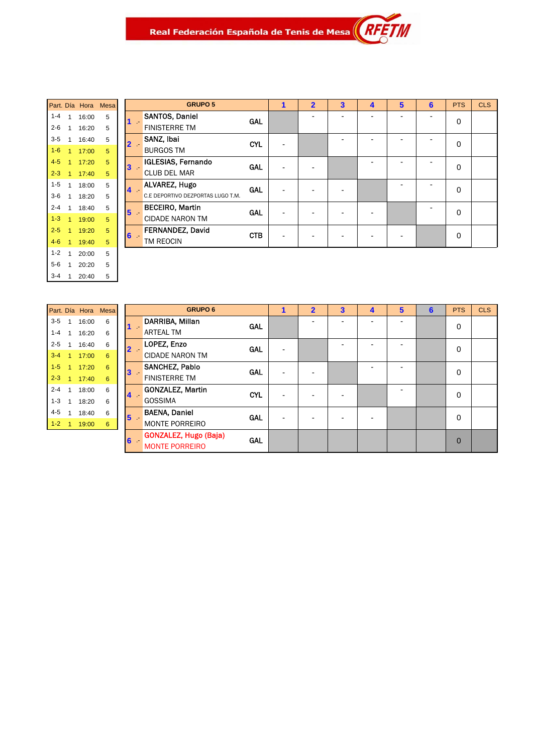Real Federación Española de Tenis de Mesa RFETM

| Part. | Día | Hora | Mesa |
|---|---|---|---|
| 1-4 | 1 | 16:00 | 5 |
| 2-6 | 1 | 16:20 | 5 |
| 3-5 | 1 | 16:40 | 5 |
| 1-6 | 1 | 17:00 | 5 |
| 4-5 | 1 | 17:20 | 5 |
| 2-3 | 1 | 17:40 | 5 |
| 1-5 | 1 | 18:00 | 5 |
| 3-6 | 1 | 18:20 | 5 |
| 2-4 | 1 | 18:40 | 5 |
| 1-3 | 1 | 19:00 | 5 |
| 2-5 | 1 | 19:20 | 5 |
| 4-6 | 1 | 19:40 | 5 |
| 1-2 | 1 | 20:00 | 5 |
| 5-6 | 1 | 20:20 | 5 |
| 3-4 | 1 | 20:40 | 5 |

| | GRUPO 5 | | 1 | 2 | 3 | 4 | 5 | 6 | PTS | CLS |
|---|---|---|---|---|---|---|---|---|---|---|
| 1 .- | SANTOS, Daniel<br>FINISTERRE TM | GAL | | - | - | - | - | - | 0 | |
| 2 .- | SANZ, Ibai<br>BURGOS TM | CYL | - | | - | - | - | - | 0 | |
| 3 .- | IGLESIAS, Fernando<br>CLUB DEL MAR | GAL | - | - | | - | - | - | 0 | |
| 4 .- | ALVAREZ, Hugo<br>C.E DEPORTIVO DEZPORTAS LUGO T.M. | GAL | - | - | - | | - | - | 0 | |
| 5 .- | BECEIRO, Martin<br>CIDADE NARON TM | GAL | - | - | - | - | | - | 0 | |
| 6 .- | FERNANDEZ, David<br>TM REOCIN | CTB | - | - | - | - | - | | 0 | |

| Part. | Día | Hora | Mesa |
|---|---|---|---|
| 3-5 | 1 | 16:00 | 6 |
| 1-4 | 1 | 16:20 | 6 |
| 2-5 | 1 | 16:40 | 6 |
| 3-4 | 1 | 17:00 | 6 |
| 1-5 | 1 | 17:20 | 6 |
| 2-3 | 1 | 17:40 | 6 |
| 2-4 | 1 | 18:00 | 6 |
| 1-3 | 1 | 18:20 | 6 |
| 4-5 | 1 | 18:40 | 6 |
| 1-2 | 1 | 19:00 | 6 |

| | GRUPO 6 | | 1 | 2 | 3 | 4 | 5 | 6 | PTS | CLS |
|---|---|---|---|---|---|---|---|---|---|---|
| 1 .- | DARRIBA, Millan<br>ARTEAL TM | GAL | | - | - | - | - | | 0 | |
| 2 .- | LOPEZ, Enzo<br>CIDADE NARON TM | GAL | - | | - | - | - | | 0 | |
| 3 .- | SANCHEZ, Pablo<br>FINISTERRE TM | GAL | - | - | | - | - | | 0 | |
| 4 .- | GONZALEZ, Martin<br>GOSSIMA | CYL | - | - | - | | - | | 0 | |
| 5 .- | BAENA, Daniel<br>MONTE PORREIRO | GAL | - | - | - | - | | | 0 | |
| 6 .- | GONZALEZ, Hugo (Baja)<br>MONTE PORREIRO | GAL | | | | | | | 0 | |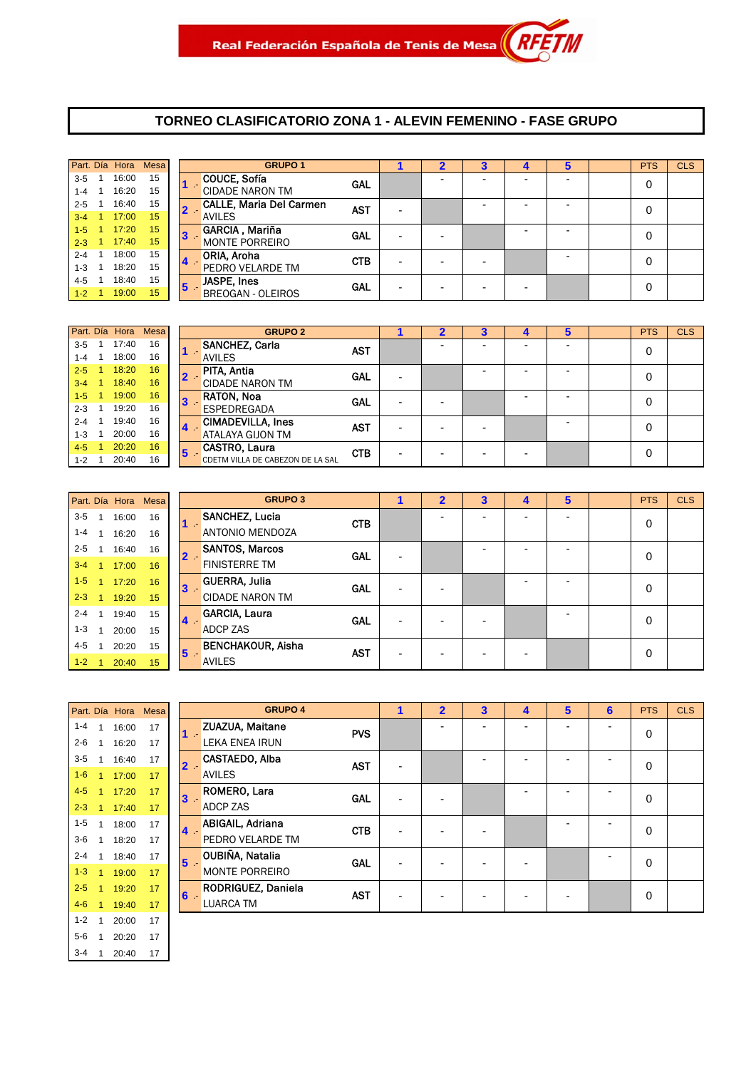Real Federación Española de Tenis de Mesa

# TORNEO CLASIFICATORIO ZONA 1 - ALEVIN FEMENINO - FASE GRUPO

| Part. | Día | Hora | Mesa |
|---|---|---|---|
| 3-5 | 1 | 16:00 | 15 |
| 1-4 | 1 | 16:20 | 15 |
| 2-5 | 1 | 16:40 | 15 |
| 3-4 | 1 | 17:00 | 15 |
| 1-5 | 1 | 17:20 | 15 |
| 2-3 | 1 | 17:40 | 15 |
| 2-4 | 1 | 18:00 | 15 |
| 1-3 | 1 | 18:20 | 15 |
| 4-5 | 1 | 18:40 | 15 |
| 1-2 | 1 | 19:00 | 15 |

| GRUPO 1 | | 1 | 2 | 3 | 4 | 5 | | PTS | CLS |
|---|---|---|---|---|---|---|---|---|---|
| 1 .- COUCE, Sofía / CIDADE NARON TM | GAL | | - | - | - | - | | 0 | |
| 2 .- CALLE, Maria Del Carmen / AVILES | AST | - | | - | - | - | | 0 | |
| 3 .- GARCIA , Mariña / MONTE PORREIRO | GAL | - | - | | - | - | | 0 | |
| 4 .- ORIA, Aroha / PEDRO VELARDE TM | CTB | - | - | - | | - | | 0 | |
| 5 .- JASPE, Ines / BREOGAN - OLEIROS | GAL | - | - | - | - | | | 0 | |

| Part. | Día | Hora | Mesa |
|---|---|---|---|
| 3-5 | 1 | 17:40 | 16 |
| 1-4 | 1 | 18:00 | 16 |
| 2-5 | 1 | 18:20 | 16 |
| 3-4 | 1 | 18:40 | 16 |
| 1-5 | 1 | 19:00 | 16 |
| 2-3 | 1 | 19:20 | 16 |
| 2-4 | 1 | 19:40 | 16 |
| 1-3 | 1 | 20:00 | 16 |
| 4-5 | 1 | 20:20 | 16 |
| 1-2 | 1 | 20:40 | 16 |

| GRUPO 2 | | 1 | 2 | 3 | 4 | 5 | | PTS | CLS |
|---|---|---|---|---|---|---|---|---|---|
| 1 .- SANCHEZ, Carla / AVILES | AST | | - | - | - | - | | 0 | |
| 2 .- PITA, Antia / CIDADE NARON TM | GAL | - | | - | - | - | | 0 | |
| 3 .- RATON, Noa / ESPEDREGADA | GAL | - | - | | - | - | | 0 | |
| 4 .- CIMADEVILLA, Ines / ATALAYA GIJON TM | AST | - | - | - | | - | | 0 | |
| 5 .- CASTRO, Laura / CDETM VILLA DE CABEZON DE LA SAL | CTB | - | - | - | - | | | 0 | |

| Part. | Día | Hora | Mesa |
|---|---|---|---|
| 3-5 | 1 | 16:00 | 16 |
| 1-4 | 1 | 16:20 | 16 |
| 2-5 | 1 | 16:40 | 16 |
| 3-4 | 1 | 17:00 | 16 |
| 1-5 | 1 | 17:20 | 16 |
| 2-3 | 1 | 19:20 | 15 |
| 2-4 | 1 | 19:40 | 15 |
| 1-3 | 1 | 20:00 | 15 |
| 4-5 | 1 | 20:20 | 15 |
| 1-2 | 1 | 20:40 | 15 |

| GRUPO 3 | | 1 | 2 | 3 | 4 | 5 | | PTS | CLS |
|---|---|---|---|---|---|---|---|---|---|
| 1 .- SANCHEZ, Lucia / ANTONIO MENDOZA | CTB | | - | - | - | - | | 0 | |
| 2 .- SANTOS, Marcos / FINISTERRE TM | GAL | - | | - | - | - | | 0 | |
| 3 .- GUERRA, Julia / CIDADE NARON TM | GAL | - | - | | - | - | | 0 | |
| 4 .- GARCIA, Laura / ADCP ZAS | GAL | - | - | - | | - | | 0 | |
| 5 .- BENCHAKOUR, Aisha / AVILES | AST | - | - | - | - | | | 0 | |

| Part. | Día | Hora | Mesa |
|---|---|---|---|
| 1-4 | 1 | 16:00 | 17 |
| 2-6 | 1 | 16:20 | 17 |
| 3-5 | 1 | 16:40 | 17 |
| 1-6 | 1 | 17:00 | 17 |
| 4-5 | 1 | 17:20 | 17 |
| 2-3 | 1 | 17:40 | 17 |
| 1-5 | 1 | 18:00 | 17 |
| 3-6 | 1 | 18:20 | 17 |
| 2-4 | 1 | 18:40 | 17 |
| 1-3 | 1 | 19:00 | 17 |
| 2-5 | 1 | 19:20 | 17 |
| 4-6 | 1 | 19:40 | 17 |
| 1-2 | 1 | 20:00 | 17 |
| 5-6 | 1 | 20:20 | 17 |
| 3-4 | 1 | 20:40 | 17 |

| GRUPO 4 | | 1 | 2 | 3 | 4 | 5 | 6 | PTS | CLS |
|---|---|---|---|---|---|---|---|---|---|
| 1 .- ZUAZUA, Maitane / LEKA ENEA IRUN | PVS | | - | - | - | - | - | 0 | |
| 2 .- CASTAEDO, Alba / AVILES | AST | - | | - | - | - | - | 0 | |
| 3 .- ROMERO, Lara / ADCP ZAS | GAL | - | - | | - | - | - | 0 | |
| 4 .- ABIGAIL, Adriana / PEDRO VELARDE TM | CTB | - | - | - | | - | - | 0 | |
| 5 .- OUBIÑA, Natalia / MONTE PORREIRO | GAL | - | - | - | - | | - | 0 | |
| 6 .- RODRIGUEZ, Daniela / LUARCA TM | AST | - | - | - | - | - | | 0 | |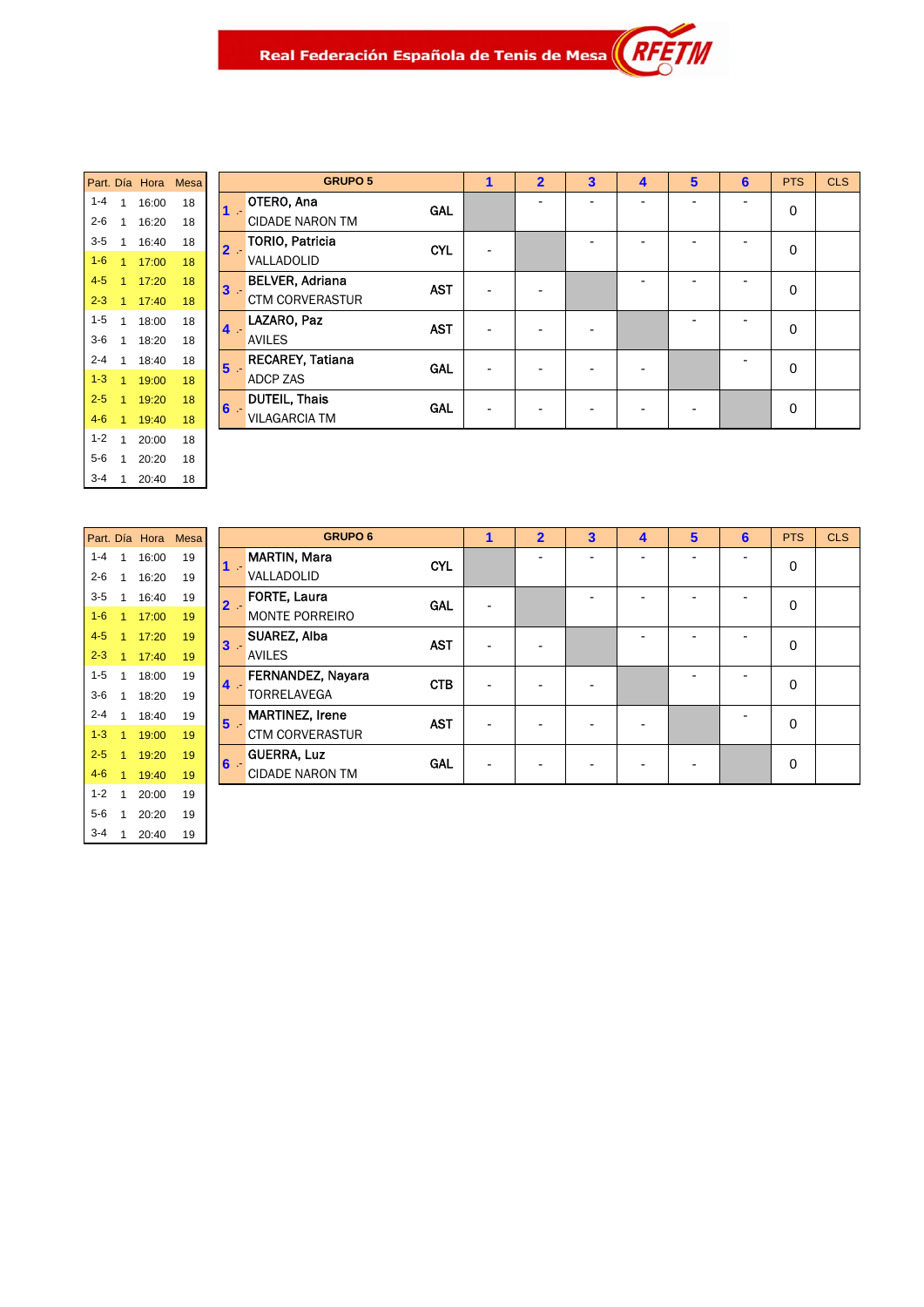Real Federación Española de Tenis de Mesa

| Part. | Día | Hora | Mesa |
|---|---|---|---|
| 1-4 | 1 | 16:00 | 18 |
| 2-6 | 1 | 16:20 | 18 |
| 3-5 | 1 | 16:40 | 18 |
| 1-6 | 1 | 17:00 | 18 |
| 4-5 | 1 | 17:20 | 18 |
| 2-3 | 1 | 17:40 | 18 |
| 1-5 | 1 | 18:00 | 18 |
| 3-6 | 1 | 18:20 | 18 |
| 2-4 | 1 | 18:40 | 18 |
| 1-3 | 1 | 19:00 | 18 |
| 2-5 | 1 | 19:20 | 18 |
| 4-6 | 1 | 19:40 | 18 |
| 1-2 | 1 | 20:00 | 18 |
| 5-6 | 1 | 20:20 | 18 |
| 3-4 | 1 | 20:40 | 18 |

| | GRUPO 5 | | 1 | 2 | 3 | 4 | 5 | 6 | PTS | CLS |
|---|---|---|---|---|---|---|---|---|---|---|
| 1 .- | OTERO, Ana<br>CIDADE NARON TM | GAL | | - | - | - | - | - | 0 | |
| 2 .- | TORIO, Patricia<br>VALLADOLID | CYL | - | | - | - | - | - | 0 | |
| 3 .- | BELVER, Adriana<br>CTM CORVERASTUR | AST | - | - | | - | - | - | 0 | |
| 4 .- | LAZARO, Paz<br>AVILES | AST | - | - | - | | - | - | 0 | |
| 5 .- | RECAREY, Tatiana<br>ADCP ZAS | GAL | - | - | - | - | | - | 0 | |
| 6 .- | DUTEIL, Thais<br>VILAGARCIA TM | GAL | - | - | - | - | - | | 0 | |

| Part. | Día | Hora | Mesa |
|---|---|---|---|
| 1-4 | 1 | 16:00 | 19 |
| 2-6 | 1 | 16:20 | 19 |
| 3-5 | 1 | 16:40 | 19 |
| 1-6 | 1 | 17:00 | 19 |
| 4-5 | 1 | 17:20 | 19 |
| 2-3 | 1 | 17:40 | 19 |
| 1-5 | 1 | 18:00 | 19 |
| 3-6 | 1 | 18:20 | 19 |
| 2-4 | 1 | 18:40 | 19 |
| 1-3 | 1 | 19:00 | 19 |
| 2-5 | 1 | 19:20 | 19 |
| 4-6 | 1 | 19:40 | 19 |
| 1-2 | 1 | 20:00 | 19 |
| 5-6 | 1 | 20:20 | 19 |
| 3-4 | 1 | 20:40 | 19 |

| | GRUPO 6 | | 1 | 2 | 3 | 4 | 5 | 6 | PTS | CLS |
|---|---|---|---|---|---|---|---|---|---|---|
| 1 .- | MARTIN, Mara<br>VALLADOLID | CYL | | - | - | - | - | - | 0 | |
| 2 .- | FORTE, Laura<br>MONTE PORREIRO | GAL | - | | - | - | - | - | 0 | |
| 3 .- | SUAREZ, Alba<br>AVILES | AST | - | - | | - | - | - | 0 | |
| 4 .- | FERNANDEZ, Nayara<br>TORRELAVEGA | CTB | - | - | - | | - | - | 0 | |
| 5 .- | MARTINEZ, Irene<br>CTM CORVERASTUR | AST | - | - | - | - | | - | 0 | |
| 6 .- | GUERRA, Luz<br>CIDADE NARON TM | GAL | - | - | - | - | - | | 0 | |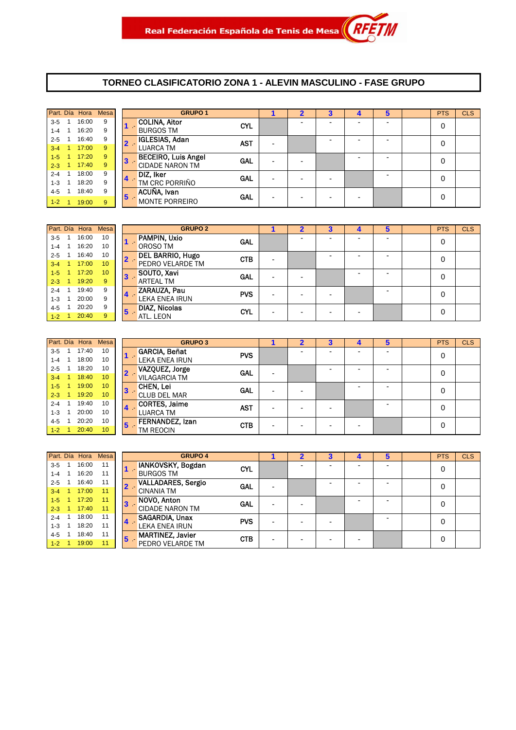Real Federación Española de Tenis de Mesa — RFETM

# TORNEO CLASIFICATORIO ZONA 1 - ALEVIN MASCULINO - FASE GRUPO

| Part. | Día | Hora | Mesa |
|---|---|---|---|
| 3-5 | 1 | 16:00 | 9 |
| 1-4 | 1 | 16:20 | 9 |
| 2-5 | 1 | 16:40 | 9 |
| 3-4 | 1 | 17:00 | 9 |
| 1-5 | 1 | 17:20 | 9 |
| 2-3 | 1 | 17:40 | 9 |
| 2-4 | 1 | 18:00 | 9 |
| 1-3 | 1 | 18:20 | 9 |
| 4-5 | 1 | 18:40 | 9 |
| 1-2 | 1 | 19:00 | 9 |

| | GRUPO 1 | | 1 | 2 | 3 | 4 | 5 | | PTS | CLS |
|---|---|---|---|---|---|---|---|---|---|---|
| 1 .- | COLINA, Aitor<br>BURGOS TM | CYL | | - | - | - | - | | 0 | |
| 2 .- | IGLESIAS, Adan<br>LUARCA TM | AST | - | | - | - | - | | 0 | |
| 3 .- | BECEIRO, Luis Angel<br>CIDADE NARON TM | GAL | - | - | | - | - | | 0 | |
| 4 .- | DIZ, Iker<br>TM CRC PORRIÑO | GAL | - | - | - | | - | | 0 | |
| 5 .- | ACUÑA, Ivan<br>MONTE PORREIRO | GAL | - | - | - | - | | | 0 | |

| Part. | Día | Hora | Mesa |
|---|---|---|---|
| 3-5 | 1 | 16:00 | 10 |
| 1-4 | 1 | 16:20 | 10 |
| 2-5 | 1 | 16:40 | 10 |
| 3-4 | 1 | 17:00 | 10 |
| 1-5 | 1 | 17:20 | 10 |
| 2-3 | 1 | 19:20 | 9 |
| 2-4 | 1 | 19:40 | 9 |
| 1-3 | 1 | 20:00 | 9 |
| 4-5 | 1 | 20:20 | 9 |
| 1-2 | 1 | 20:40 | 9 |

| | GRUPO 2 | | 1 | 2 | 3 | 4 | 5 | | PTS | CLS |
|---|---|---|---|---|---|---|---|---|---|---|
| 1 .- | PAMPIN, Uxio<br>OROSO TM | GAL | | - | - | - | - | | 0 | |
| 2 .- | DEL BARRIO, Hugo<br>PEDRO VELARDE TM | CTB | - | | - | - | - | | 0 | |
| 3 .- | SOUTO, Xavi<br>ARTEAL TM | GAL | - | - | | - | - | | 0 | |
| 4 .- | ZARAUZA, Pau<br>LEKA ENEA IRUN | PVS | - | - | - | | - | | 0 | |
| 5 .- | DIAZ, Nicolas<br>ATL. LEON | CYL | - | - | - | - | | | 0 | |

| Part. | Día | Hora | Mesa |
|---|---|---|---|
| 3-5 | 1 | 17:40 | 10 |
| 1-4 | 1 | 18:00 | 10 |
| 2-5 | 1 | 18:20 | 10 |
| 3-4 | 1 | 18:40 | 10 |
| 1-5 | 1 | 19:00 | 10 |
| 2-3 | 1 | 19:20 | 10 |
| 2-4 | 1 | 19:40 | 10 |
| 1-3 | 1 | 20:00 | 10 |
| 4-5 | 1 | 20:20 | 10 |
| 1-2 | 1 | 20:40 | 10 |

| | GRUPO 3 | | 1 | 2 | 3 | 4 | 5 | | PTS | CLS |
|---|---|---|---|---|---|---|---|---|---|---|
| 1 .- | GARCIA, Beñat<br>LEKA ENEA IRUN | PVS | | - | - | - | - | | 0 | |
| 2 .- | VAZQUEZ, Jorge<br>VILAGARCIA TM | GAL | - | | - | - | - | | 0 | |
| 3 .- | CHEN, Lei<br>CLUB DEL MAR | GAL | - | - | | - | - | | 0 | |
| 4 .- | CORTES, Jaime<br>LUARCA TM | AST | - | - | - | | - | | 0 | |
| 5 .- | FERNANDEZ, Izan<br>TM REOCIN | CTB | - | - | - | - | | | 0 | |

| Part. | Día | Hora | Mesa |
|---|---|---|---|
| 3-5 | 1 | 16:00 | 11 |
| 1-4 | 1 | 16:20 | 11 |
| 2-5 | 1 | 16:40 | 11 |
| 3-4 | 1 | 17:00 | 11 |
| 1-5 | 1 | 17:20 | 11 |
| 2-3 | 1 | 17:40 | 11 |
| 2-4 | 1 | 18:00 | 11 |
| 1-3 | 1 | 18:20 | 11 |
| 4-5 | 1 | 18:40 | 11 |
| 1-2 | 1 | 19:00 | 11 |

| | GRUPO 4 | | 1 | 2 | 3 | 4 | 5 | | PTS | CLS |
|---|---|---|---|---|---|---|---|---|---|---|
| 1 .- | IANKOVSKY, Bogdan<br>BURGOS TM | CYL | | - | - | - | - | | 0 | |
| 2 .- | VALLADARES, Sergio<br>CINANIA TM | GAL | - | | - | - | - | | 0 | |
| 3 .- | NOVO, Anton<br>CIDADE NARON TM | GAL | - | - | | - | - | | 0 | |
| 4 .- | SAGARDIA, Unax<br>LEKA ENEA IRUN | PVS | - | - | - | | - | | 0 | |
| 5 .- | MARTINEZ, Javier<br>PEDRO VELARDE TM | CTB | - | - | - | - | | | 0 | |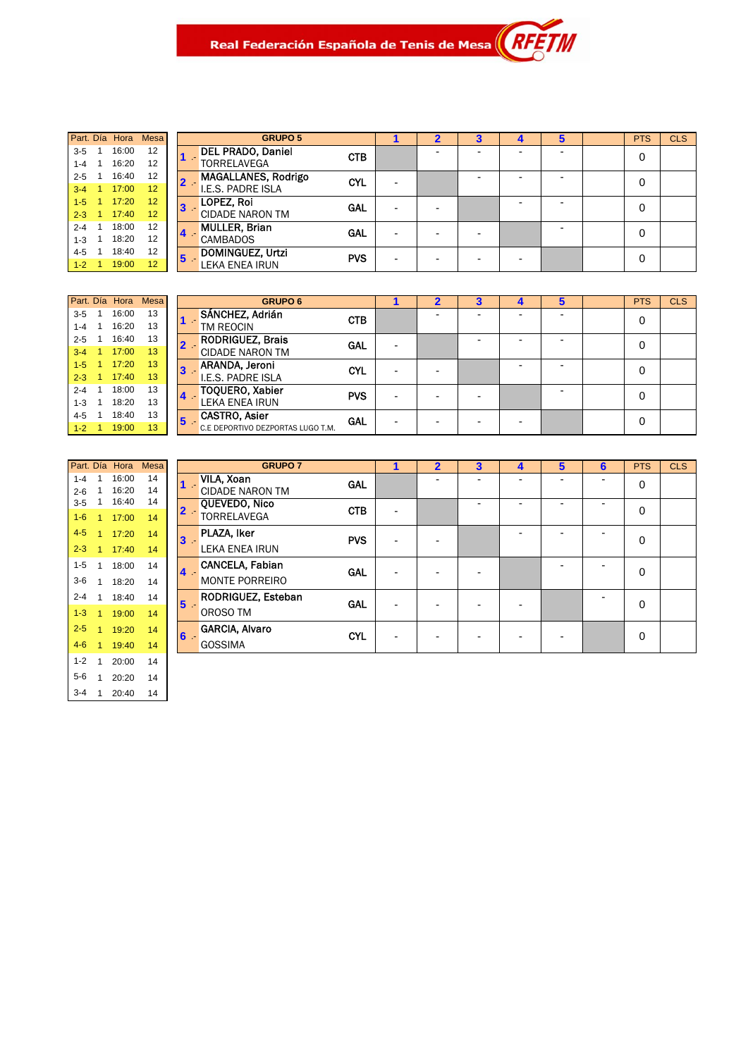Real Federación Española de Tenis de Mesa — RFETM

| Part. | Día | Hora | Mesa |
|---|---|---|---|
| 3-5 | 1 | 16:00 | 12 |
| 1-4 | 1 | 16:20 | 12 |
| 2-5 | 1 | 16:40 | 12 |
| 3-4 | 1 | 17:00 | 12 |
| 1-5 | 1 | 17:20 | 12 |
| 2-3 | 1 | 17:40 | 12 |
| 2-4 | 1 | 18:00 | 12 |
| 1-3 | 1 | 18:20 | 12 |
| 4-5 | 1 | 18:40 | 12 |
| 1-2 | 1 | 19:00 | 12 |

| | GRUPO 5 | | 1 | 2 | 3 | 4 | 5 | | PTS | CLS |
|---|---|---|---|---|---|---|---|---|---|---|
| 1 .- | DEL PRADO, Daniel<br>TORRELAVEGA | CTB | | - | - | - | - | | 0 | |
| 2 .- | MAGALLANES, Rodrigo<br>I.E.S. PADRE ISLA | CYL | - | | - | - | - | | 0 | |
| 3 .- | LOPEZ, Roi<br>CIDADE NARON TM | GAL | - | - | | - | - | | 0 | |
| 4 .- | MULLER, Brian<br>CAMBADOS | GAL | - | - | - | | - | | 0 | |
| 5 .- | DOMINGUEZ, Urtzi<br>LEKA ENEA IRUN | PVS | - | - | - | - | | | 0 | |

| Part. | Día | Hora | Mesa |
|---|---|---|---|
| 3-5 | 1 | 16:00 | 13 |
| 1-4 | 1 | 16:20 | 13 |
| 2-5 | 1 | 16:40 | 13 |
| 3-4 | 1 | 17:00 | 13 |
| 1-5 | 1 | 17:20 | 13 |
| 2-3 | 1 | 17:40 | 13 |
| 2-4 | 1 | 18:00 | 13 |
| 1-3 | 1 | 18:20 | 13 |
| 4-5 | 1 | 18:40 | 13 |
| 1-2 | 1 | 19:00 | 13 |

| | GRUPO 6 | | 1 | 2 | 3 | 4 | 5 | | PTS | CLS |
|---|---|---|---|---|---|---|---|---|---|---|
| 1 .- | SÁNCHEZ, Adrián<br>TM REOCIN | CTB | | - | - | - | - | | 0 | |
| 2 .- | RODRIGUEZ, Brais<br>CIDADE NARON TM | GAL | - | | - | - | - | | 0 | |
| 3 .- | ARANDA, Jeroni<br>I.E.S. PADRE ISLA | CYL | - | - | | - | - | | 0 | |
| 4 .- | TOQUERO, Xabier<br>LEKA ENEA IRUN | PVS | - | - | - | | - | | 0 | |
| 5 .- | CASTRO, Asier<br>C.E DEPORTIVO DEZPORTAS LUGO T.M. | GAL | - | - | - | - | | | 0 | |

| Part. | Día | Hora | Mesa |
|---|---|---|---|
| 1-4 | 1 | 16:00 | 14 |
| 2-6 | 1 | 16:20 | 14 |
| 3-5 | 1 | 16:40 | 14 |
| 1-6 | 1 | 17:00 | 14 |
| 4-5 | 1 | 17:20 | 14 |
| 2-3 | 1 | 17:40 | 14 |
| 1-5 | 1 | 18:00 | 14 |
| 3-6 | 1 | 18:20 | 14 |
| 2-4 | 1 | 18:40 | 14 |
| 1-3 | 1 | 19:00 | 14 |
| 2-5 | 1 | 19:20 | 14 |
| 4-6 | 1 | 19:40 | 14 |
| 1-2 | 1 | 20:00 | 14 |
| 5-6 | 1 | 20:20 | 14 |
| 3-4 | 1 | 20:40 | 14 |

| | GRUPO 7 | | 1 | 2 | 3 | 4 | 5 | 6 | PTS | CLS |
|---|---|---|---|---|---|---|---|---|---|---|
| 1 .- | VILA, Xoan<br>CIDADE NARON TM | GAL | | - | - | - | - | - | 0 | |
| 2 .- | QUEVEDO, Nico<br>TORRELAVEGA | CTB | - | | - | - | - | - | 0 | |
| 3 .- | PLAZA, Iker<br>LEKA ENEA IRUN | PVS | - | - | | - | - | - | 0 | |
| 4 .- | CANCELA, Fabian<br>MONTE PORREIRO | GAL | - | - | - | | - | - | 0 | |
| 5 .- | RODRIGUEZ, Esteban<br>OROSO TM | GAL | - | - | - | - | | - | 0 | |
| 6 .- | GARCIA, Alvaro<br>GOSSIMA | CYL | - | - | - | - | - | | 0 | |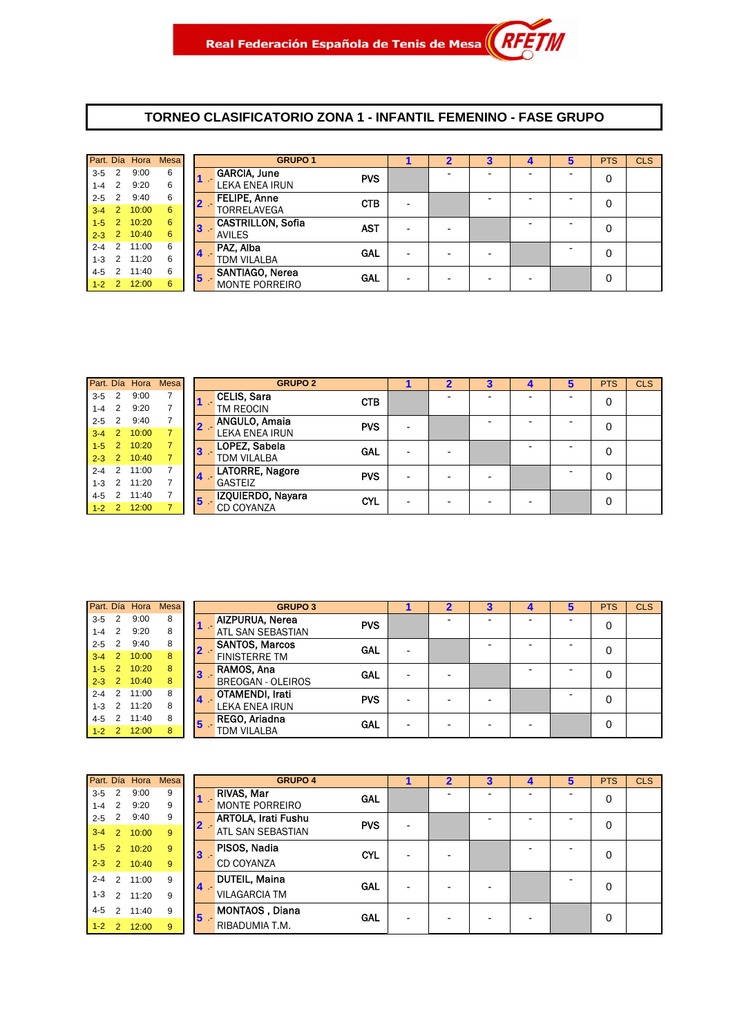Real Federación Española de Tenis de Mesa RFETM

# TORNEO CLASIFICATORIO ZONA 1 - INFANTIL FEMENINO - FASE GRUPO

| Part. | Día | Hora | Mesa |
|---|---|---|---|
| 3-5 | 2 | 9:00 | 6 |
| 1-4 | 2 | 9:20 | 6 |
| 2-5 | 2 | 9:40 | 6 |
| 3-4 | 2 | 10:00 | 6 |
| 1-5 | 2 | 10:20 | 6 |
| 2-3 | 2 | 10:40 | 6 |
| 2-4 | 2 | 11:00 | 6 |
| 1-3 | 2 | 11:20 | 6 |
| 4-5 | 2 | 11:40 | 6 |
| 1-2 | 2 | 12:00 | 6 |

| | GRUPO 1 | | 1 | 2 | 3 | 4 | 5 | PTS | CLS |
|---|---|---|---|---|---|---|---|---|---|
| 1 .- | GARCIA, June LEKA ENEA IRUN | PVS | | - | - | - | - | 0 | |
| 2 .- | FELIPE, Anne TORRELAVEGA | CTB | - | | - | - | - | 0 | |
| 3 .- | CASTRILLON, Sofia AVILES | AST | - | - | | - | - | 0 | |
| 4 .- | PAZ, Alba TDM VILALBA | GAL | - | - | - | | - | 0 | |
| 5 .- | SANTIAGO, Nerea MONTE PORREIRO | GAL | - | - | - | - | | 0 | |

| Part. | Día | Hora | Mesa |
|---|---|---|---|
| 3-5 | 2 | 9:00 | 7 |
| 1-4 | 2 | 9:20 | 7 |
| 2-5 | 2 | 9:40 | 7 |
| 3-4 | 2 | 10:00 | 7 |
| 1-5 | 2 | 10:20 | 7 |
| 2-3 | 2 | 10:40 | 7 |
| 2-4 | 2 | 11:00 | 7 |
| 1-3 | 2 | 11:20 | 7 |
| 4-5 | 2 | 11:40 | 7 |
| 1-2 | 2 | 12:00 | 7 |

| | GRUPO 2 | | 1 | 2 | 3 | 4 | 5 | PTS | CLS |
|---|---|---|---|---|---|---|---|---|---|
| 1 .- | CELIS, Sara TM REOCIN | CTB | | - | - | - | - | 0 | |
| 2 .- | ANGULO, Amaia LEKA ENEA IRUN | PVS | - | | - | - | - | 0 | |
| 3 .- | LOPEZ, Sabela TDM VILALBA | GAL | - | - | | - | - | 0 | |
| 4 .- | LATORRE, Nagore GASTEIZ | PVS | - | - | - | | - | 0 | |
| 5 .- | IZQUIERDO, Nayara CD COYANZA | CYL | - | - | - | - | | 0 | |

| Part. | Día | Hora | Mesa |
|---|---|---|---|
| 3-5 | 2 | 9:00 | 8 |
| 1-4 | 2 | 9:20 | 8 |
| 2-5 | 2 | 9:40 | 8 |
| 3-4 | 2 | 10:00 | 8 |
| 1-5 | 2 | 10:20 | 8 |
| 2-3 | 2 | 10:40 | 8 |
| 2-4 | 2 | 11:00 | 8 |
| 1-3 | 2 | 11:20 | 8 |
| 4-5 | 2 | 11:40 | 8 |
| 1-2 | 2 | 12:00 | 8 |

| | GRUPO 3 | | 1 | 2 | 3 | 4 | 5 | PTS | CLS |
|---|---|---|---|---|---|---|---|---|---|
| 1 .- | AIZPURUA, Nerea ATL SAN SEBASTIAN | PVS | | - | - | - | - | 0 | |
| 2 .- | SANTOS, Marcos FINISTERRE TM | GAL | - | | - | - | - | 0 | |
| 3 .- | RAMOS, Ana BREOGAN - OLEIROS | GAL | - | - | | - | - | 0 | |
| 4 .- | OTAMENDI, Irati LEKA ENEA IRUN | PVS | - | - | - | | - | 0 | |
| 5 .- | REGO, Ariadna TDM VILALBA | GAL | - | - | - | - | | 0 | |

| Part. | Día | Hora | Mesa |
|---|---|---|---|
| 3-5 | 2 | 9:00 | 9 |
| 1-4 | 2 | 9:20 | 9 |
| 2-5 | 2 | 9:40 | 9 |
| 3-4 | 2 | 10:00 | 9 |
| 1-5 | 2 | 10:20 | 9 |
| 2-3 | 2 | 10:40 | 9 |
| 2-4 | 2 | 11:00 | 9 |
| 1-3 | 2 | 11:20 | 9 |
| 4-5 | 2 | 11:40 | 9 |
| 1-2 | 2 | 12:00 | 9 |

| | GRUPO 4 | | 1 | 2 | 3 | 4 | 5 | PTS | CLS |
|---|---|---|---|---|---|---|---|---|---|
| 1 .- | RIVAS, Mar MONTE PORREIRO | GAL | | - | - | - | - | 0 | |
| 2 .- | ARTOLA, Irati Fushu ATL SAN SEBASTIAN | PVS | - | | - | - | - | 0 | |
| 3 .- | PISOS, Nadia CD COYANZA | CYL | - | - | | - | - | 0 | |
| 4 .- | DUTEIL, Maina VILAGARCIA TM | GAL | - | - | - | | - | 0 | |
| 5 .- | MONTAOS , Diana RIBADUMIA T.M. | GAL | - | - | - | - | | 0 | |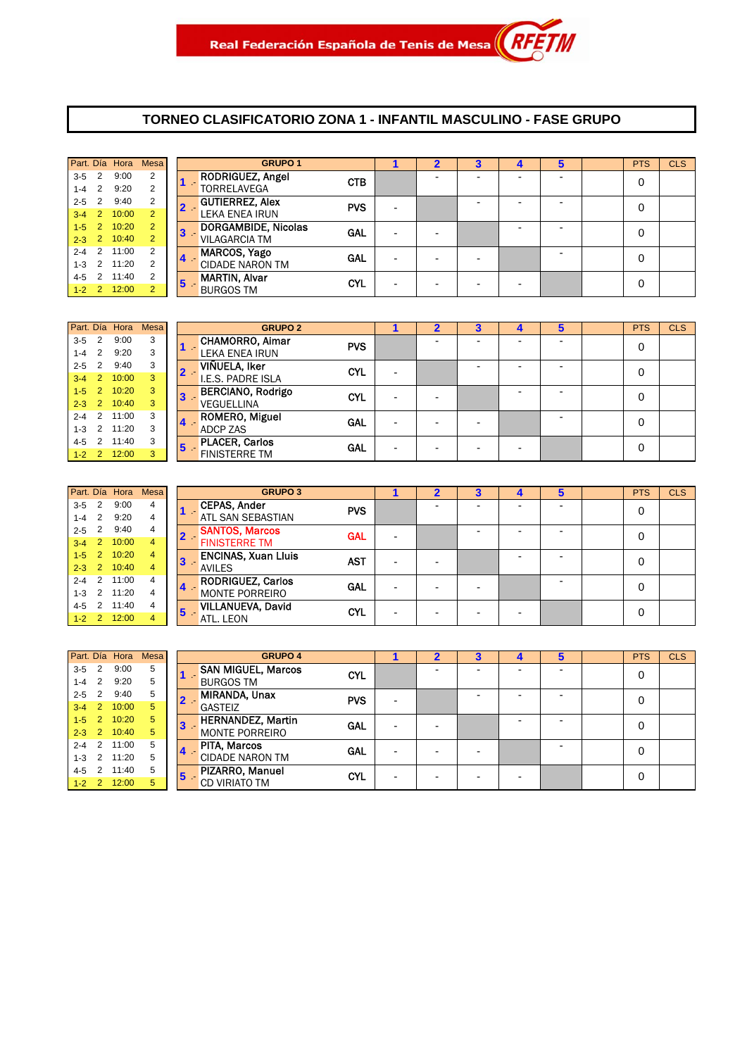Real Federación Española de Tenis de Mesa RFETM

# TORNEO CLASIFICATORIO ZONA 1 - INFANTIL MASCULINO - FASE GRUPO

| Part. | Día | Hora | Mesa |
|---|---|---|---|
| 3-5 | 2 | 9:00 | 2 |
| 1-4 | 2 | 9:20 | 2 |
| 2-5 | 2 | 9:40 | 2 |
| 3-4 | 2 | 10:00 | 2 |
| 1-5 | 2 | 10:20 | 2 |
| 2-3 | 2 | 10:40 | 2 |
| 2-4 | 2 | 11:00 | 2 |
| 1-3 | 2 | 11:20 | 2 |
| 4-5 | 2 | 11:40 | 2 |
| 1-2 | 2 | 12:00 | 2 |

| | GRUPO 1 | | 1 | 2 | 3 | 4 | 5 | | PTS | CLS |
|---|---|---|---|---|---|---|---|---|---|---|
| 1 .- | RODRIGUEZ, Angel TORRELAVEGA | CTB | | - | - | - | - | | 0 | |
| 2 .- | GUTIERREZ, Alex LEKA ENEA IRUN | PVS | - | | - | - | - | | 0 | |
| 3 .- | DORGAMBIDE, Nicolas VILAGARCIA TM | GAL | - | - | | - | - | | 0 | |
| 4 .- | MARCOS, Yago CIDADE NARON TM | GAL | - | - | - | | - | | 0 | |
| 5 .- | MARTIN, Alvar BURGOS TM | CYL | - | - | - | - | | | 0 | |

| Part. | Día | Hora | Mesa |
|---|---|---|---|
| 3-5 | 2 | 9:00 | 3 |
| 1-4 | 2 | 9:20 | 3 |
| 2-5 | 2 | 9:40 | 3 |
| 3-4 | 2 | 10:00 | 3 |
| 1-5 | 2 | 10:20 | 3 |
| 2-3 | 2 | 10:40 | 3 |
| 2-4 | 2 | 11:00 | 3 |
| 1-3 | 2 | 11:20 | 3 |
| 4-5 | 2 | 11:40 | 3 |
| 1-2 | 2 | 12:00 | 3 |

| | GRUPO 2 | | 1 | 2 | 3 | 4 | 5 | | PTS | CLS |
|---|---|---|---|---|---|---|---|---|---|---|
| 1 .- | CHAMORRO, Aimar LEKA ENEA IRUN | PVS | | - | - | - | - | | 0 | |
| 2 .- | VIÑUELA, Iker I.E.S. PADRE ISLA | CYL | - | | - | - | - | | 0 | |
| 3 .- | BERCIANO, Rodrigo VEGUELLINA | CYL | - | - | | - | - | | 0 | |
| 4 .- | ROMERO, Miguel ADCP ZAS | GAL | - | - | - | | - | | 0 | |
| 5 .- | PLACER, Carlos FINISTERRE TM | GAL | - | - | - | - | | | 0 | |

| Part. | Día | Hora | Mesa |
|---|---|---|---|
| 3-5 | 2 | 9:00 | 4 |
| 1-4 | 2 | 9:20 | 4 |
| 2-5 | 2 | 9:40 | 4 |
| 3-4 | 2 | 10:00 | 4 |
| 1-5 | 2 | 10:20 | 4 |
| 2-3 | 2 | 10:40 | 4 |
| 2-4 | 2 | 11:00 | 4 |
| 1-3 | 2 | 11:20 | 4 |
| 4-5 | 2 | 11:40 | 4 |
| 1-2 | 2 | 12:00 | 4 |

| | GRUPO 3 | | 1 | 2 | 3 | 4 | 5 | | PTS | CLS |
|---|---|---|---|---|---|---|---|---|---|---|
| 1 .- | CEPAS, Ander ATL SAN SEBASTIAN | PVS | | - | - | - | - | | 0 | |
| 2 .- | SANTOS, Marcos FINISTERRE TM | GAL | - | | - | - | - | | 0 | |
| 3 .- | ENCINAS, Xuan Lluis AVILES | AST | - | - | | - | - | | 0 | |
| 4 .- | RODRIGUEZ, Carlos MONTE PORREIRO | GAL | - | - | - | | - | | 0 | |
| 5 .- | VILLANUEVA, David ATL. LEON | CYL | - | - | - | - | | | 0 | |

| Part. | Día | Hora | Mesa |
|---|---|---|---|
| 3-5 | 2 | 9:00 | 5 |
| 1-4 | 2 | 9:20 | 5 |
| 2-5 | 2 | 9:40 | 5 |
| 3-4 | 2 | 10:00 | 5 |
| 1-5 | 2 | 10:20 | 5 |
| 2-3 | 2 | 10:40 | 5 |
| 2-4 | 2 | 11:00 | 5 |
| 1-3 | 2 | 11:20 | 5 |
| 4-5 | 2 | 11:40 | 5 |
| 1-2 | 2 | 12:00 | 5 |

| | GRUPO 4 | | 1 | 2 | 3 | 4 | 5 | | PTS | CLS |
|---|---|---|---|---|---|---|---|---|---|---|
| 1 .- | SAN MIGUEL, Marcos BURGOS TM | CYL | | - | - | - | - | | 0 | |
| 2 .- | MIRANDA, Unax GASTEIZ | PVS | - | | - | - | - | | 0 | |
| 3 .- | HERNANDEZ, Martin MONTE PORREIRO | GAL | - | - | | - | - | | 0 | |
| 4 .- | PITA, Marcos CIDADE NARON TM | GAL | - | - | - | | - | | 0 | |
| 5 .- | PIZARRO, Manuel CD VIRIATO TM | CYL | - | - | - | - | | | 0 | |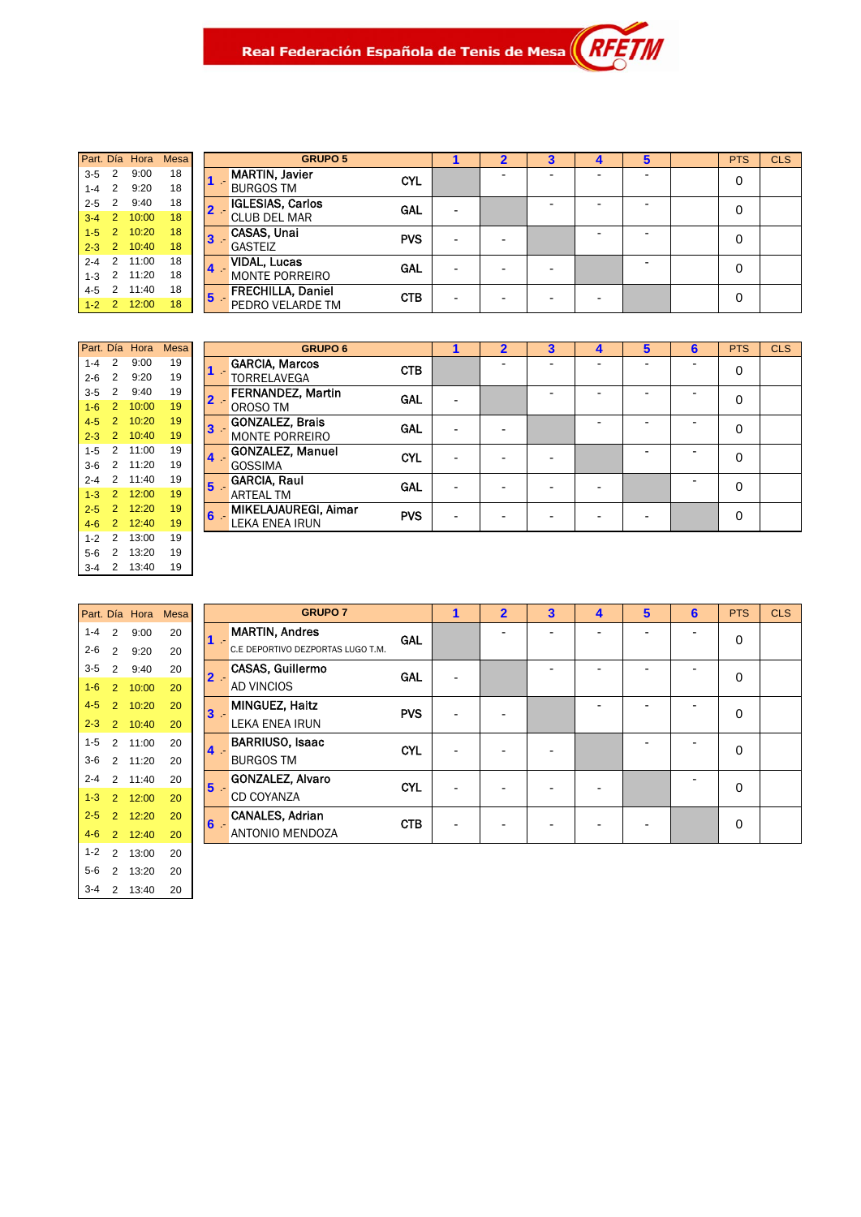Real Federación Española de Tenis de Mesa RFETM

| Part. | Día | Hora | Mesa |
|---|---|---|---|
| 3-5 | 2 | 9:00 | 18 |
| 1-4 | 2 | 9:20 | 18 |
| 2-5 | 2 | 9:40 | 18 |
| 3-4 | 2 | 10:00 | 18 |
| 1-5 | 2 | 10:20 | 18 |
| 2-3 | 2 | 10:40 | 18 |
| 2-4 | 2 | 11:00 | 18 |
| 1-3 | 2 | 11:20 | 18 |
| 4-5 | 2 | 11:40 | 18 |
| 1-2 | 2 | 12:00 | 18 |

| GRUPO 5 | | 1 | 2 | 3 | 4 | 5 | | PTS | CLS |
|---|---|---|---|---|---|---|---|---|---|
| 1 .- MARTIN, Javier<br>BURGOS TM | CYL | | - | - | - | - | | 0 | |
| 2 .- IGLESIAS, Carlos<br>CLUB DEL MAR | GAL | - | | - | - | - | | 0 | |
| 3 .- CASAS, Unai<br>GASTEIZ | PVS | - | - | | - | - | | 0 | |
| 4 .- VIDAL, Lucas<br>MONTE PORREIRO | GAL | - | - | - | | - | | 0 | |
| 5 .- FRECHILLA, Daniel<br>PEDRO VELARDE TM | CTB | - | - | - | - | | | 0 | |

| Part. | Día | Hora | Mesa |
|---|---|---|---|
| 1-4 | 2 | 9:00 | 19 |
| 2-6 | 2 | 9:20 | 19 |
| 3-5 | 2 | 9:40 | 19 |
| 1-6 | 2 | 10:00 | 19 |
| 4-5 | 2 | 10:20 | 19 |
| 2-3 | 2 | 10:40 | 19 |
| 1-5 | 2 | 11:00 | 19 |
| 3-6 | 2 | 11:20 | 19 |
| 2-4 | 2 | 11:40 | 19 |
| 1-3 | 2 | 12:00 | 19 |
| 2-5 | 2 | 12:20 | 19 |
| 4-6 | 2 | 12:40 | 19 |
| 1-2 | 2 | 13:00 | 19 |
| 5-6 | 2 | 13:20 | 19 |
| 3-4 | 2 | 13:40 | 19 |

| GRUPO 6 | | 1 | 2 | 3 | 4 | 5 | 6 | PTS | CLS |
|---|---|---|---|---|---|---|---|---|---|
| 1 .- GARCIA, Marcos<br>TORRELAVEGA | CTB | | - | - | - | - | - | 0 | |
| 2 .- FERNANDEZ, Martin<br>OROSO TM | GAL | - | | - | - | - | - | 0 | |
| 3 .- GONZALEZ, Brais<br>MONTE PORREIRO | GAL | - | - | | - | - | - | 0 | |
| 4 .- GONZALEZ, Manuel<br>GOSSIMA | CYL | - | - | - | | - | - | 0 | |
| 5 .- GARCIA, Raul<br>ARTEAL TM | GAL | - | - | - | - | | - | 0 | |
| 6 .- MIKELAJAUREGI, Aimar<br>LEKA ENEA IRUN | PVS | - | - | - | - | - | | 0 | |

| Part. | Día | Hora | Mesa |
|---|---|---|---|
| 1-4 | 2 | 9:00 | 20 |
| 2-6 | 2 | 9:20 | 20 |
| 3-5 | 2 | 9:40 | 20 |
| 1-6 | 2 | 10:00 | 20 |
| 4-5 | 2 | 10:20 | 20 |
| 2-3 | 2 | 10:40 | 20 |
| 1-5 | 2 | 11:00 | 20 |
| 3-6 | 2 | 11:20 | 20 |
| 2-4 | 2 | 11:40 | 20 |
| 1-3 | 2 | 12:00 | 20 |
| 2-5 | 2 | 12:20 | 20 |
| 4-6 | 2 | 12:40 | 20 |
| 1-2 | 2 | 13:00 | 20 |
| 5-6 | 2 | 13:20 | 20 |
| 3-4 | 2 | 13:40 | 20 |

| GRUPO 7 | | 1 | 2 | 3 | 4 | 5 | 6 | PTS | CLS |
|---|---|---|---|---|---|---|---|---|---|
| 1 .- MARTIN, Andres<br>C.E DEPORTIVO DEZPORTAS LUGO T.M. | GAL | | - | - | - | - | - | 0 | |
| 2 .- CASAS, Guillermo<br>AD VINCIOS | GAL | - | | - | - | - | - | 0 | |
| 3 .- MINGUEZ, Haitz<br>LEKA ENEA IRUN | PVS | - | - | | - | - | - | 0 | |
| 4 .- BARRIUSO, Isaac<br>BURGOS TM | CYL | - | - | - | | - | - | 0 | |
| 5 .- GONZALEZ, Alvaro<br>CD COYANZA | CYL | - | - | - | - | | - | 0 | |
| 6 .- CANALES, Adrian<br>ANTONIO MENDOZA | CTB | - | - | - | - | - | | 0 | |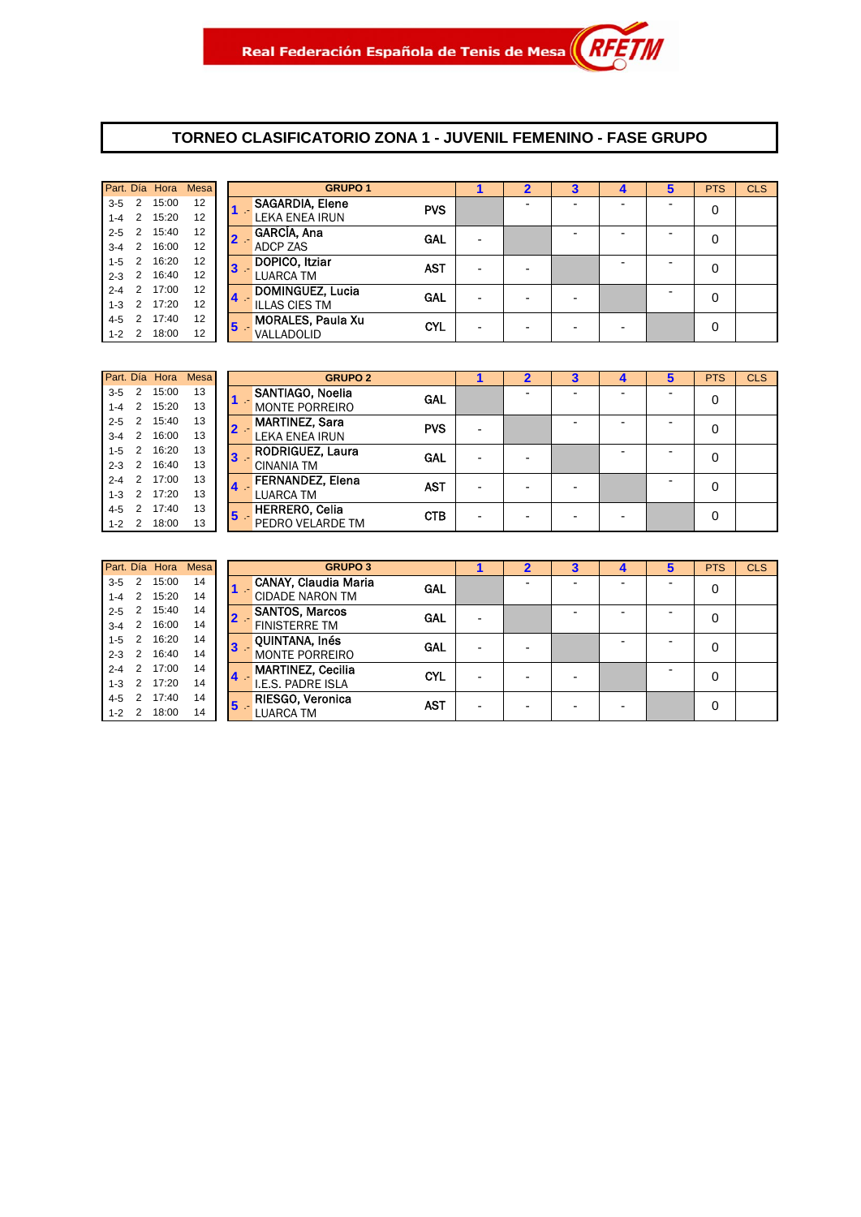Real Federación Española de Tenis de Mesa RFETM

# TORNEO CLASIFICATORIO ZONA 1 - JUVENIL FEMENINO - FASE GRUPO

| Part. | Día | Hora | Mesa |
|---|---|---|---|
| 3-5 | 2 | 15:00 | 12 |
| 1-4 | 2 | 15:20 | 12 |
| 2-5 | 2 | 15:40 | 12 |
| 3-4 | 2 | 16:00 | 12 |
| 1-5 | 2 | 16:20 | 12 |
| 2-3 | 2 | 16:40 | 12 |
| 2-4 | 2 | 17:00 | 12 |
| 1-3 | 2 | 17:20 | 12 |
| 4-5 | 2 | 17:40 | 12 |
| 1-2 | 2 | 18:00 | 12 |

| GRUPO 1 | | | 1 | 2 | 3 | 4 | 5 | PTS | CLS |
|---|---|---|---|---|---|---|---|---|---|
| 1 .- | SAGARDIA, Elene<br>LEKA ENEA IRUN | PVS | | - | - | - | - | 0 | |
| 2 .- | GARCÍA, Ana<br>ADCP ZAS | GAL | - | | - | - | - | 0 | |
| 3 .- | DOPICO, Itziar<br>LUARCA TM | AST | - | - | | - | - | 0 | |
| 4 .- | DOMINGUEZ, Lucia<br>ILLAS CIES TM | GAL | - | - | - | | - | 0 | |
| 5 .- | MORALES, Paula Xu<br>VALLADOLID | CYL | - | - | - | - | | 0 | |

| Part. | Día | Hora | Mesa |
|---|---|---|---|
| 3-5 | 2 | 15:00 | 13 |
| 1-4 | 2 | 15:20 | 13 |
| 2-5 | 2 | 15:40 | 13 |
| 3-4 | 2 | 16:00 | 13 |
| 1-5 | 2 | 16:20 | 13 |
| 2-3 | 2 | 16:40 | 13 |
| 2-4 | 2 | 17:00 | 13 |
| 1-3 | 2 | 17:20 | 13 |
| 4-5 | 2 | 17:40 | 13 |
| 1-2 | 2 | 18:00 | 13 |

| GRUPO 2 | | | 1 | 2 | 3 | 4 | 5 | PTS | CLS |
|---|---|---|---|---|---|---|---|---|---|
| 1 .- | SANTIAGO, Noelia<br>MONTE PORREIRO | GAL | | - | - | - | - | 0 | |
| 2 .- | MARTINEZ, Sara<br>LEKA ENEA IRUN | PVS | - | | - | - | - | 0 | |
| 3 .- | RODRIGUEZ, Laura<br>CINANIA TM | GAL | - | - | | - | - | 0 | |
| 4 .- | FERNANDEZ, Elena<br>LUARCA TM | AST | - | - | - | | - | 0 | |
| 5 .- | HERRERO, Celia<br>PEDRO VELARDE TM | CTB | - | - | - | - | | 0 | |

| Part. | Día | Hora | Mesa |
|---|---|---|---|
| 3-5 | 2 | 15:00 | 14 |
| 1-4 | 2 | 15:20 | 14 |
| 2-5 | 2 | 15:40 | 14 |
| 3-4 | 2 | 16:00 | 14 |
| 1-5 | 2 | 16:20 | 14 |
| 2-3 | 2 | 16:40 | 14 |
| 2-4 | 2 | 17:00 | 14 |
| 1-3 | 2 | 17:20 | 14 |
| 4-5 | 2 | 17:40 | 14 |
| 1-2 | 2 | 18:00 | 14 |

| GRUPO 3 | | | 1 | 2 | 3 | 4 | 5 | PTS | CLS |
|---|---|---|---|---|---|---|---|---|---|
| 1 .- | CANAY, Claudia Maria<br>CIDADE NARON TM | GAL | | - | - | - | - | 0 | |
| 2 .- | SANTOS, Marcos<br>FINISTERRE TM | GAL | - | | - | - | - | 0 | |
| 3 .- | QUINTANA, Inés<br>MONTE PORREIRO | GAL | - | - | | - | - | 0 | |
| 4 .- | MARTINEZ, Cecilia<br>I.E.S. PADRE ISLA | CYL | - | - | - | | - | 0 | |
| 5 .- | RIESGO, Veronica<br>LUARCA TM | AST | - | - | - | - | | 0 | |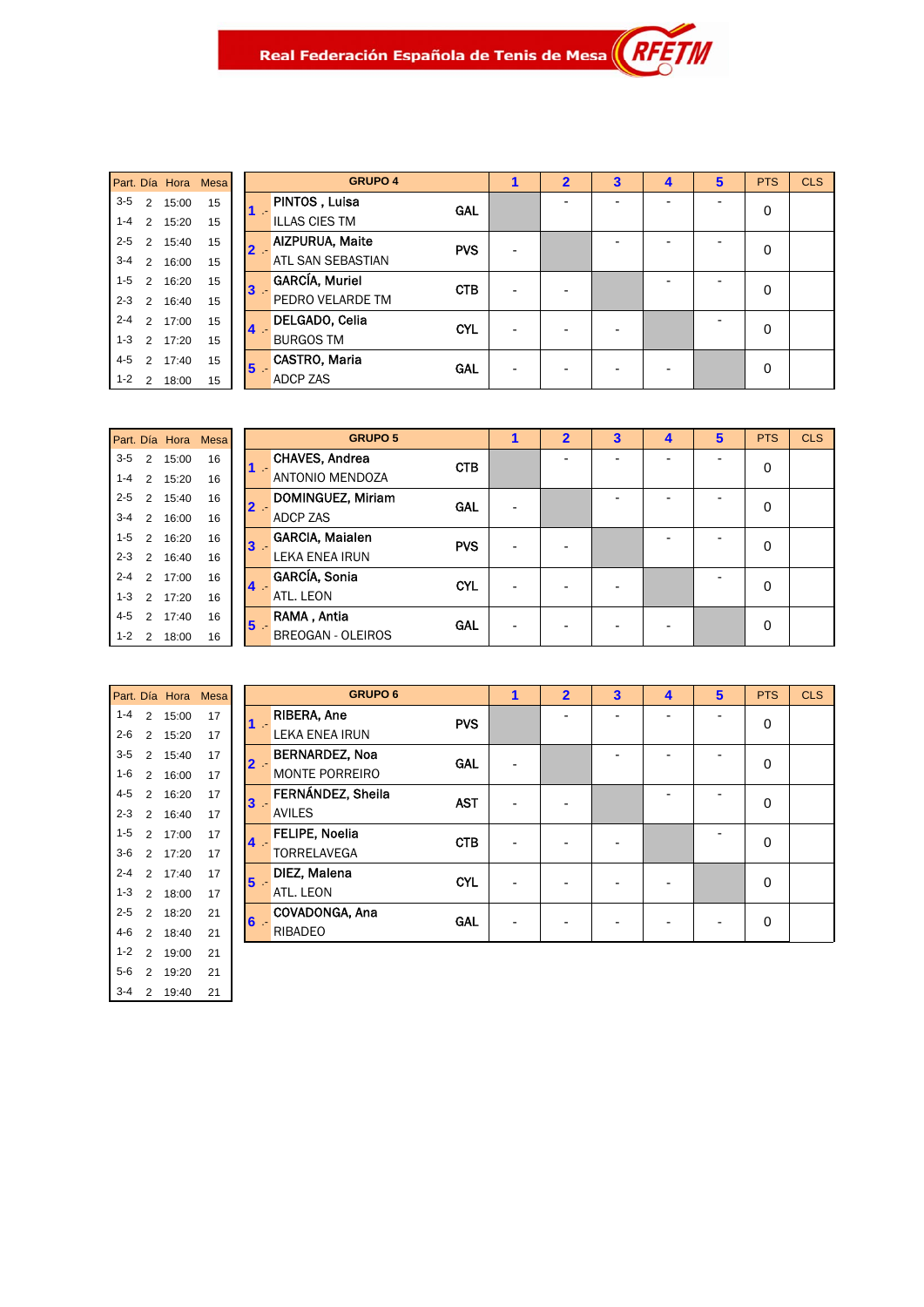Real Federación Española de Tenis de Mesa

| Part. | Día | Hora | Mesa |
|---|---|---|---|
| 3-5 | 2 | 15:00 | 15 |
| 1-4 | 2 | 15:20 | 15 |
| 2-5 | 2 | 15:40 | 15 |
| 3-4 | 2 | 16:00 | 15 |
| 1-5 | 2 | 16:20 | 15 |
| 2-3 | 2 | 16:40 | 15 |
| 2-4 | 2 | 17:00 | 15 |
| 1-3 | 2 | 17:20 | 15 |
| 4-5 | 2 | 17:40 | 15 |
| 1-2 | 2 | 18:00 | 15 |

| GRUPO 4 | | | 1 | 2 | 3 | 4 | 5 | PTS | CLS |
|---|---|---|---|---|---|---|---|---|---|
| 1 .- | PINTOS , Luisa<br>ILLAS CIES TM | GAL | | - | - | - | - | 0 | |
| 2 .- | AIZPURUA, Maite<br>ATL SAN SEBASTIAN | PVS | - | | - | - | - | 0 | |
| 3 .- | GARCÍA, Muriel<br>PEDRO VELARDE TM | CTB | - | - | | - | - | 0 | |
| 4 .- | DELGADO, Celia<br>BURGOS TM | CYL | - | - | - | | - | 0 | |
| 5 .- | CASTRO, Maria<br>ADCP ZAS | GAL | - | - | - | - | | 0 | |

| Part. | Día | Hora | Mesa |
|---|---|---|---|
| 3-5 | 2 | 15:00 | 16 |
| 1-4 | 2 | 15:20 | 16 |
| 2-5 | 2 | 15:40 | 16 |
| 3-4 | 2 | 16:00 | 16 |
| 1-5 | 2 | 16:20 | 16 |
| 2-3 | 2 | 16:40 | 16 |
| 2-4 | 2 | 17:00 | 16 |
| 1-3 | 2 | 17:20 | 16 |
| 4-5 | 2 | 17:40 | 16 |
| 1-2 | 2 | 18:00 | 16 |

| GRUPO 5 | | | 1 | 2 | 3 | 4 | 5 | PTS | CLS |
|---|---|---|---|---|---|---|---|---|---|
| 1 .- | CHAVES, Andrea<br>ANTONIO MENDOZA | CTB | | - | - | - | - | 0 | |
| 2 .- | DOMINGUEZ, Miriam<br>ADCP ZAS | GAL | - | | - | - | - | 0 | |
| 3 .- | GARCIA, Maialen<br>LEKA ENEA IRUN | PVS | - | - | | - | - | 0 | |
| 4 .- | GARCÍA, Sonia<br>ATL. LEON | CYL | - | - | - | | - | 0 | |
| 5 .- | RAMA , Antia<br>BREOGAN - OLEIROS | GAL | - | - | - | - | | 0 | |

| Part. | Día | Hora | Mesa |
|---|---|---|---|
| 1-4 | 2 | 15:00 | 17 |
| 2-6 | 2 | 15:20 | 17 |
| 3-5 | 2 | 15:40 | 17 |
| 1-6 | 2 | 16:00 | 17 |
| 4-5 | 2 | 16:20 | 17 |
| 2-3 | 2 | 16:40 | 17 |
| 1-5 | 2 | 17:00 | 17 |
| 3-6 | 2 | 17:20 | 17 |
| 2-4 | 2 | 17:40 | 17 |
| 1-3 | 2 | 18:00 | 17 |
| 2-5 | 2 | 18:20 | 21 |
| 4-6 | 2 | 18:40 | 21 |
| 1-2 | 2 | 19:00 | 21 |
| 5-6 | 2 | 19:20 | 21 |
| 3-4 | 2 | 19:40 | 21 |

| GRUPO 6 | | | 1 | 2 | 3 | 4 | 5 | PTS | CLS |
|---|---|---|---|---|---|---|---|---|---|
| 1 .- | RIBERA, Ane<br>LEKA ENEA IRUN | PVS | | - | - | - | - | 0 | |
| 2 .- | BERNARDEZ, Noa<br>MONTE PORREIRO | GAL | - | | - | - | - | 0 | |
| 3 .- | FERNÁNDEZ, Sheila<br>AVILES | AST | - | - | | - | - | 0 | |
| 4 .- | FELIPE, Noelia<br>TORRELAVEGA | CTB | - | - | - | | - | 0 | |
| 5 .- | DIEZ, Malena<br>ATL. LEON | CYL | - | - | - | - | | 0 | |
| 6 .- | COVADONGA, Ana<br>RIBADEO | GAL | - | - | - | - | - | 0 | |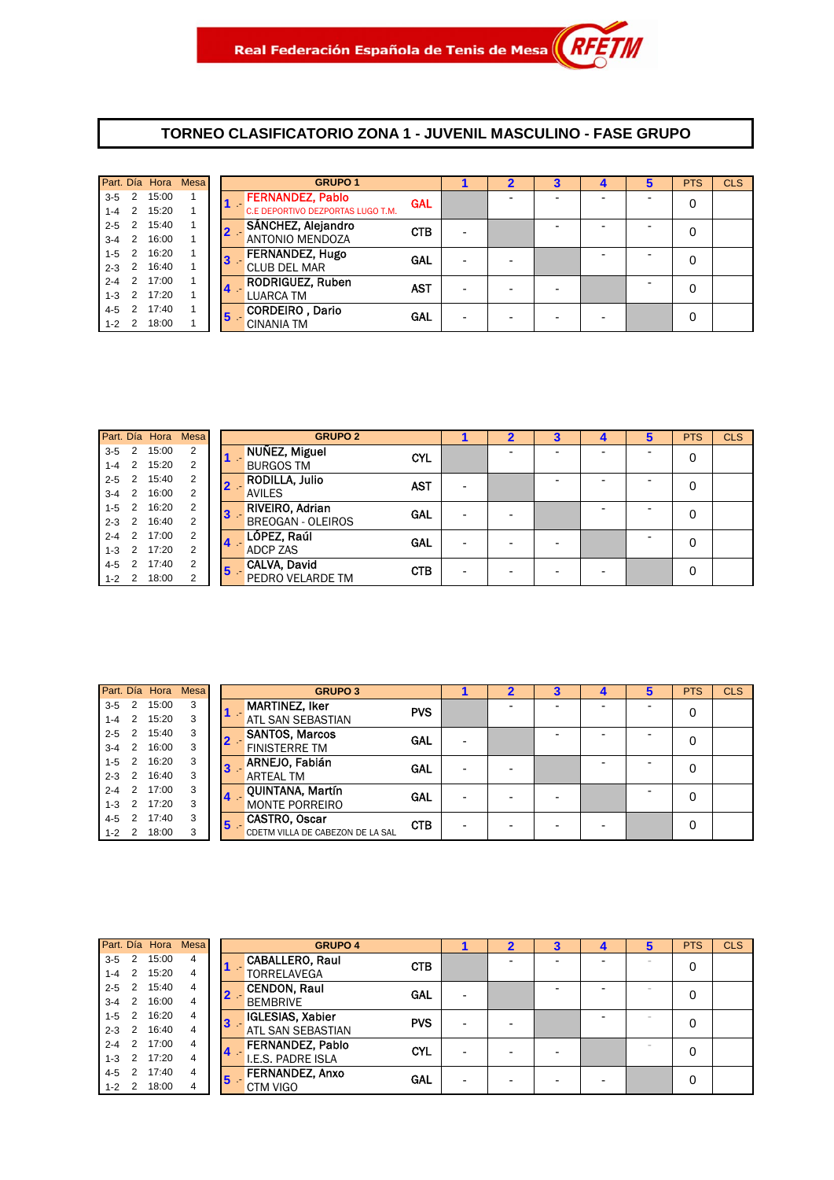Real Federación Española de Tenis de Mesa RFETM

# TORNEO CLASIFICATORIO ZONA 1 - JUVENIL MASCULINO - FASE GRUPO

| Part. | Día | Hora | Mesa |
|---|---|---|---|
| 3-5 | 2 | 15:00 | 1 |
| 1-4 | 2 | 15:20 | 1 |
| 2-5 | 2 | 15:40 | 1 |
| 3-4 | 2 | 16:00 | 1 |
| 1-5 | 2 | 16:20 | 1 |
| 2-3 | 2 | 16:40 | 1 |
| 2-4 | 2 | 17:00 | 1 |
| 1-3 | 2 | 17:20 | 1 |
| 4-5 | 2 | 17:40 | 1 |
| 1-2 | 2 | 18:00 | 1 |

| | GRUPO 1 | | 1 | 2 | 3 | 4 | 5 | PTS | CLS |
|---|---|---|---|---|---|---|---|---|---|
| 1 .- | FERNANDEZ, Pablo<br>C.E DEPORTIVO DEZPORTAS LUGO T.M. | GAL | | - | - | - | - | 0 | |
| 2 .- | SÁNCHEZ, Alejandro<br>ANTONIO MENDOZA | CTB | - | | - | - | - | 0 | |
| 3 .- | FERNANDEZ, Hugo<br>CLUB DEL MAR | GAL | - | - | | - | - | 0 | |
| 4 .- | RODRIGUEZ, Ruben<br>LUARCA TM | AST | - | - | - | | - | 0 | |
| 5 .- | CORDEIRO , Dario<br>CINANIA TM | GAL | - | - | - | - | | 0 | |

| Part. | Día | Hora | Mesa |
|---|---|---|---|
| 3-5 | 2 | 15:00 | 2 |
| 1-4 | 2 | 15:20 | 2 |
| 2-5 | 2 | 15:40 | 2 |
| 3-4 | 2 | 16:00 | 2 |
| 1-5 | 2 | 16:20 | 2 |
| 2-3 | 2 | 16:40 | 2 |
| 2-4 | 2 | 17:00 | 2 |
| 1-3 | 2 | 17:20 | 2 |
| 4-5 | 2 | 17:40 | 2 |
| 1-2 | 2 | 18:00 | 2 |

| | GRUPO 2 | | 1 | 2 | 3 | 4 | 5 | PTS | CLS |
|---|---|---|---|---|---|---|---|---|---|
| 1 .- | NUÑEZ, Miguel<br>BURGOS TM | CYL | | - | - | - | - | 0 | |
| 2 .- | RODILLA, Julio<br>AVILES | AST | - | | - | - | - | 0 | |
| 3 .- | RIVEIRO, Adrian<br>BREOGAN - OLEIROS | GAL | - | - | | - | - | 0 | |
| 4 .- | LÓPEZ, Raúl<br>ADCP ZAS | GAL | - | - | - | | - | 0 | |
| 5 .- | CALVA, David<br>PEDRO VELARDE TM | CTB | - | - | - | - | | 0 | |

| Part. | Día | Hora | Mesa |
|---|---|---|---|
| 3-5 | 2 | 15:00 | 3 |
| 1-4 | 2 | 15:20 | 3 |
| 2-5 | 2 | 15:40 | 3 |
| 3-4 | 2 | 16:00 | 3 |
| 1-5 | 2 | 16:20 | 3 |
| 2-3 | 2 | 16:40 | 3 |
| 2-4 | 2 | 17:00 | 3 |
| 1-3 | 2 | 17:20 | 3 |
| 4-5 | 2 | 17:40 | 3 |
| 1-2 | 2 | 18:00 | 3 |

| | GRUPO 3 | | 1 | 2 | 3 | 4 | 5 | PTS | CLS |
|---|---|---|---|---|---|---|---|---|---|
| 1 .- | MARTINEZ, Iker<br>ATL SAN SEBASTIAN | PVS | | - | - | - | - | 0 | |
| 2 .- | SANTOS, Marcos<br>FINISTERRE TM | GAL | - | | - | - | - | 0 | |
| 3 .- | ARNEJO, Fabián<br>ARTEAL TM | GAL | - | - | | - | - | 0 | |
| 4 .- | QUINTANA, Martín<br>MONTE PORREIRO | GAL | - | - | - | | - | 0 | |
| 5 .- | CASTRO, Oscar<br>CDETM VILLA DE CABEZON DE LA SAL | CTB | - | - | - | - | | 0 | |

| Part. | Día | Hora | Mesa |
|---|---|---|---|
| 3-5 | 2 | 15:00 | 4 |
| 1-4 | 2 | 15:20 | 4 |
| 2-5 | 2 | 15:40 | 4 |
| 3-4 | 2 | 16:00 | 4 |
| 1-5 | 2 | 16:20 | 4 |
| 2-3 | 2 | 16:40 | 4 |
| 2-4 | 2 | 17:00 | 4 |
| 1-3 | 2 | 17:20 | 4 |
| 4-5 | 2 | 17:40 | 4 |
| 1-2 | 2 | 18:00 | 4 |

| | GRUPO 4 | | 1 | 2 | 3 | 4 | 5 | PTS | CLS |
|---|---|---|---|---|---|---|---|---|---|
| 1 .- | CABALLERO, Raul<br>TORRELAVEGA | CTB | | - | - | - | - | 0 | |
| 2 .- | CENDON, Raul<br>BEMBRIVE | GAL | - | | - | - | - | 0 | |
| 3 .- | IGLESIAS, Xabier<br>ATL SAN SEBASTIAN | PVS | - | - | | - | - | 0 | |
| 4 .- | FERNANDEZ, Pablo<br>I.E.S. PADRE ISLA | CYL | - | - | - | | - | 0 | |
| 5 .- | FERNANDEZ, Anxo<br>CTM VIGO | GAL | - | - | - | - | | 0 | |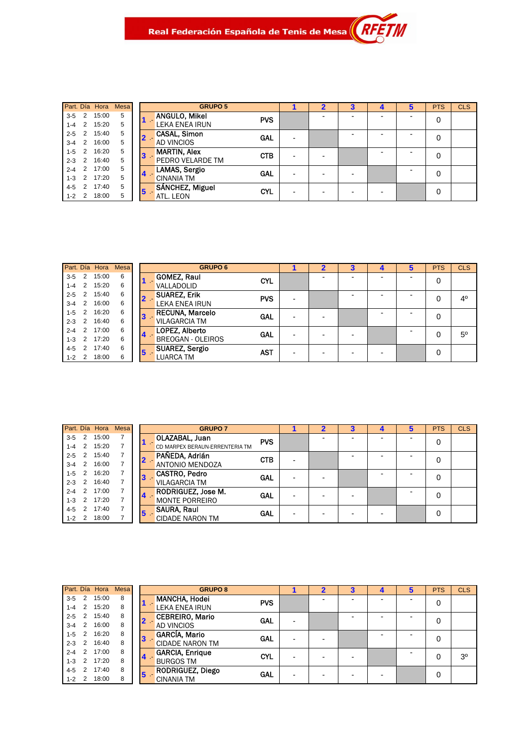Real Federación Española de Tenis de Mesa

| Part. | Día | Hora | Mesa |
|---|---|---|---|
| 3-5 | 2 | 15:00 | 5 |
| 1-4 | 2 | 15:20 | 5 |
| 2-5 | 2 | 15:40 | 5 |
| 3-4 | 2 | 16:00 | 5 |
| 1-5 | 2 | 16:20 | 5 |
| 2-3 | 2 | 16:40 | 5 |
| 2-4 | 2 | 17:00 | 5 |
| 1-3 | 2 | 17:20 | 5 |
| 4-5 | 2 | 17:40 | 5 |
| 1-2 | 2 | 18:00 | 5 |

| | GRUPO 5 | | 1 | 2 | 3 | 4 | 5 | PTS | CLS |
|---|---|---|---|---|---|---|---|---|---|
| 1 .- | ANGULO, Mikel<br>LEKA ENEA IRUN | PVS | | - | - | - | - | 0 | |
| 2 .- | CASAL, Simon<br>AD VINCIOS | GAL | - | | - | - | - | 0 | |
| 3 .- | MARTIN, Alex<br>PEDRO VELARDE TM | CTB | - | - | | - | - | 0 | |
| 4 .- | LAMAS, Sergio<br>CINANIA TM | GAL | - | - | - | | - | 0 | |
| 5 .- | SÁNCHEZ, Miguel<br>ATL. LEON | CYL | - | - | - | - | | 0 | |

| Part. | Día | Hora | Mesa |
|---|---|---|---|
| 3-5 | 2 | 15:00 | 6 |
| 1-4 | 2 | 15:20 | 6 |
| 2-5 | 2 | 15:40 | 6 |
| 3-4 | 2 | 16:00 | 6 |
| 1-5 | 2 | 16:20 | 6 |
| 2-3 | 2 | 16:40 | 6 |
| 2-4 | 2 | 17:00 | 6 |
| 1-3 | 2 | 17:20 | 6 |
| 4-5 | 2 | 17:40 | 6 |
| 1-2 | 2 | 18:00 | 6 |

| | GRUPO 6 | | 1 | 2 | 3 | 4 | 5 | PTS | CLS |
|---|---|---|---|---|---|---|---|---|---|
| 1 .- | GOMEZ, Raul<br>VALLADOLID | CYL | | - | - | - | - | 0 | |
| 2 .- | SUAREZ, Erik<br>LEKA ENEA IRUN | PVS | - | | - | - | - | 0 | 4º |
| 3 .- | RECUNA, Marcelo<br>VILAGARCIA TM | GAL | - | - | | - | - | 0 | |
| 4 .- | LOPEZ, Alberto<br>BREOGAN - OLEIROS | GAL | - | - | - | | - | 0 | 5º |
| 5 .- | SUAREZ, Sergio<br>LUARCA TM | AST | - | - | - | - | | 0 | |

| Part. | Día | Hora | Mesa |
|---|---|---|---|
| 3-5 | 2 | 15:00 | 7 |
| 1-4 | 2 | 15:20 | 7 |
| 2-5 | 2 | 15:40 | 7 |
| 3-4 | 2 | 16:00 | 7 |
| 1-5 | 2 | 16:20 | 7 |
| 2-3 | 2 | 16:40 | 7 |
| 2-4 | 2 | 17:00 | 7 |
| 1-3 | 2 | 17:20 | 7 |
| 4-5 | 2 | 17:40 | 7 |
| 1-2 | 2 | 18:00 | 7 |

| | GRUPO 7 | | 1 | 2 | 3 | 4 | 5 | PTS | CLS |
|---|---|---|---|---|---|---|---|---|---|
| 1 .- | OLAZABAL, Juan<br>CD MARPEX BERAUN-ERRENTERIA TM | PVS | | - | - | - | - | 0 | |
| 2 .- | PAÑEDA, Adrián<br>ANTONIO MENDOZA | CTB | - | | - | - | - | 0 | |
| 3 .- | CASTRO, Pedro<br>VILAGARCIA TM | GAL | - | - | | - | - | 0 | |
| 4 .- | RODRIGUEZ, Jose M.<br>MONTE PORREIRO | GAL | - | - | - | | - | 0 | |
| 5 .- | SAURA, Raul<br>CIDADE NARON TM | GAL | - | - | - | - | | 0 | |

| Part. | Día | Hora | Mesa |
|---|---|---|---|
| 3-5 | 2 | 15:00 | 8 |
| 1-4 | 2 | 15:20 | 8 |
| 2-5 | 2 | 15:40 | 8 |
| 3-4 | 2 | 16:00 | 8 |
| 1-5 | 2 | 16:20 | 8 |
| 2-3 | 2 | 16:40 | 8 |
| 2-4 | 2 | 17:00 | 8 |
| 1-3 | 2 | 17:20 | 8 |
| 4-5 | 2 | 17:40 | 8 |
| 1-2 | 2 | 18:00 | 8 |

| | GRUPO 8 | | 1 | 2 | 3 | 4 | 5 | PTS | CLS |
|---|---|---|---|---|---|---|---|---|---|
| 1 .- | MANCHA, Hodei<br>LEKA ENEA IRUN | PVS | | - | - | - | - | 0 | |
| 2 .- | CEBREIRO, Mario<br>AD VINCIOS | GAL | - | | - | - | - | 0 | |
| 3 .- | GARCÍA, Mario<br>CIDADE NARON TM | GAL | - | - | | - | - | 0 | |
| 4 .- | GARCIA, Enrique<br>BURGOS TM | CYL | - | - | - | | - | 0 | 3º |
| 5 .- | RODRIGUEZ, Diego<br>CINANIA TM | GAL | - | - | - | - | | 0 | |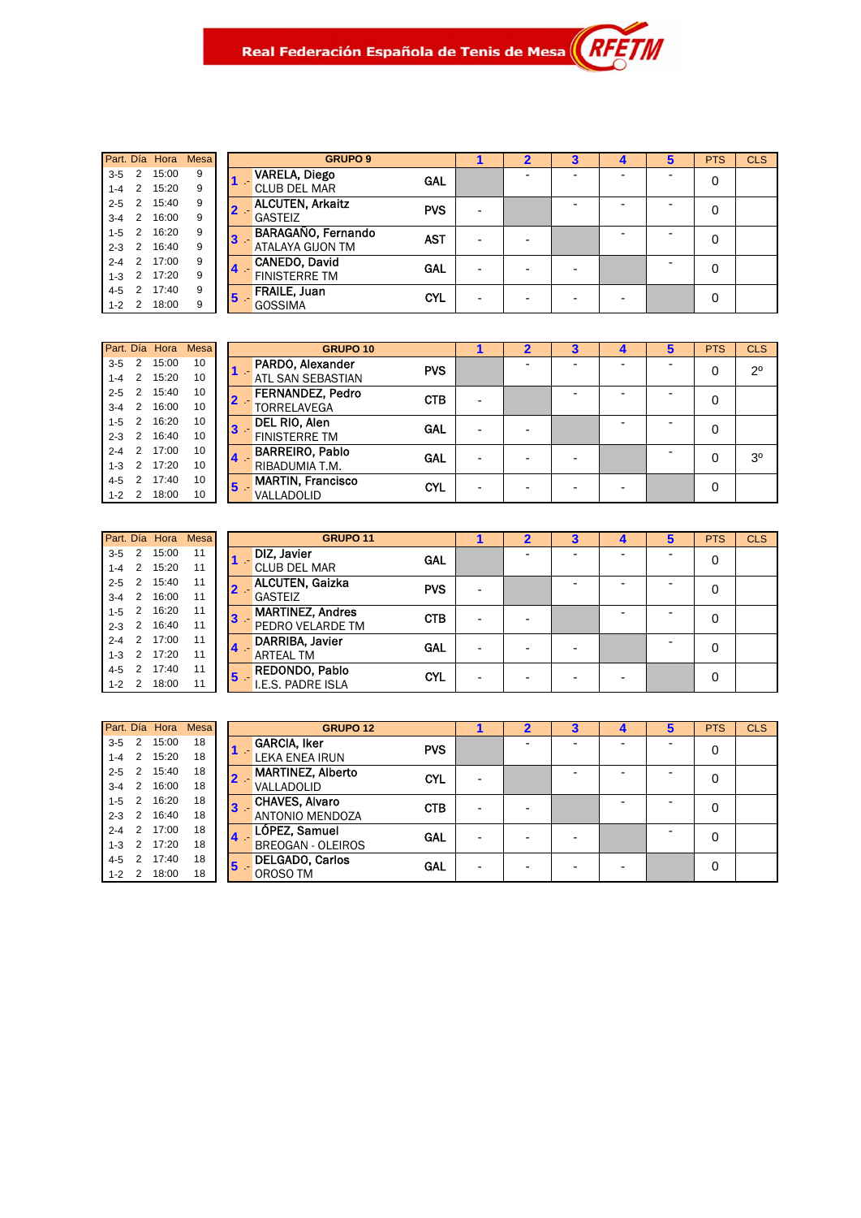Real Federación Española de Tenis de Mesa

| Part. | Día | Hora | Mesa |
|---|---|---|---|
| 3-5 | 2 | 15:00 | 9 |
| 1-4 | 2 | 15:20 | 9 |
| 2-5 | 2 | 15:40 | 9 |
| 3-4 | 2 | 16:00 | 9 |
| 1-5 | 2 | 16:20 | 9 |
| 2-3 | 2 | 16:40 | 9 |
| 2-4 | 2 | 17:00 | 9 |
| 1-3 | 2 | 17:20 | 9 |
| 4-5 | 2 | 17:40 | 9 |
| 1-2 | 2 | 18:00 | 9 |

| GRUPO 9 | | | 1 | 2 | 3 | 4 | 5 | PTS | CLS |
|---|---|---|---|---|---|---|---|---|---|
| 1 .- | VARELA, Diego<br>CLUB DEL MAR | GAL | | - | - | - | - | 0 | |
| 2 .- | ALCUTEN, Arkaitz<br>GASTEIZ | PVS | - | | - | - | - | 0 | |
| 3 .- | BARAGAÑO, Fernando<br>ATALAYA GIJON TM | AST | - | - | | - | - | 0 | |
| 4 .- | CANEDO, David<br>FINISTERRE TM | GAL | - | - | - | | - | 0 | |
| 5 .- | FRAILE, Juan<br>GOSSIMA | CYL | - | - | - | - | | 0 | |

| Part. | Día | Hora | Mesa |
|---|---|---|---|
| 3-5 | 2 | 15:00 | 10 |
| 1-4 | 2 | 15:20 | 10 |
| 2-5 | 2 | 15:40 | 10 |
| 3-4 | 2 | 16:00 | 10 |
| 1-5 | 2 | 16:20 | 10 |
| 2-3 | 2 | 16:40 | 10 |
| 2-4 | 2 | 17:00 | 10 |
| 1-3 | 2 | 17:20 | 10 |
| 4-5 | 2 | 17:40 | 10 |
| 1-2 | 2 | 18:00 | 10 |

| GRUPO 10 | | | 1 | 2 | 3 | 4 | 5 | PTS | CLS |
|---|---|---|---|---|---|---|---|---|---|
| 1 .- | PARDO, Alexander<br>ATL SAN SEBASTIAN | PVS | | - | - | - | - | 0 | 2º |
| 2 .- | FERNANDEZ, Pedro<br>TORRELAVEGA | CTB | - | | - | - | - | 0 | |
| 3 .- | DEL RIO, Alen<br>FINISTERRE TM | GAL | - | - | | - | - | 0 | |
| 4 .- | BARREIRO, Pablo<br>RIBADUMIA T.M. | GAL | - | - | - | | - | 0 | 3º |
| 5 .- | MARTIN, Francisco<br>VALLADOLID | CYL | - | - | - | - | | 0 | |

| Part. | Día | Hora | Mesa |
|---|---|---|---|
| 3-5 | 2 | 15:00 | 11 |
| 1-4 | 2 | 15:20 | 11 |
| 2-5 | 2 | 15:40 | 11 |
| 3-4 | 2 | 16:00 | 11 |
| 1-5 | 2 | 16:20 | 11 |
| 2-3 | 2 | 16:40 | 11 |
| 2-4 | 2 | 17:00 | 11 |
| 1-3 | 2 | 17:20 | 11 |
| 4-5 | 2 | 17:40 | 11 |
| 1-2 | 2 | 18:00 | 11 |

| GRUPO 11 | | | 1 | 2 | 3 | 4 | 5 | PTS | CLS |
|---|---|---|---|---|---|---|---|---|---|
| 1 .- | DIZ, Javier<br>CLUB DEL MAR | GAL | | - | - | - | - | 0 | |
| 2 .- | ALCUTEN, Gaizka<br>GASTEIZ | PVS | - | | - | - | - | 0 | |
| 3 .- | MARTINEZ, Andres<br>PEDRO VELARDE TM | CTB | - | - | | - | - | 0 | |
| 4 .- | DARRIBA, Javier<br>ARTEAL TM | GAL | - | - | - | | - | 0 | |
| 5 .- | REDONDO, Pablo<br>I.E.S. PADRE ISLA | CYL | - | - | - | - | | 0 | |

| Part. | Día | Hora | Mesa |
|---|---|---|---|
| 3-5 | 2 | 15:00 | 18 |
| 1-4 | 2 | 15:20 | 18 |
| 2-5 | 2 | 15:40 | 18 |
| 3-4 | 2 | 16:00 | 18 |
| 1-5 | 2 | 16:20 | 18 |
| 2-3 | 2 | 16:40 | 18 |
| 2-4 | 2 | 17:00 | 18 |
| 1-3 | 2 | 17:20 | 18 |
| 4-5 | 2 | 17:40 | 18 |
| 1-2 | 2 | 18:00 | 18 |

| GRUPO 12 | | | 1 | 2 | 3 | 4 | 5 | PTS | CLS |
|---|---|---|---|---|---|---|---|---|---|
| 1 .- | GARCIA, Iker<br>LEKA ENEA IRUN | PVS | | - | - | - | - | 0 | |
| 2 .- | MARTINEZ, Alberto<br>VALLADOLID | CYL | - | | - | - | - | 0 | |
| 3 .- | CHAVES, Alvaro<br>ANTONIO MENDOZA | CTB | - | - | | - | - | 0 | |
| 4 .- | LÓPEZ, Samuel<br>BREOGAN - OLEIROS | GAL | - | - | - | | - | 0 | |
| 5 .- | DELGADO, Carlos<br>OROSO TM | GAL | - | - | - | - | | 0 | |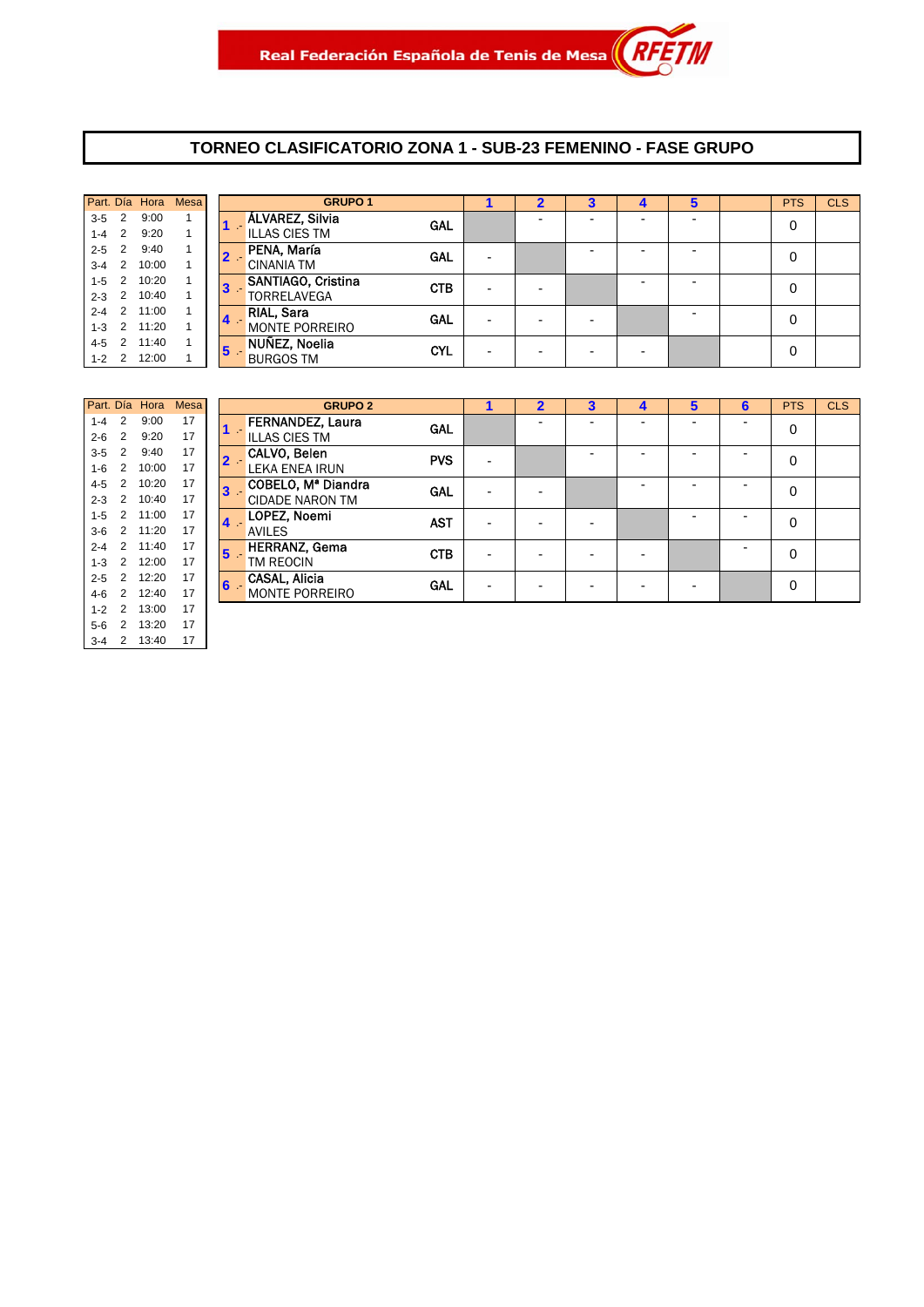Real Federación Española de Tenis de Mesa

# TORNEO CLASIFICATORIO ZONA 1 - SUB-23 FEMENINO - FASE GRUPO

| Part. | Día | Hora | Mesa |
|---|---|---|---|
| 3-5 | 2 | 9:00 | 1 |
| 1-4 | 2 | 9:20 | 1 |
| 2-5 | 2 | 9:40 | 1 |
| 3-4 | 2 | 10:00 | 1 |
| 1-5 | 2 | 10:20 | 1 |
| 2-3 | 2 | 10:40 | 1 |
| 2-4 | 2 | 11:00 | 1 |
| 1-3 | 2 | 11:20 | 1 |
| 4-5 | 2 | 11:40 | 1 |
| 1-2 | 2 | 12:00 | 1 |

| | GRUPO 1 | | 1 | 2 | 3 | 4 | 5 | | PTS | CLS |
|---|---|---|---|---|---|---|---|---|---|---|
| 1 .- | ÁLVAREZ, Silvia<br>ILLAS CIES TM | GAL | | - | - | - | - | | 0 | |
| 2 .- | PENA, María<br>CINANIA TM | GAL | - | | - | - | - | | 0 | |
| 3 .- | SANTIAGO, Cristina<br>TORRELAVEGA | CTB | - | - | | - | - | | 0 | |
| 4 .- | RIAL, Sara<br>MONTE PORREIRO | GAL | - | - | - | | - | | 0 | |
| 5 .- | NUÑEZ, Noelia<br>BURGOS TM | CYL | - | - | - | - | | | 0 | |

| Part. | Día | Hora | Mesa |
|---|---|---|---|
| 1-4 | 2 | 9:00 | 17 |
| 2-6 | 2 | 9:20 | 17 |
| 3-5 | 2 | 9:40 | 17 |
| 1-6 | 2 | 10:00 | 17 |
| 4-5 | 2 | 10:20 | 17 |
| 2-3 | 2 | 10:40 | 17 |
| 1-5 | 2 | 11:00 | 17 |
| 3-6 | 2 | 11:20 | 17 |
| 2-4 | 2 | 11:40 | 17 |
| 1-3 | 2 | 12:00 | 17 |
| 2-5 | 2 | 12:20 | 17 |
| 4-6 | 2 | 12:40 | 17 |
| 1-2 | 2 | 13:00 | 17 |
| 5-6 | 2 | 13:20 | 17 |
| 3-4 | 2 | 13:40 | 17 |

| | GRUPO 2 | | 1 | 2 | 3 | 4 | 5 | 6 | PTS | CLS |
|---|---|---|---|---|---|---|---|---|---|---|
| 1 .- | FERNANDEZ, Laura<br>ILLAS CIES TM | GAL | | - | - | - | - | - | 0 | |
| 2 .- | CALVO, Belen<br>LEKA ENEA IRUN | PVS | - | | - | - | - | - | 0 | |
| 3 .- | COBELO, Mª Diandra<br>CIDADE NARON TM | GAL | - | - | | - | - | - | 0 | |
| 4 .- | LOPEZ, Noemi<br>AVILES | AST | - | - | - | | - | - | 0 | |
| 5 .- | HERRANZ, Gema<br>TM REOCIN | CTB | - | - | - | - | | - | 0 | |
| 6 .- | CASAL, Alicia<br>MONTE PORREIRO | GAL | - | - | - | - | - | | 0 | |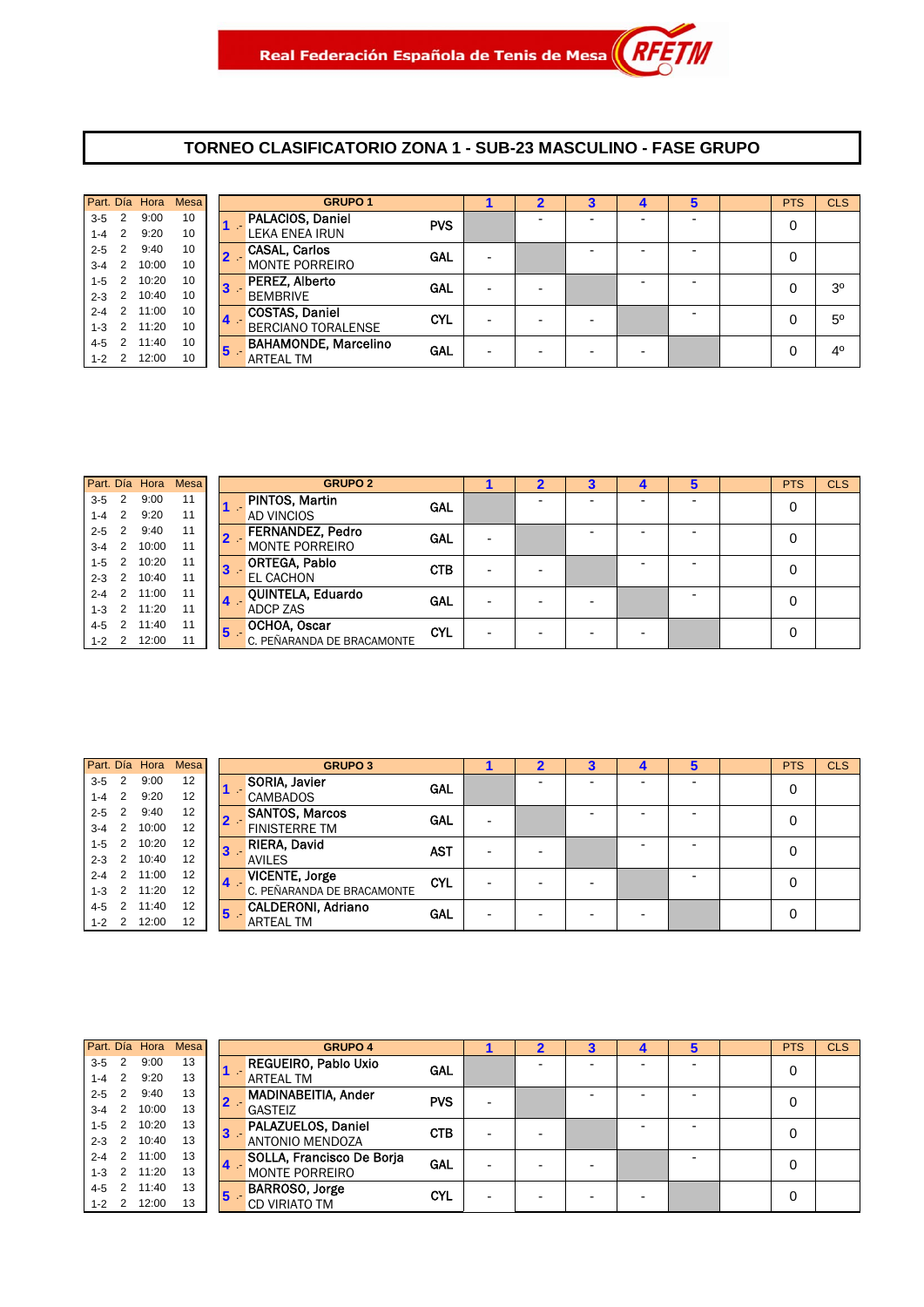Real Federación Española de Tenis de Mesa RFETM

# TORNEO CLASIFICATORIO ZONA 1 - SUB-23 MASCULINO - FASE GRUPO

| Part. | Día | Hora | Mesa |
|---|---|---|---|
| 3-5 | 2 | 9:00 | 10 |
| 1-4 | 2 | 9:20 | 10 |
| 2-5 | 2 | 9:40 | 10 |
| 3-4 | 2 | 10:00 | 10 |
| 1-5 | 2 | 10:20 | 10 |
| 2-3 | 2 | 10:40 | 10 |
| 2-4 | 2 | 11:00 | 10 |
| 1-3 | 2 | 11:20 | 10 |
| 4-5 | 2 | 11:40 | 10 |
| 1-2 | 2 | 12:00 | 10 |

| | GRUPO 1 | | 1 | 2 | 3 | 4 | 5 | | PTS | CLS |
|---|---|---|---|---|---|---|---|---|---|---|
| 1 .- | PALACIOS, Daniel<br>LEKA ENEA IRUN | PVS | | - | - | - | - | | 0 | |
| 2 .- | CASAL, Carlos<br>MONTE PORREIRO | GAL | - | | - | - | - | | 0 | |
| 3 .- | PEREZ, Alberto<br>BEMBRIVE | GAL | - | - | | - | - | | 0 | 3º |
| 4 .- | COSTAS, Daniel<br>BERCIANO TORALENSE | CYL | - | - | - | | - | | 0 | 5º |
| 5 .- | BAHAMONDE, Marcelino<br>ARTEAL TM | GAL | - | - | - | - | | | 0 | 4º |

| Part. | Día | Hora | Mesa |
|---|---|---|---|
| 3-5 | 2 | 9:00 | 11 |
| 1-4 | 2 | 9:20 | 11 |
| 2-5 | 2 | 9:40 | 11 |
| 3-4 | 2 | 10:00 | 11 |
| 1-5 | 2 | 10:20 | 11 |
| 2-3 | 2 | 10:40 | 11 |
| 2-4 | 2 | 11:00 | 11 |
| 1-3 | 2 | 11:20 | 11 |
| 4-5 | 2 | 11:40 | 11 |
| 1-2 | 2 | 12:00 | 11 |

| | GRUPO 2 | | 1 | 2 | 3 | 4 | 5 | | PTS | CLS |
|---|---|---|---|---|---|---|---|---|---|---|
| 1 .- | PINTOS, Martin<br>AD VINCIOS | GAL | | - | - | - | - | | 0 | |
| 2 .- | FERNANDEZ, Pedro<br>MONTE PORREIRO | GAL | - | | - | - | - | | 0 | |
| 3 .- | ORTEGA, Pablo<br>EL CACHON | CTB | - | - | | - | - | | 0 | |
| 4 .- | QUINTELA, Eduardo<br>ADCP ZAS | GAL | - | - | - | | - | | 0 | |
| 5 .- | OCHOA, Oscar<br>C. PEÑARANDA DE BRACAMONTE | CYL | - | - | - | - | | | 0 | |

| Part. | Día | Hora | Mesa |
|---|---|---|---|
| 3-5 | 2 | 9:00 | 12 |
| 1-4 | 2 | 9:20 | 12 |
| 2-5 | 2 | 9:40 | 12 |
| 3-4 | 2 | 10:00 | 12 |
| 1-5 | 2 | 10:20 | 12 |
| 2-3 | 2 | 10:40 | 12 |
| 2-4 | 2 | 11:00 | 12 |
| 1-3 | 2 | 11:20 | 12 |
| 4-5 | 2 | 11:40 | 12 |
| 1-2 | 2 | 12:00 | 12 |

| | GRUPO 3 | | 1 | 2 | 3 | 4 | 5 | | PTS | CLS |
|---|---|---|---|---|---|---|---|---|---|---|
| 1 .- | SORIA, Javier<br>CAMBADOS | GAL | | - | - | - | - | | 0 | |
| 2 .- | SANTOS, Marcos<br>FINISTERRE TM | GAL | - | | - | - | - | | 0 | |
| 3 .- | RIERA, David<br>AVILES | AST | - | - | | - | - | | 0 | |
| 4 .- | VICENTE, Jorge<br>C. PEÑARANDA DE BRACAMONTE | CYL | - | - | - | | - | | 0 | |
| 5 .- | CALDERONI, Adriano<br>ARTEAL TM | GAL | - | - | - | - | | | 0 | |

| Part. | Día | Hora | Mesa |
|---|---|---|---|
| 3-5 | 2 | 9:00 | 13 |
| 1-4 | 2 | 9:20 | 13 |
| 2-5 | 2 | 9:40 | 13 |
| 3-4 | 2 | 10:00 | 13 |
| 1-5 | 2 | 10:20 | 13 |
| 2-3 | 2 | 10:40 | 13 |
| 2-4 | 2 | 11:00 | 13 |
| 1-3 | 2 | 11:20 | 13 |
| 4-5 | 2 | 11:40 | 13 |
| 1-2 | 2 | 12:00 | 13 |

| | GRUPO 4 | | 1 | 2 | 3 | 4 | 5 | | PTS | CLS |
|---|---|---|---|---|---|---|---|---|---|---|
| 1 .- | REGUEIRO, Pablo Uxio<br>ARTEAL TM | GAL | | - | - | - | - | | 0 | |
| 2 .- | MADINABEITIA, Ander<br>GASTEIZ | PVS | - | | - | - | - | | 0 | |
| 3 .- | PALAZUELOS, Daniel<br>ANTONIO MENDOZA | CTB | - | - | | - | - | | 0 | |
| 4 .- | SOLLA, Francisco De Borja<br>MONTE PORREIRO | GAL | - | - | - | | - | | 0 | |
| 5 .- | BARROSO, Jorge<br>CD VIRIATO TM | CYL | - | - | - | - | | | 0 | |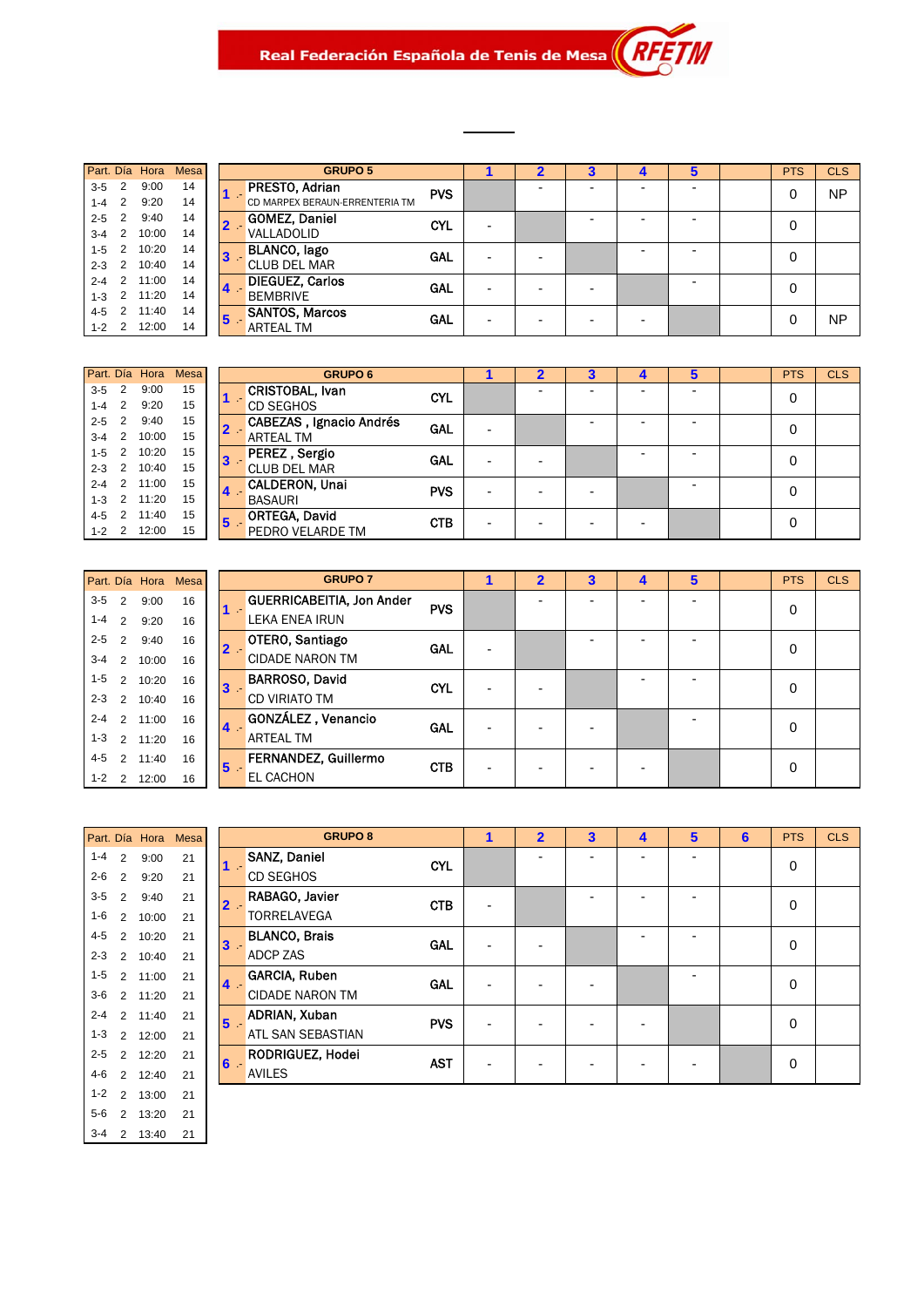Real Federación Española de Tenis de Mesa

RFETM

| Part. | Día | Hora | Mesa |
|---|---|---|---|
| 3-5 | 2 | 9:00 | 14 |
| 1-4 | 2 | 9:20 | 14 |
| 2-5 | 2 | 9:40 | 14 |
| 3-4 | 2 | 10:00 | 14 |
| 1-5 | 2 | 10:20 | 14 |
| 2-3 | 2 | 10:40 | 14 |
| 2-4 | 2 | 11:00 | 14 |
| 1-3 | 2 | 11:20 | 14 |
| 4-5 | 2 | 11:40 | 14 |
| 1-2 | 2 | 12:00 | 14 |

| | GRUPO 5 | | 1 | 2 | 3 | 4 | 5 | | PTS | CLS |
|---|---|---|---|---|---|---|---|---|---|---|
| 1 .- | PRESTO, Adrian<br>CD MARPEX BERAUN-ERRENTERIA TM | PVS | | - | - | - | - | | 0 | NP |
| 2 .- | GOMEZ, Daniel<br>VALLADOLID | CYL | - | | - | - | - | | 0 | |
| 3 .- | BLANCO, Iago<br>CLUB DEL MAR | GAL | - | - | | - | - | | 0 | |
| 4 .- | DIEGUEZ, Carlos<br>BEMBRIVE | GAL | - | - | - | | - | | 0 | |
| 5 .- | SANTOS, Marcos<br>ARTEAL TM | GAL | - | - | - | - | | | 0 | NP |

| Part. | Día | Hora | Mesa |
|---|---|---|---|
| 3-5 | 2 | 9:00 | 15 |
| 1-4 | 2 | 9:20 | 15 |
| 2-5 | 2 | 9:40 | 15 |
| 3-4 | 2 | 10:00 | 15 |
| 1-5 | 2 | 10:20 | 15 |
| 2-3 | 2 | 10:40 | 15 |
| 2-4 | 2 | 11:00 | 15 |
| 1-3 | 2 | 11:20 | 15 |
| 4-5 | 2 | 11:40 | 15 |
| 1-2 | 2 | 12:00 | 15 |

| | GRUPO 6 | | 1 | 2 | 3 | 4 | 5 | | PTS | CLS |
|---|---|---|---|---|---|---|---|---|---|---|
| 1 .- | CRISTOBAL, Ivan<br>CD SEGHOS | CYL | | - | - | - | - | | 0 | |
| 2 .- | CABEZAS , Ignacio Andrés<br>ARTEAL TM | GAL | - | | - | - | - | | 0 | |
| 3 .- | PEREZ , Sergio<br>CLUB DEL MAR | GAL | - | - | | - | - | | 0 | |
| 4 .- | CALDERON, Unai<br>BASAURI | PVS | - | - | - | | - | | 0 | |
| 5 .- | ORTEGA, David<br>PEDRO VELARDE TM | CTB | - | - | - | - | | | 0 | |

| Part. | Día | Hora | Mesa |
|---|---|---|---|
| 3-5 | 2 | 9:00 | 16 |
| 1-4 | 2 | 9:20 | 16 |
| 2-5 | 2 | 9:40 | 16 |
| 3-4 | 2 | 10:00 | 16 |
| 1-5 | 2 | 10:20 | 16 |
| 2-3 | 2 | 10:40 | 16 |
| 2-4 | 2 | 11:00 | 16 |
| 1-3 | 2 | 11:20 | 16 |
| 4-5 | 2 | 11:40 | 16 |
| 1-2 | 2 | 12:00 | 16 |

| | GRUPO 7 | | 1 | 2 | 3 | 4 | 5 | | PTS | CLS |
|---|---|---|---|---|---|---|---|---|---|---|
| 1 .- | GUERRICABEITIA, Jon Ander<br>LEKA ENEA IRUN | PVS | | - | - | - | - | | 0 | |
| 2 .- | OTERO, Santiago<br>CIDADE NARON TM | GAL | - | | - | - | - | | 0 | |
| 3 .- | BARROSO, David<br>CD VIRIATO TM | CYL | - | - | | - | - | | 0 | |
| 4 .- | GONZÁLEZ , Venancio<br>ARTEAL TM | GAL | - | - | - | | - | | 0 | |
| 5 .- | FERNANDEZ, Guillermo<br>EL CACHON | CTB | - | - | - | - | | | 0 | |

| Part. | Día | Hora | Mesa |
|---|---|---|---|
| 1-4 | 2 | 9:00 | 21 |
| 2-6 | 2 | 9:20 | 21 |
| 3-5 | 2 | 9:40 | 21 |
| 1-6 | 2 | 10:00 | 21 |
| 4-5 | 2 | 10:20 | 21 |
| 2-3 | 2 | 10:40 | 21 |
| 1-5 | 2 | 11:00 | 21 |
| 3-6 | 2 | 11:20 | 21 |
| 2-4 | 2 | 11:40 | 21 |
| 1-3 | 2 | 12:00 | 21 |
| 2-5 | 2 | 12:20 | 21 |
| 4-6 | 2 | 12:40 | 21 |
| 1-2 | 2 | 13:00 | 21 |
| 5-6 | 2 | 13:20 | 21 |
| 3-4 | 2 | 13:40 | 21 |

| | GRUPO 8 | | 1 | 2 | 3 | 4 | 5 | 6 | PTS | CLS |
|---|---|---|---|---|---|---|---|---|---|---|
| 1 .- | SANZ, Daniel<br>CD SEGHOS | CYL | | - | - | - | - | | 0 | |
| 2 .- | RABAGO, Javier<br>TORRELAVEGA | CTB | - | | - | - | - | | 0 | |
| 3 .- | BLANCO, Brais<br>ADCP ZAS | GAL | - | - | | - | - | | 0 | |
| 4 .- | GARCIA, Ruben<br>CIDADE NARON TM | GAL | - | - | - | | - | | 0 | |
| 5 .- | ADRIAN, Xuban<br>ATL SAN SEBASTIAN | PVS | - | - | - | - | | | 0 | |
| 6 .- | RODRIGUEZ, Hodei<br>AVILES | AST | - | - | - | - | - | | 0 | |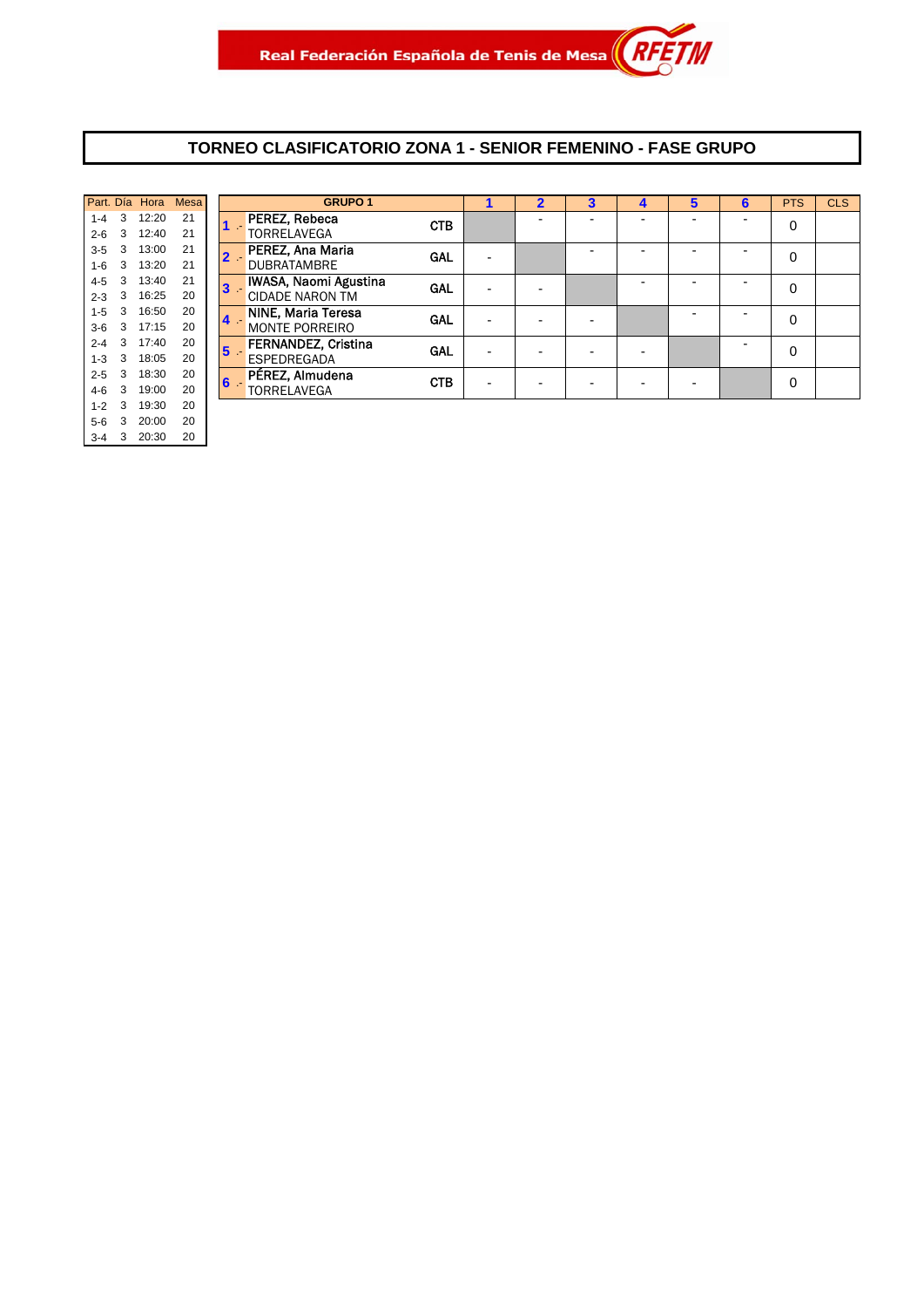Real Federación Española de Tenis de Mesa RFETM

# TORNEO CLASIFICATORIO ZONA 1 - SENIOR FEMENINO - FASE GRUPO

| Part. | Día | Hora | Mesa |
|---|---|---|---|
| 1-4 | 3 | 12:20 | 21 |
| 2-6 | 3 | 12:40 | 21 |
| 3-5 | 3 | 13:00 | 21 |
| 1-6 | 3 | 13:20 | 21 |
| 4-5 | 3 | 13:40 | 21 |
| 2-3 | 3 | 16:25 | 20 |
| 1-5 | 3 | 16:50 | 20 |
| 3-6 | 3 | 17:15 | 20 |
| 2-4 | 3 | 17:40 | 20 |
| 1-3 | 3 | 18:05 | 20 |
| 2-5 | 3 | 18:30 | 20 |
| 4-6 | 3 | 19:00 | 20 |
| 1-2 | 3 | 19:30 | 20 |
| 5-6 | 3 | 20:00 | 20 |
| 3-4 | 3 | 20:30 | 20 |

| | GRUPO 1 | | 1 | 2 | 3 | 4 | 5 | 6 | PTS | CLS |
|---|---|---|---|---|---|---|---|---|---|---|
| 1 .- | PEREZ, Rebeca<br>TORRELAVEGA | CTB | | - | - | - | - | - | 0 | |
| 2 .- | PEREZ, Ana Maria<br>DUBRATAMBRE | GAL | - | | - | - | - | - | 0 | |
| 3 .- | IWASA, Naomi Agustina<br>CIDADE NARON TM | GAL | - | - | | - | - | - | 0 | |
| 4 .- | NINE, Maria Teresa<br>MONTE PORREIRO | GAL | - | - | - | | - | - | 0 | |
| 5 .- | FERNANDEZ, Cristina<br>ESPEDREGADA | GAL | - | - | - | - | | - | 0 | |
| 6 .- | PÉREZ, Almudena<br>TORRELAVEGA | CTB | - | - | - | - | - | | 0 | |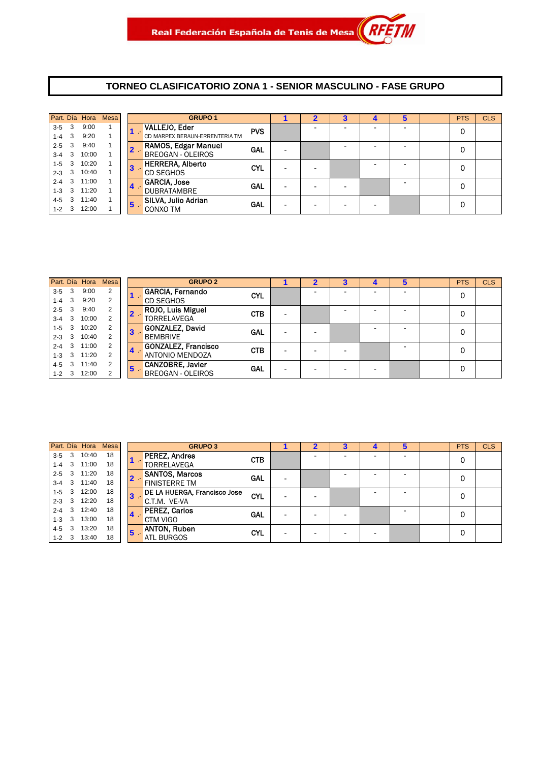Real Federación Española de Tenis de Mesa RFETM

# TORNEO CLASIFICATORIO ZONA 1 - SENIOR MASCULINO - FASE GRUPO

| Part. | Día | Hora | Mesa |
|---|---|---|---|
| 3-5 | 3 | 9:00 | 1 |
| 1-4 | 3 | 9:20 | 1 |
| 2-5 | 3 | 9:40 | 1 |
| 3-4 | 3 | 10:00 | 1 |
| 1-5 | 3 | 10:20 | 1 |
| 2-3 | 3 | 10:40 | 1 |
| 2-4 | 3 | 11:00 | 1 |
| 1-3 | 3 | 11:20 | 1 |
| 4-5 | 3 | 11:40 | 1 |
| 1-2 | 3 | 12:00 | 1 |

| GRUPO 1 | | | 1 | 2 | 3 | 4 | 5 | | PTS | CLS |
|---|---|---|---|---|---|---|---|---|---|---|
| 1 .- | VALLEJO, Eder<br>CD MARPEX BERAUN-ERRENTERIA TM | PVS | | - | - | - | - | | 0 | |
| 2 .- | RAMOS, Edgar Manuel<br>BREOGAN - OLEIROS | GAL | - | | - | - | - | | 0 | |
| 3 .- | HERRERA, Alberto<br>CD SEGHOS | CYL | - | - | | - | - | | 0 | |
| 4 .- | GARCIA, Jose<br>DUBRATAMBRE | GAL | - | - | - | | - | | 0 | |
| 5 .- | SILVA, Julio Adrian<br>CONXO TM | GAL | - | - | - | - | | | 0 | |

| Part. | Día | Hora | Mesa |
|---|---|---|---|
| 3-5 | 3 | 9:00 | 2 |
| 1-4 | 3 | 9:20 | 2 |
| 2-5 | 3 | 9:40 | 2 |
| 3-4 | 3 | 10:00 | 2 |
| 1-5 | 3 | 10:20 | 2 |
| 2-3 | 3 | 10:40 | 2 |
| 2-4 | 3 | 11:00 | 2 |
| 1-3 | 3 | 11:20 | 2 |
| 4-5 | 3 | 11:40 | 2 |
| 1-2 | 3 | 12:00 | 2 |

| GRUPO 2 | | | 1 | 2 | 3 | 4 | 5 | | PTS | CLS |
|---|---|---|---|---|---|---|---|---|---|---|
| 1 .- | GARCIA, Fernando<br>CD SEGHOS | CYL | | - | - | - | - | | 0 | |
| 2 .- | ROJO, Luis Miguel<br>TORRELAVEGA | CTB | - | | - | - | - | | 0 | |
| 3 .- | GONZALEZ, David<br>BEMBRIVE | GAL | - | - | | - | - | | 0 | |
| 4 .- | GONZALEZ, Francisco<br>ANTONIO MENDOZA | CTB | - | - | - | | - | | 0 | |
| 5 .- | CANZOBRE, Javier<br>BREOGAN - OLEIROS | GAL | - | - | - | - | | | 0 | |

| Part. | Día | Hora | Mesa |
|---|---|---|---|
| 3-5 | 3 | 10:40 | 18 |
| 1-4 | 3 | 11:00 | 18 |
| 2-5 | 3 | 11:20 | 18 |
| 3-4 | 3 | 11:40 | 18 |
| 1-5 | 3 | 12:00 | 18 |
| 2-3 | 3 | 12:20 | 18 |
| 2-4 | 3 | 12:40 | 18 |
| 1-3 | 3 | 13:00 | 18 |
| 4-5 | 3 | 13:20 | 18 |
| 1-2 | 3 | 13:40 | 18 |

| GRUPO 3 | | | 1 | 2 | 3 | 4 | 5 | | PTS | CLS |
|---|---|---|---|---|---|---|---|---|---|---|
| 1 .- | PEREZ, Andres<br>TORRELAVEGA | CTB | | - | - | - | - | | 0 | |
| 2 .- | SANTOS, Marcos<br>FINISTERRE TM | GAL | - | | - | - | - | | 0 | |
| 3 .- | DE LA HUERGA, Francisco Jose<br>C.T.M. VE-VA | CYL | - | - | | - | - | | 0 | |
| 4 .- | PEREZ, Carlos<br>CTM VIGO | GAL | - | - | - | | - | | 0 | |
| 5 .- | ANTON, Ruben<br>ATL BURGOS | CYL | - | - | - | - | | | 0 | |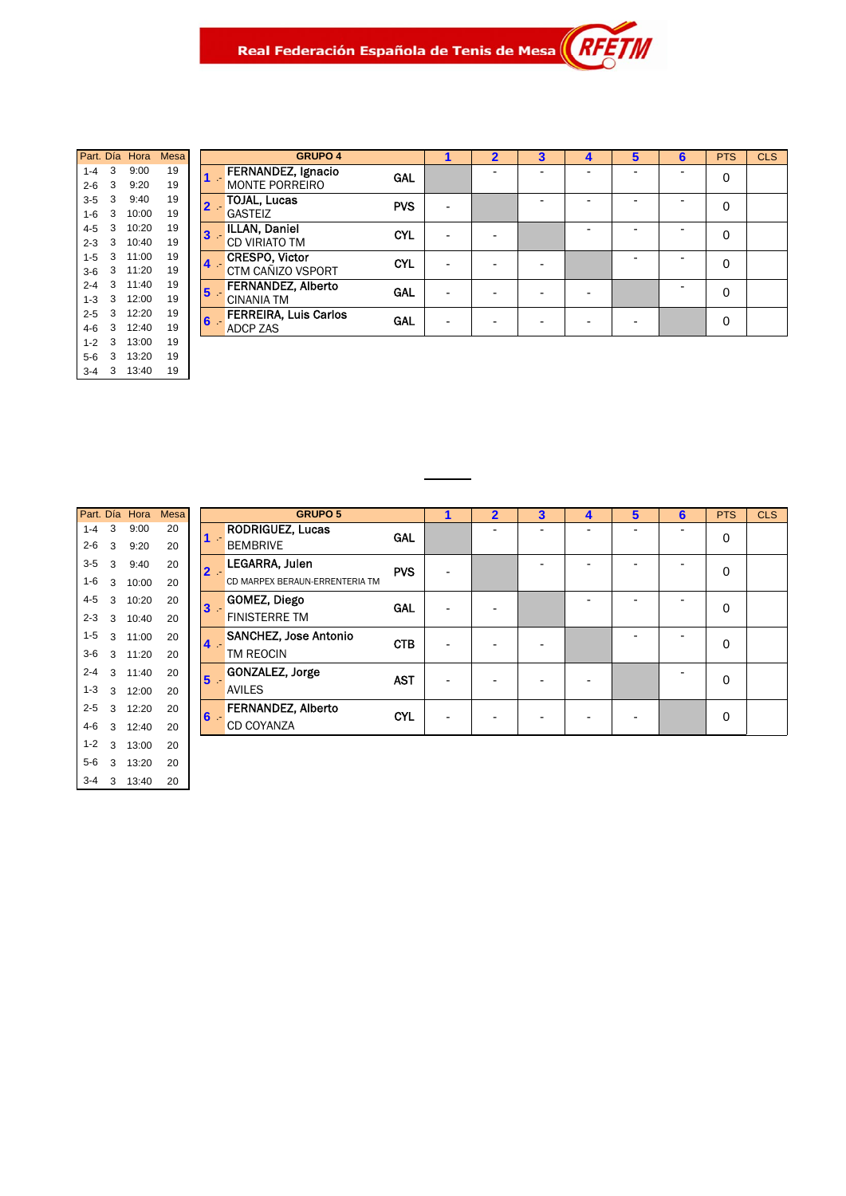Real Federación Española de Tenis de Mesa RFETM

| Part. | Día | Hora | Mesa |
|---|---|---|---|
| 1-4 | 3 | 9:00 | 19 |
| 2-6 | 3 | 9:20 | 19 |
| 3-5 | 3 | 9:40 | 19 |
| 1-6 | 3 | 10:00 | 19 |
| 4-5 | 3 | 10:20 | 19 |
| 2-3 | 3 | 10:40 | 19 |
| 1-5 | 3 | 11:00 | 19 |
| 3-6 | 3 | 11:20 | 19 |
| 2-4 | 3 | 11:40 | 19 |
| 1-3 | 3 | 12:00 | 19 |
| 2-5 | 3 | 12:20 | 19 |
| 4-6 | 3 | 12:40 | 19 |
| 1-2 | 3 | 13:00 | 19 |
| 5-6 | 3 | 13:20 | 19 |
| 3-4 | 3 | 13:40 | 19 |

| GRUPO 4 | | | 1 | 2 | 3 | 4 | 5 | 6 | PTS | CLS |
|---|---|---|---|---|---|---|---|---|---|---|
| 1 .- | FERNANDEZ, Ignacio<br>MONTE PORREIRO | GAL | | - | - | - | - | - | 0 | |
| 2 .- | TOJAL, Lucas<br>GASTEIZ | PVS | - | | - | - | - | - | 0 | |
| 3 .- | ILLAN, Daniel<br>CD VIRIATO TM | CYL | - | - | | - | - | - | 0 | |
| 4 .- | CRESPO, Victor<br>CTM CAÑIZO VSPORT | CYL | - | - | - | | - | - | 0 | |
| 5 .- | FERNANDEZ, Alberto<br>CINANIA TM | GAL | - | - | - | - | | - | 0 | |
| 6 .- | FERREIRA, Luis Carlos<br>ADCP ZAS | GAL | - | - | - | - | - | | 0 | |

| Part. | Día | Hora | Mesa |
|---|---|---|---|
| 1-4 | 3 | 9:00 | 20 |
| 2-6 | 3 | 9:20 | 20 |
| 3-5 | 3 | 9:40 | 20 |
| 1-6 | 3 | 10:00 | 20 |
| 4-5 | 3 | 10:20 | 20 |
| 2-3 | 3 | 10:40 | 20 |
| 1-5 | 3 | 11:00 | 20 |
| 3-6 | 3 | 11:20 | 20 |
| 2-4 | 3 | 11:40 | 20 |
| 1-3 | 3 | 12:00 | 20 |
| 2-5 | 3 | 12:20 | 20 |
| 4-6 | 3 | 12:40 | 20 |
| 1-2 | 3 | 13:00 | 20 |
| 5-6 | 3 | 13:20 | 20 |
| 3-4 | 3 | 13:40 | 20 |

| GRUPO 5 | | | 1 | 2 | 3 | 4 | 5 | 6 | PTS | CLS |
|---|---|---|---|---|---|---|---|---|---|---|
| 1 .- | RODRIGUEZ, Lucas<br>BEMBRIVE | GAL | | - | - | - | - | - | 0 | |
| 2 .- | LEGARRA, Julen<br>CD MARPEX BERAUN-ERRENTERIA TM | PVS | - | | - | - | - | - | 0 | |
| 3 .- | GOMEZ, Diego<br>FINISTERRE TM | GAL | - | - | | - | - | - | 0 | |
| 4 .- | SANCHEZ, Jose Antonio<br>TM REOCIN | CTB | - | - | - | | - | - | 0 | |
| 5 .- | GONZALEZ, Jorge<br>AVILES | AST | - | - | - | - | | - | 0 | |
| 6 .- | FERNANDEZ, Alberto<br>CD COYANZA | CYL | - | - | - | - | - | | 0 | |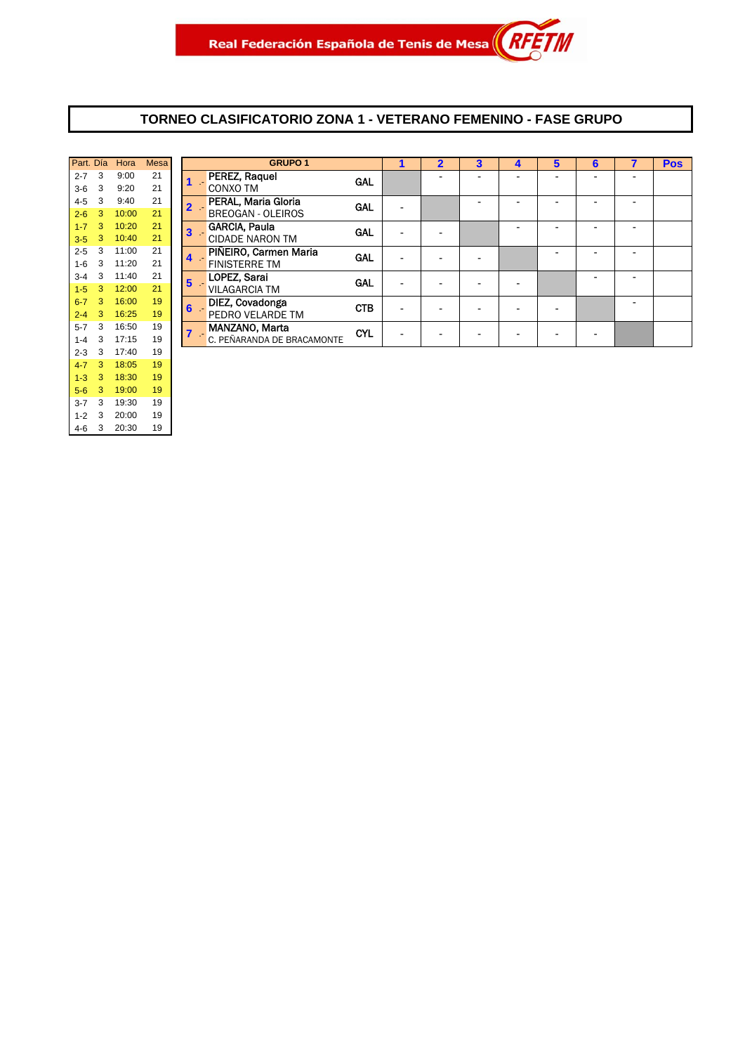Real Federación Española de Tenis de Mesa

# TORNEO CLASIFICATORIO ZONA 1 - VETERANO FEMENINO - FASE GRUPO

| Part. | Día | Hora | Mesa |
|---|---|---|---|
| 2-7 | 3 | 9:00 | 21 |
| 3-6 | 3 | 9:20 | 21 |
| 4-5 | 3 | 9:40 | 21 |
| 2-6 | 3 | 10:00 | 21 |
| 1-7 | 3 | 10:20 | 21 |
| 3-5 | 3 | 10:40 | 21 |
| 2-5 | 3 | 11:00 | 21 |
| 1-6 | 3 | 11:20 | 21 |
| 3-4 | 3 | 11:40 | 21 |
| 1-5 | 3 | 12:00 | 21 |
| 6-7 | 3 | 16:00 | 19 |
| 2-4 | 3 | 16:25 | 19 |
| 5-7 | 3 | 16:50 | 19 |
| 1-4 | 3 | 17:15 | 19 |
| 2-3 | 3 | 17:40 | 19 |
| 4-7 | 3 | 18:05 | 19 |
| 1-3 | 3 | 18:30 | 19 |
| 5-6 | 3 | 19:00 | 19 |
| 3-7 | 3 | 19:30 | 19 |
| 1-2 | 3 | 20:00 | 19 |
| 4-6 | 3 | 20:30 | 19 |

| GRUPO 1 | | | 1 | 2 | 3 | 4 | 5 | 6 | 7 | Pos |
|---|---|---|---|---|---|---|---|---|---|---|
| 1 .- | PEREZ, Raquel<br>CONXO TM | GAL | | - | - | - | - | - | - | |
| 2 .- | PERAL, Maria Gloria<br>BREOGAN - OLEIROS | GAL | - | | - | - | - | - | - | |
| 3 .- | GARCIA, Paula<br>CIDADE NARON TM | GAL | - | - | | - | - | - | - | |
| 4 .- | PIÑEIRO, Carmen Maria<br>FINISTERRE TM | GAL | - | - | - | | - | - | - | |
| 5 .- | LOPEZ, Sarai<br>VILAGARCIA TM | GAL | - | - | - | - | | - | - | |
| 6 .- | DIEZ, Covadonga<br>PEDRO VELARDE TM | CTB | - | - | - | - | - | | - | |
| 7 .- | MANZANO, Marta<br>C. PEÑARANDA DE BRACAMONTE | CYL | - | - | - | - | - | - | | |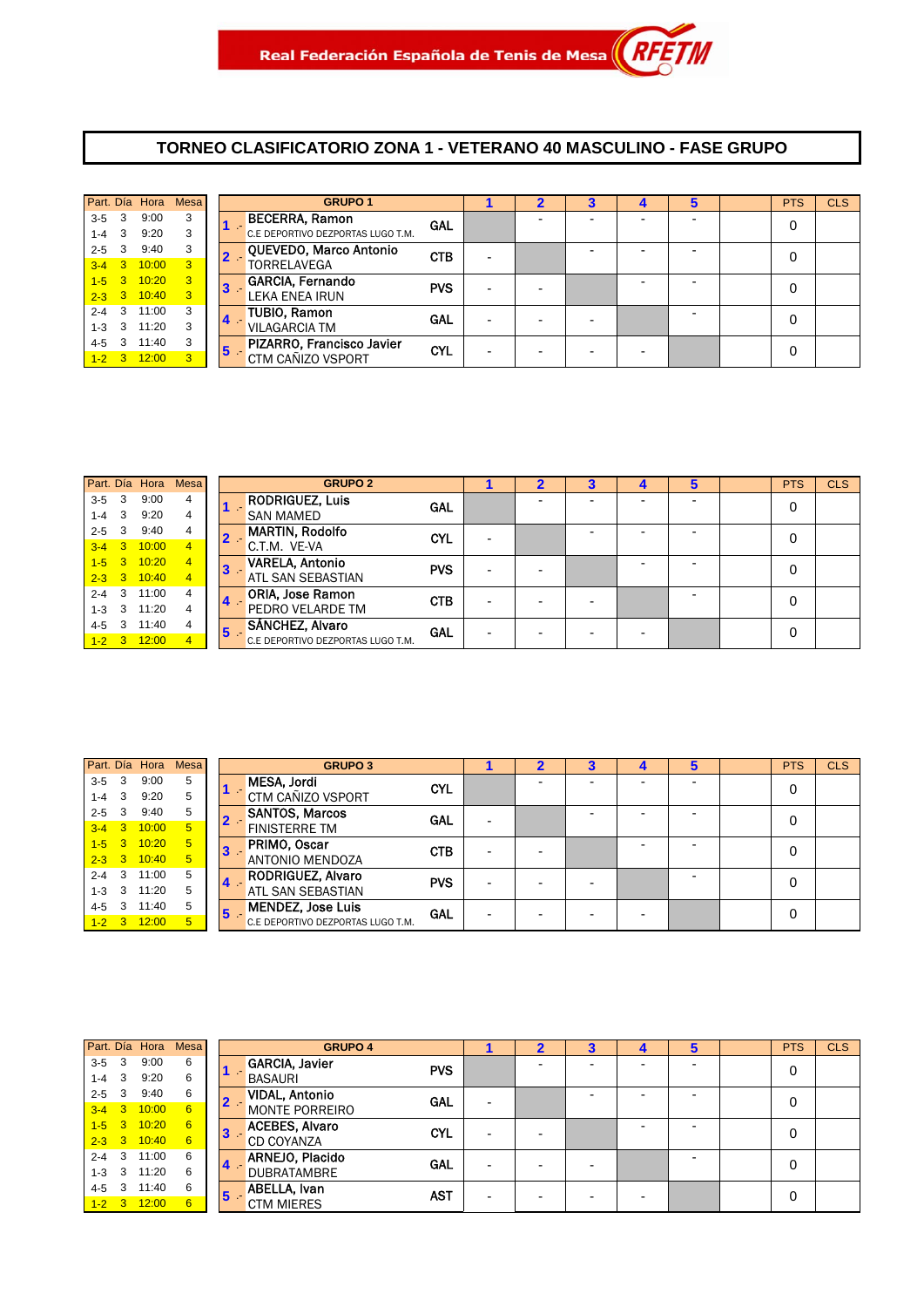Real Federación Española de Tenis de Mesa — RFETM

# TORNEO CLASIFICATORIO ZONA 1 - VETERANO 40 MASCULINO - FASE GRUPO

| Part. | Día | Hora | Mesa |
|---|---|---|---|
| 3-5 | 3 | 9:00 | 3 |
| 1-4 | 3 | 9:20 | 3 |
| 2-5 | 3 | 9:40 | 3 |
| 3-4 | 3 | 10:00 | 3 |
| 1-5 | 3 | 10:20 | 3 |
| 2-3 | 3 | 10:40 | 3 |
| 2-4 | 3 | 11:00 | 3 |
| 1-3 | 3 | 11:20 | 3 |
| 4-5 | 3 | 11:40 | 3 |
| 1-2 | 3 | 12:00 | 3 |

| | GRUPO 1 | | 1 | 2 | 3 | 4 | 5 | | PTS | CLS |
|---|---|---|---|---|---|---|---|---|---|---|
| 1 .- | BECERRA, Ramon<br>C.E DEPORTIVO DEZPORTAS LUGO T.M. | GAL | | - | - | - | - | | 0 | |
| 2 .- | QUEVEDO, Marco Antonio<br>TORRELAVEGA | CTB | - | | - | - | - | | 0 | |
| 3 .- | GARCIA, Fernando<br>LEKA ENEA IRUN | PVS | - | - | | - | - | | 0 | |
| 4 .- | TUBIO, Ramon<br>VILAGARCIA TM | GAL | - | - | - | | - | | 0 | |
| 5 .- | PIZARRO, Francisco Javier<br>CTM CAÑIZO VSPORT | CYL | - | - | - | - | | | 0 | |

| Part. | Día | Hora | Mesa |
|---|---|---|---|
| 3-5 | 3 | 9:00 | 4 |
| 1-4 | 3 | 9:20 | 4 |
| 2-5 | 3 | 9:40 | 4 |
| 3-4 | 3 | 10:00 | 4 |
| 1-5 | 3 | 10:20 | 4 |
| 2-3 | 3 | 10:40 | 4 |
| 2-4 | 3 | 11:00 | 4 |
| 1-3 | 3 | 11:20 | 4 |
| 4-5 | 3 | 11:40 | 4 |
| 1-2 | 3 | 12:00 | 4 |

| | GRUPO 2 | | 1 | 2 | 3 | 4 | 5 | | PTS | CLS |
|---|---|---|---|---|---|---|---|---|---|---|
| 1 .- | RODRIGUEZ, Luis<br>SAN MAMED | GAL | | - | - | - | - | | 0 | |
| 2 .- | MARTIN, Rodolfo<br>C.T.M. VE-VA | CYL | - | | - | - | - | | 0 | |
| 3 .- | VARELA, Antonio<br>ATL SAN SEBASTIAN | PVS | - | - | | - | - | | 0 | |
| 4 .- | ORIA, Jose Ramon<br>PEDRO VELARDE TM | CTB | - | - | - | | - | | 0 | |
| 5 .- | SÁNCHEZ, Alvaro<br>C.E DEPORTIVO DEZPORTAS LUGO T.M. | GAL | - | - | - | - | | | 0 | |

| Part. | Día | Hora | Mesa |
|---|---|---|---|
| 3-5 | 3 | 9:00 | 5 |
| 1-4 | 3 | 9:20 | 5 |
| 2-5 | 3 | 9:40 | 5 |
| 3-4 | 3 | 10:00 | 5 |
| 1-5 | 3 | 10:20 | 5 |
| 2-3 | 3 | 10:40 | 5 |
| 2-4 | 3 | 11:00 | 5 |
| 1-3 | 3 | 11:20 | 5 |
| 4-5 | 3 | 11:40 | 5 |
| 1-2 | 3 | 12:00 | 5 |

| | GRUPO 3 | | 1 | 2 | 3 | 4 | 5 | | PTS | CLS |
|---|---|---|---|---|---|---|---|---|---|---|
| 1 .- | MESA, Jordi<br>CTM CAÑIZO VSPORT | CYL | | - | - | - | - | | 0 | |
| 2 .- | SANTOS, Marcos<br>FINISTERRE TM | GAL | - | | - | - | - | | 0 | |
| 3 .- | PRIMO, Oscar<br>ANTONIO MENDOZA | CTB | - | - | | - | - | | 0 | |
| 4 .- | RODRIGUEZ, Alvaro<br>ATL SAN SEBASTIAN | PVS | - | - | - | | - | | 0 | |
| 5 .- | MENDEZ, Jose Luis<br>C.E DEPORTIVO DEZPORTAS LUGO T.M. | GAL | - | - | - | - | | | 0 | |

| Part. | Día | Hora | Mesa |
|---|---|---|---|
| 3-5 | 3 | 9:00 | 6 |
| 1-4 | 3 | 9:20 | 6 |
| 2-5 | 3 | 9:40 | 6 |
| 3-4 | 3 | 10:00 | 6 |
| 1-5 | 3 | 10:20 | 6 |
| 2-3 | 3 | 10:40 | 6 |
| 2-4 | 3 | 11:00 | 6 |
| 1-3 | 3 | 11:20 | 6 |
| 4-5 | 3 | 11:40 | 6 |
| 1-2 | 3 | 12:00 | 6 |

| | GRUPO 4 | | 1 | 2 | 3 | 4 | 5 | | PTS | CLS |
|---|---|---|---|---|---|---|---|---|---|---|
| 1 .- | GARCIA, Javier<br>BASAURI | PVS | | - | - | - | - | | 0 | |
| 2 .- | VIDAL, Antonio<br>MONTE PORREIRO | GAL | - | | - | - | - | | 0 | |
| 3 .- | ACEBES, Alvaro<br>CD COYANZA | CYL | - | - | | - | - | | 0 | |
| 4 .- | ARNEJO, Placido<br>DUBRATAMBRE | GAL | - | - | - | | - | | 0 | |
| 5 .- | ABELLA, Ivan<br>CTM MIERES | AST | - | - | - | - | | | 0 | |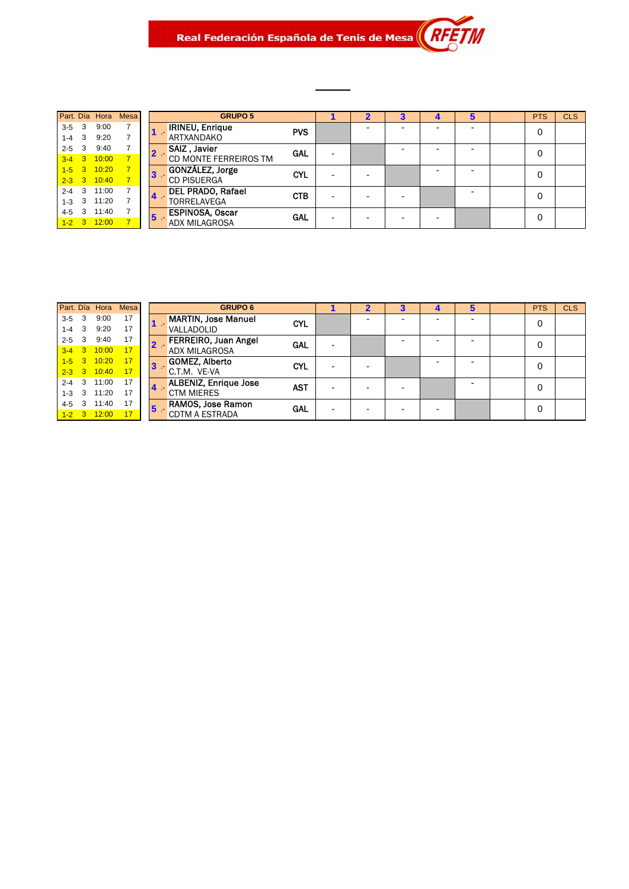Real Federación Española de Tenis de Mesa

| Part. | Día | Hora | Mesa |
|---|---|---|---|
| 3-5 | 3 | 9:00 | 7 |
| 1-4 | 3 | 9:20 | 7 |
| 2-5 | 3 | 9:40 | 7 |
| 3-4 | 3 | 10:00 | 7 |
| 1-5 | 3 | 10:20 | 7 |
| 2-3 | 3 | 10:40 | 7 |
| 2-4 | 3 | 11:00 | 7 |
| 1-3 | 3 | 11:20 | 7 |
| 4-5 | 3 | 11:40 | 7 |
| 1-2 | 3 | 12:00 | 7 |

| | GRUPO 5 | | 1 | 2 | 3 | 4 | 5 | | PTS | CLS |
|---|---|---|---|---|---|---|---|---|---|---|
| 1 .- | IRINEU, Enrique<br>ARTXANDAKO | PVS | | - | - | - | - | | 0 | |
| 2 .- | SAIZ , Javier<br>CD MONTE FERREIROS TM | GAL | - | | - | - | - | | 0 | |
| 3 .- | GONZÁLEZ, Jorge<br>CD PISUERGA | CYL | - | - | | - | - | | 0 | |
| 4 .- | DEL PRADO, Rafael<br>TORRELAVEGA | CTB | - | - | - | | - | | 0 | |
| 5 .- | ESPINOSA, Oscar<br>ADX MILAGROSA | GAL | - | - | - | - | | | 0 | |

| Part. | Día | Hora | Mesa |
|---|---|---|---|
| 3-5 | 3 | 9:00 | 17 |
| 1-4 | 3 | 9:20 | 17 |
| 2-5 | 3 | 9:40 | 17 |
| 3-4 | 3 | 10:00 | 17 |
| 1-5 | 3 | 10:20 | 17 |
| 2-3 | 3 | 10:40 | 17 |
| 2-4 | 3 | 11:00 | 17 |
| 1-3 | 3 | 11:20 | 17 |
| 4-5 | 3 | 11:40 | 17 |
| 1-2 | 3 | 12:00 | 17 |

| | GRUPO 6 | | 1 | 2 | 3 | 4 | 5 | | PTS | CLS |
|---|---|---|---|---|---|---|---|---|---|---|
| 1 .- | MARTIN, Jose Manuel<br>VALLADOLID | CYL | | - | - | - | - | | 0 | |
| 2 .- | FERREIRO, Juan Angel<br>ADX MILAGROSA | GAL | - | | - | - | - | | 0 | |
| 3 .- | GOMEZ, Alberto<br>C.T.M. VE-VA | CYL | - | - | | - | - | | 0 | |
| 4 .- | ALBENIZ, Enrique Jose<br>CTM MIERES | AST | - | - | - | | - | | 0 | |
| 5 .- | RAMOS, Jose Ramon<br>CDTM A ESTRADA | GAL | - | - | - | - | | | 0 | |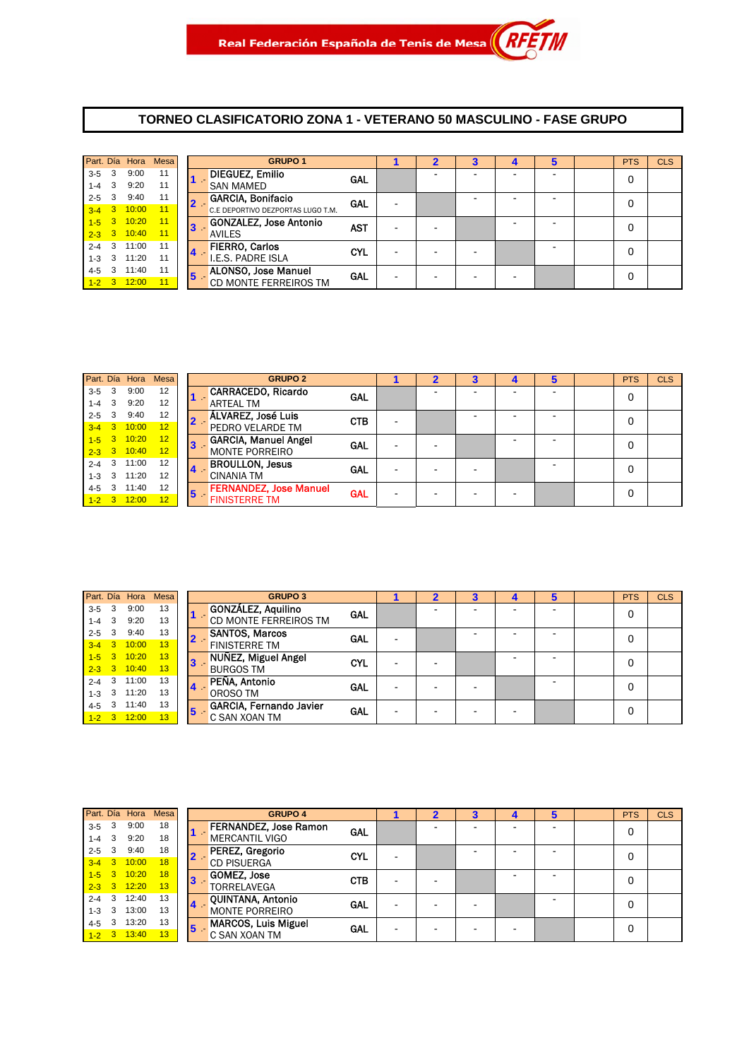Real Federación Española de Tenis de Mesa RFETM

# TORNEO CLASIFICATORIO ZONA 1 - VETERANO 50 MASCULINO - FASE GRUPO

| Part. | Día | Hora | Mesa |
|---|---|---|---|
| 3-5 | 3 | 9:00 | 11 |
| 1-4 | 3 | 9:20 | 11 |
| 2-5 | 3 | 9:40 | 11 |
| 3-4 | 3 | 10:00 | 11 |
| 1-5 | 3 | 10:20 | 11 |
| 2-3 | 3 | 10:40 | 11 |
| 2-4 | 3 | 11:00 | 11 |
| 1-3 | 3 | 11:20 | 11 |
| 4-5 | 3 | 11:40 | 11 |
| 1-2 | 3 | 12:00 | 11 |

| | GRUPO 1 | | 1 | 2 | 3 | 4 | 5 | | PTS | CLS |
|---|---|---|---|---|---|---|---|---|---|---|
| 1 .- | DIEGUEZ, Emilio<br>SAN MAMED | GAL | | - | - | - | - | | 0 | |
| 2 .- | GARCIA, Bonifacio<br>C.E DEPORTIVO DEZPORTAS LUGO T.M. | GAL | - | | - | - | - | | 0 | |
| 3 .- | GONZALEZ, Jose Antonio<br>AVILES | AST | - | - | | - | - | | 0 | |
| 4 .- | FIERRO, Carlos<br>I.E.S. PADRE ISLA | CYL | - | - | - | | - | | 0 | |
| 5 .- | ALONSO, Jose Manuel<br>CD MONTE FERREIROS TM | GAL | - | - | - | - | | | 0 | |

| Part. | Día | Hora | Mesa |
|---|---|---|---|
| 3-5 | 3 | 9:00 | 12 |
| 1-4 | 3 | 9:20 | 12 |
| 2-5 | 3 | 9:40 | 12 |
| 3-4 | 3 | 10:00 | 12 |
| 1-5 | 3 | 10:20 | 12 |
| 2-3 | 3 | 10:40 | 12 |
| 2-4 | 3 | 11:00 | 12 |
| 1-3 | 3 | 11:20 | 12 |
| 4-5 | 3 | 11:40 | 12 |
| 1-2 | 3 | 12:00 | 12 |

| | GRUPO 2 | | 1 | 2 | 3 | 4 | 5 | | PTS | CLS |
|---|---|---|---|---|---|---|---|---|---|---|
| 1 .- | CARRACEDO, Ricardo<br>ARTEAL TM | GAL | | - | - | - | - | | 0 | |
| 2 .- | ÁLVAREZ, José Luis<br>PEDRO VELARDE TM | CTB | - | | - | - | - | | 0 | |
| 3 .- | GARCIA, Manuel Angel<br>MONTE PORREIRO | GAL | - | - | | - | - | | 0 | |
| 4 .- | BROULLON, Jesus<br>CINANIA TM | GAL | - | - | - | | - | | 0 | |
| 5 .- | FERNANDEZ, Jose Manuel<br>FINISTERRE TM | GAL | - | - | - | - | | | 0 | |

| Part. | Día | Hora | Mesa |
|---|---|---|---|
| 3-5 | 3 | 9:00 | 13 |
| 1-4 | 3 | 9:20 | 13 |
| 2-5 | 3 | 9:40 | 13 |
| 3-4 | 3 | 10:00 | 13 |
| 1-5 | 3 | 10:20 | 13 |
| 2-3 | 3 | 10:40 | 13 |
| 2-4 | 3 | 11:00 | 13 |
| 1-3 | 3 | 11:20 | 13 |
| 4-5 | 3 | 11:40 | 13 |
| 1-2 | 3 | 12:00 | 13 |

| | GRUPO 3 | | 1 | 2 | 3 | 4 | 5 | | PTS | CLS |
|---|---|---|---|---|---|---|---|---|---|---|
| 1 .- | GONZÁLEZ, Aquilino<br>CD MONTE FERREIROS TM | GAL | | - | - | - | - | | 0 | |
| 2 .- | SANTOS, Marcos<br>FINISTERRE TM | GAL | - | | - | - | - | | 0 | |
| 3 .- | NUÑEZ, Miguel Angel<br>BURGOS TM | CYL | - | - | | - | - | | 0 | |
| 4 .- | PEÑA, Antonio<br>OROSO TM | GAL | - | - | - | | - | | 0 | |
| 5 .- | GARCIA, Fernando Javier<br>C SAN XOAN TM | GAL | - | - | - | - | | | 0 | |

| Part. | Día | Hora | Mesa |
|---|---|---|---|
| 3-5 | 3 | 9:00 | 18 |
| 1-4 | 3 | 9:20 | 18 |
| 2-5 | 3 | 9:40 | 18 |
| 3-4 | 3 | 10:00 | 18 |
| 1-5 | 3 | 10:20 | 18 |
| 2-3 | 3 | 12:20 | 13 |
| 2-4 | 3 | 12:40 | 13 |
| 1-3 | 3 | 13:00 | 13 |
| 4-5 | 3 | 13:20 | 13 |
| 1-2 | 3 | 13:40 | 13 |

| | GRUPO 4 | | 1 | 2 | 3 | 4 | 5 | | PTS | CLS |
|---|---|---|---|---|---|---|---|---|---|---|
| 1 .- | FERNANDEZ, Jose Ramon<br>MERCANTIL VIGO | GAL | | - | - | - | - | | 0 | |
| 2 .- | PEREZ, Gregorio<br>CD PISUERGA | CYL | - | | - | - | - | | 0 | |
| 3 .- | GOMEZ, Jose<br>TORRELAVEGA | CTB | - | - | | - | - | | 0 | |
| 4 .- | QUINTANA, Antonio<br>MONTE PORREIRO | GAL | - | - | - | | - | | 0 | |
| 5 .- | MARCOS, Luis Miguel<br>C SAN XOAN TM | GAL | - | - | - | - | | | 0 | |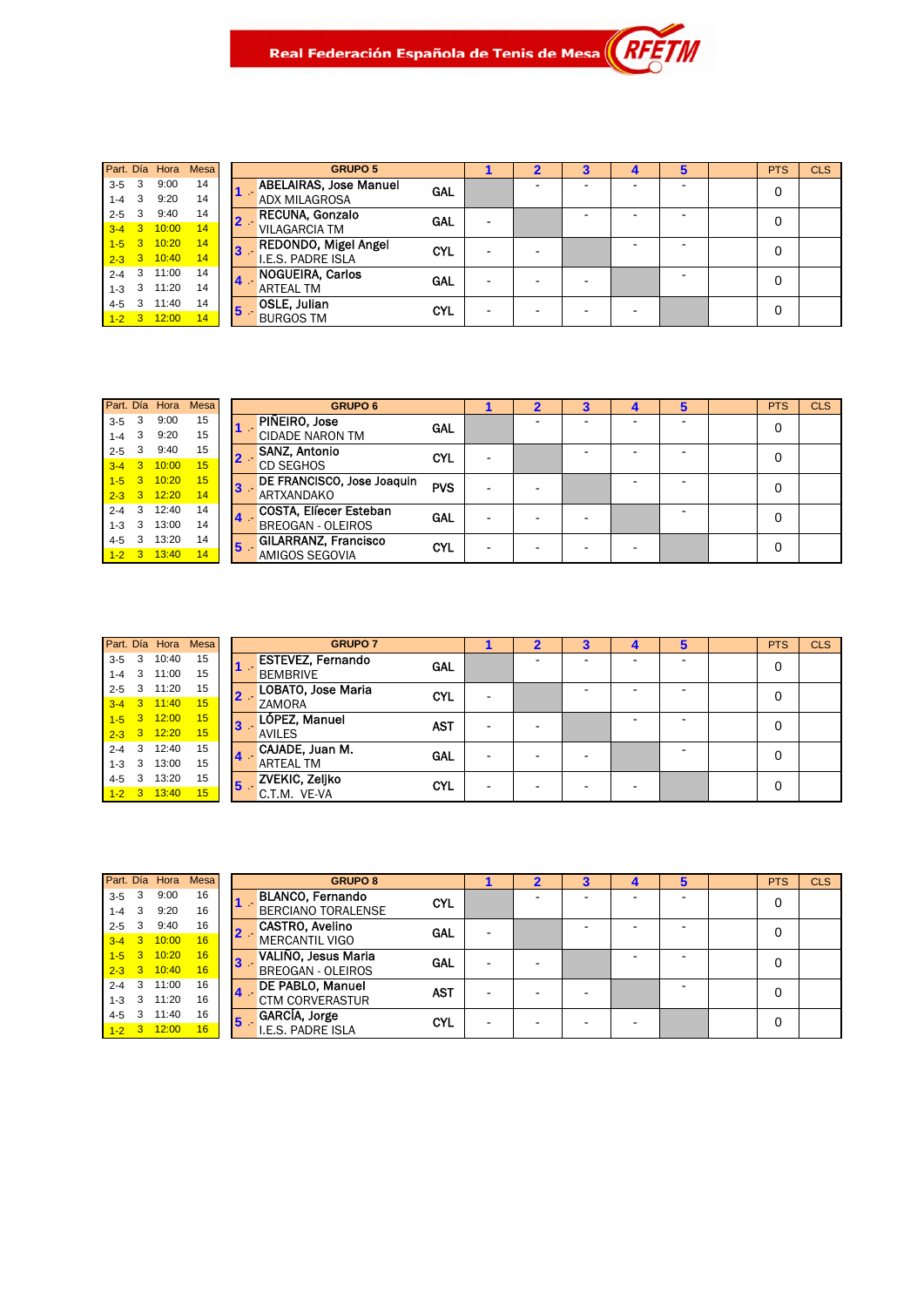Real Federación Española de Tenis de Mesa RFETM

| Part. | Día | Hora | Mesa |
|---|---|---|---|
| 3-5 | 3 | 9:00 | 14 |
| 1-4 | 3 | 9:20 | 14 |
| 2-5 | 3 | 9:40 | 14 |
| 3-4 | 3 | 10:00 | 14 |
| 1-5 | 3 | 10:20 | 14 |
| 2-3 | 3 | 10:40 | 14 |
| 2-4 | 3 | 11:00 | 14 |
| 1-3 | 3 | 11:20 | 14 |
| 4-5 | 3 | 11:40 | 14 |
| 1-2 | 3 | 12:00 | 14 |

| GRUPO 5 | | 1 | 2 | 3 | 4 | 5 | | PTS | CLS |
|---|---|---|---|---|---|---|---|---|---|
| 1 .- ABELAIRAS, Jose Manuel<br>ADX MILAGROSA | GAL | | - | - | - | - | | 0 | |
| 2 .- RECUNA, Gonzalo<br>VILAGARCIA TM | GAL | - | | - | - | - | | 0 | |
| 3 .- REDONDO, Migel Angel<br>I.E.S. PADRE ISLA | CYL | - | - | | - | - | | 0 | |
| 4 .- NOGUEIRA, Carlos<br>ARTEAL TM | GAL | - | - | - | | - | | 0 | |
| 5 .- OSLE, Julian<br>BURGOS TM | CYL | - | - | - | - | | | 0 | |

| Part. | Día | Hora | Mesa |
|---|---|---|---|
| 3-5 | 3 | 9:00 | 15 |
| 1-4 | 3 | 9:20 | 15 |
| 2-5 | 3 | 9:40 | 15 |
| 3-4 | 3 | 10:00 | 15 |
| 1-5 | 3 | 10:20 | 15 |
| 2-3 | 3 | 12:20 | 14 |
| 2-4 | 3 | 12:40 | 14 |
| 1-3 | 3 | 13:00 | 14 |
| 4-5 | 3 | 13:20 | 14 |
| 1-2 | 3 | 13:40 | 14 |

| GRUPO 6 | | 1 | 2 | 3 | 4 | 5 | | PTS | CLS |
|---|---|---|---|---|---|---|---|---|---|
| 1 .- PIÑEIRO, Jose<br>CIDADE NARON TM | GAL | | - | - | - | - | | 0 | |
| 2 .- SANZ, Antonio<br>CD SEGHOS | CYL | - | | - | - | - | | 0 | |
| 3 .- DE FRANCISCO, Jose Joaquin<br>ARTXANDAKO | PVS | - | - | | - | - | | 0 | |
| 4 .- COSTA, Elíecer Esteban<br>BREOGAN - OLEIROS | GAL | - | - | - | | - | | 0 | |
| 5 .- GILARRANZ, Francisco<br>AMIGOS SEGOVIA | CYL | - | - | - | - | | | 0 | |

| Part. | Día | Hora | Mesa |
|---|---|---|---|
| 3-5 | 3 | 10:40 | 15 |
| 1-4 | 3 | 11:00 | 15 |
| 2-5 | 3 | 11:20 | 15 |
| 3-4 | 3 | 11:40 | 15 |
| 1-5 | 3 | 12:00 | 15 |
| 2-3 | 3 | 12:20 | 15 |
| 2-4 | 3 | 12:40 | 15 |
| 1-3 | 3 | 13:00 | 15 |
| 4-5 | 3 | 13:20 | 15 |
| 1-2 | 3 | 13:40 | 15 |

| GRUPO 7 | | 1 | 2 | 3 | 4 | 5 | | PTS | CLS |
|---|---|---|---|---|---|---|---|---|---|
| 1 .- ESTEVEZ, Fernando<br>BEMBRIVE | GAL | | - | - | - | - | | 0 | |
| 2 .- LOBATO, Jose Maria<br>ZAMORA | CYL | - | | - | - | - | | 0 | |
| 3 .- LÓPEZ, Manuel<br>AVILES | AST | - | - | | - | - | | 0 | |
| 4 .- CAJADE, Juan M.<br>ARTEAL TM | GAL | - | - | - | | - | | 0 | |
| 5 .- ZVEKIC, Zeljko<br>C.T.M. VE-VA | CYL | - | - | - | - | | | 0 | |

| Part. | Día | Hora | Mesa |
|---|---|---|---|
| 3-5 | 3 | 9:00 | 16 |
| 1-4 | 3 | 9:20 | 16 |
| 2-5 | 3 | 9:40 | 16 |
| 3-4 | 3 | 10:00 | 16 |
| 1-5 | 3 | 10:20 | 16 |
| 2-3 | 3 | 10:40 | 16 |
| 2-4 | 3 | 11:00 | 16 |
| 1-3 | 3 | 11:20 | 16 |
| 4-5 | 3 | 11:40 | 16 |
| 1-2 | 3 | 12:00 | 16 |

| GRUPO 8 | | 1 | 2 | 3 | 4 | 5 | | PTS | CLS |
|---|---|---|---|---|---|---|---|---|---|
| 1 .- BLANCO, Fernando<br>BERCIANO TORALENSE | CYL | | - | - | - | - | | 0 | |
| 2 .- CASTRO, Avelino<br>MERCANTIL VIGO | GAL | - | | - | - | - | | 0 | |
| 3 .- VALIÑO, Jesus Maria<br>BREOGAN - OLEIROS | GAL | - | - | | - | - | | 0 | |
| 4 .- DE PABLO, Manuel<br>CTM CORVERASTUR | AST | - | - | - | | - | | 0 | |
| 5 .- GARCÍA, Jorge<br>I.E.S. PADRE ISLA | CYL | - | - | - | - | | | 0 | |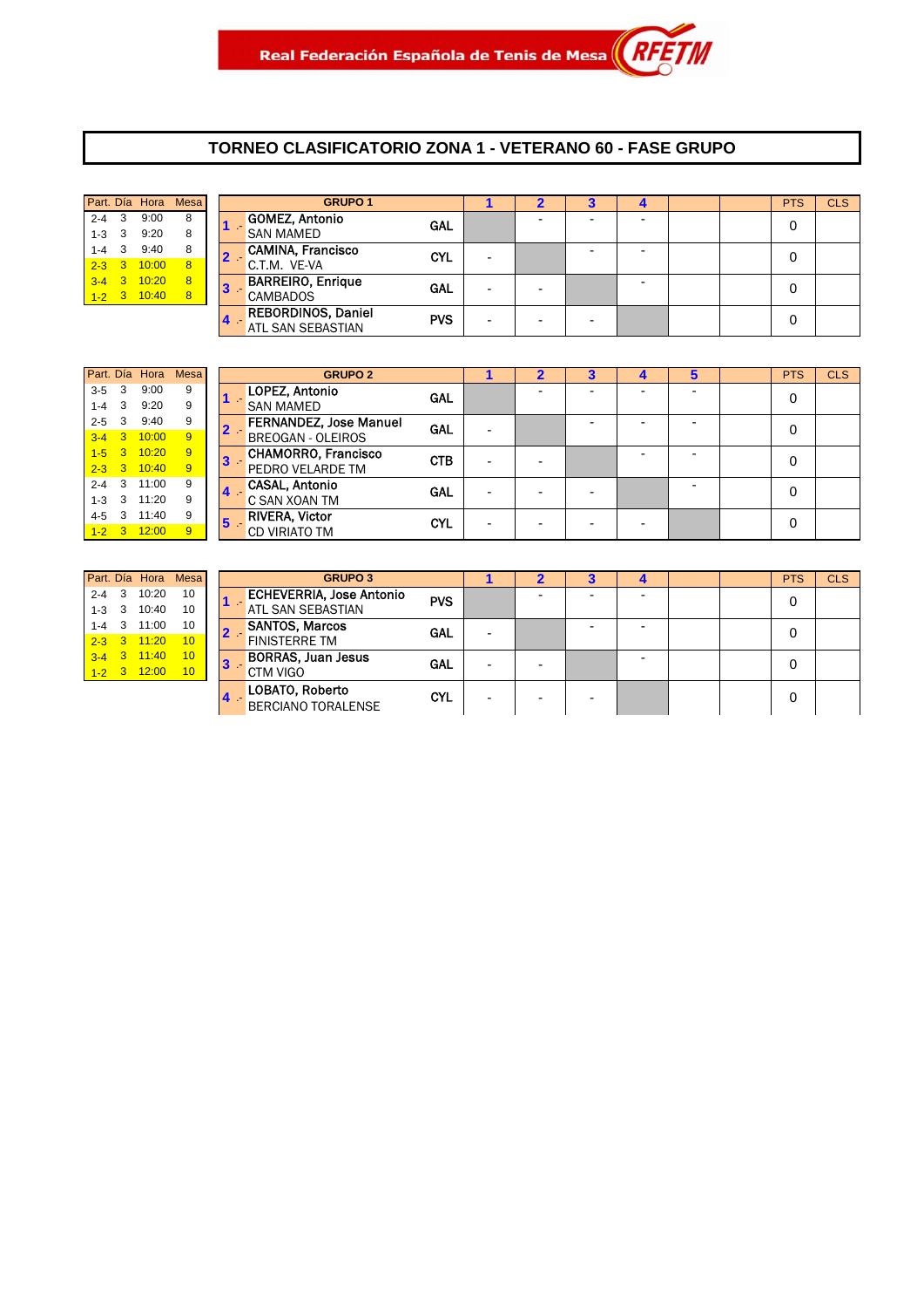Real Federación Española de Tenis de Mesa

# TORNEO CLASIFICATORIO ZONA 1 - VETERANO 60 - FASE GRUPO

| Part. | Día | Hora | Mesa |
|---|---|---|---|
| 2-4 | 3 | 9:00 | 8 |
| 1-3 | 3 | 9:20 | 8 |
| 1-4 | 3 | 9:40 | 8 |
| 2-3 | 3 | 10:00 | 8 |
| 3-4 | 3 | 10:20 | 8 |
| 1-2 | 3 | 10:40 | 8 |

| | GRUPO 1 | | 1 | 2 | 3 | 4 | | | PTS | CLS |
|---|---|---|---|---|---|---|---|---|---|---|
| 1 .- | GOMEZ, Antonio<br>SAN MAMED | GAL | | - | - | - | | | 0 | |
| 2 .- | CAMINA, Francisco<br>C.T.M. VE-VA | CYL | - | | - | - | | | 0 | |
| 3 .- | BARREIRO, Enrique<br>CAMBADOS | GAL | - | - | | - | | | 0 | |
| 4 .- | REBORDINOS, Daniel<br>ATL SAN SEBASTIAN | PVS | - | - | - | | | | 0 | |

| Part. | Día | Hora | Mesa |
|---|---|---|---|
| 3-5 | 3 | 9:00 | 9 |
| 1-4 | 3 | 9:20 | 9 |
| 2-5 | 3 | 9:40 | 9 |
| 3-4 | 3 | 10:00 | 9 |
| 1-5 | 3 | 10:20 | 9 |
| 2-3 | 3 | 10:40 | 9 |
| 2-4 | 3 | 11:00 | 9 |
| 1-3 | 3 | 11:20 | 9 |
| 4-5 | 3 | 11:40 | 9 |
| 1-2 | 3 | 12:00 | 9 |

| | GRUPO 2 | | 1 | 2 | 3 | 4 | 5 | | PTS | CLS |
|---|---|---|---|---|---|---|---|---|---|---|
| 1 .- | LOPEZ, Antonio<br>SAN MAMED | GAL | | - | - | - | - | | 0 | |
| 2 .- | FERNANDEZ, Jose Manuel<br>BREOGAN - OLEIROS | GAL | - | | - | - | - | | 0 | |
| 3 .- | CHAMORRO, Francisco<br>PEDRO VELARDE TM | CTB | - | - | | - | - | | 0 | |
| 4 .- | CASAL, Antonio<br>C SAN XOAN TM | GAL | - | - | - | | - | | 0 | |
| 5 .- | RIVERA, Victor<br>CD VIRIATO TM | CYL | - | - | - | - | | | 0 | |

| Part. | Día | Hora | Mesa |
|---|---|---|---|
| 2-4 | 3 | 10:20 | 10 |
| 1-3 | 3 | 10:40 | 10 |
| 1-4 | 3 | 11:00 | 10 |
| 2-3 | 3 | 11:20 | 10 |
| 3-4 | 3 | 11:40 | 10 |
| 1-2 | 3 | 12:00 | 10 |

| | GRUPO 3 | | 1 | 2 | 3 | 4 | | | PTS | CLS |
|---|---|---|---|---|---|---|---|---|---|---|
| 1 .- | ECHEVERRIA, Jose Antonio<br>ATL SAN SEBASTIAN | PVS | | - | - | - | | | 0 | |
| 2 .- | SANTOS, Marcos<br>FINISTERRE TM | GAL | - | | - | - | | | 0 | |
| 3 .- | BORRAS, Juan Jesus<br>CTM VIGO | GAL | - | - | | - | | | 0 | |
| 4 .- | LOBATO, Roberto<br>BERCIANO TORALENSE | CYL | - | - | - | | | | 0 | |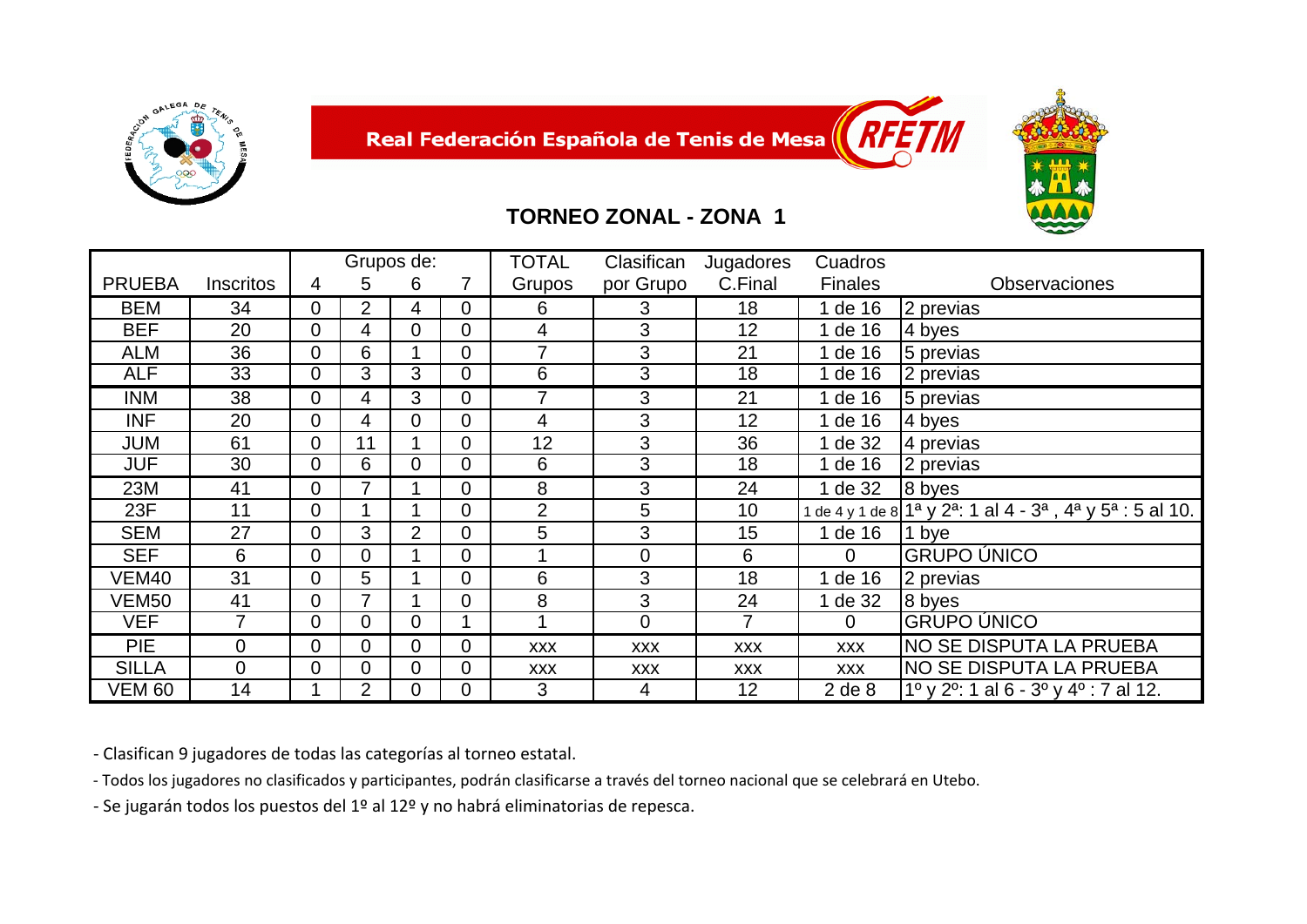Real Federación Española de Tenis de Mesa

## TORNEO ZONAL - ZONA 1

| PRUEBA | Inscritos | Grupos de: 4 | 5 | 6 | 7 | TOTAL Grupos | Clasifican por Grupo | Jugadores C.Final | Cuadros Finales | Observaciones |
|---|---|---|---|---|---|---|---|---|---|---|
| BEM | 34 | 0 | 2 | 4 | 0 | 6 | 3 | 18 | 1 de 16 | 2 previas |
| BEF | 20 | 0 | 4 | 0 | 0 | 4 | 3 | 12 | 1 de 16 | 4 byes |
| ALM | 36 | 0 | 6 | 1 | 0 | 7 | 3 | 21 | 1 de 16 | 5 previas |
| ALF | 33 | 0 | 3 | 3 | 0 | 6 | 3 | 18 | 1 de 16 | 2 previas |
| INM | 38 | 0 | 4 | 3 | 0 | 7 | 3 | 21 | 1 de 16 | 5 previas |
| INF | 20 | 0 | 4 | 0 | 0 | 4 | 3 | 12 | 1 de 16 | 4 byes |
| JUM | 61 | 0 | 11 | 1 | 0 | 12 | 3 | 36 | 1 de 32 | 4 previas |
| JUF | 30 | 0 | 6 | 0 | 0 | 6 | 3 | 18 | 1 de 16 | 2 previas |
| 23M | 41 | 0 | 7 | 1 | 0 | 8 | 3 | 24 | 1 de 32 | 8 byes |
| 23F | 11 | 0 | 1 | 1 | 0 | 2 | 5 | 10 | 1 de 4 y 1 de 8 | 1ª y 2ª: 1 al 4 - 3ª , 4ª y 5ª : 5 al 10. |
| SEM | 27 | 0 | 3 | 2 | 0 | 5 | 3 | 15 | 1 de 16 | 1 bye |
| SEF | 6 | 0 | 0 | 1 | 0 | 1 | 0 | 6 | 0 | GRUPO ÚNICO |
| VEM40 | 31 | 0 | 5 | 1 | 0 | 6 | 3 | 18 | 1 de 16 | 2 previas |
| VEM50 | 41 | 0 | 7 | 1 | 0 | 8 | 3 | 24 | 1 de 32 | 8 byes |
| VEF | 7 | 0 | 0 | 0 | 1 | 1 | 0 | 7 | 0 | GRUPO ÚNICO |
| PIE | 0 | 0 | 0 | 0 | 0 | XXX | XXX | XXX | XXX | NO SE DISPUTA LA PRUEBA |
| SILLA | 0 | 0 | 0 | 0 | 0 | XXX | XXX | XXX | XXX | NO SE DISPUTA LA PRUEBA |
| VEM 60 | 14 | 1 | 2 | 0 | 0 | 3 | 4 | 12 | 2 de 8 | 1º y 2º: 1 al 6 - 3º y 4º : 7 al 12. |

- Clasifican 9 jugadores de todas las categorías al torneo estatal.
- Todos los jugadores no clasificados y participantes, podrán clasificarse a través del torneo nacional que se celebrará en Utebo.
- Se jugarán todos los puestos del 1º al 12º y no habrá eliminatorias de repesca.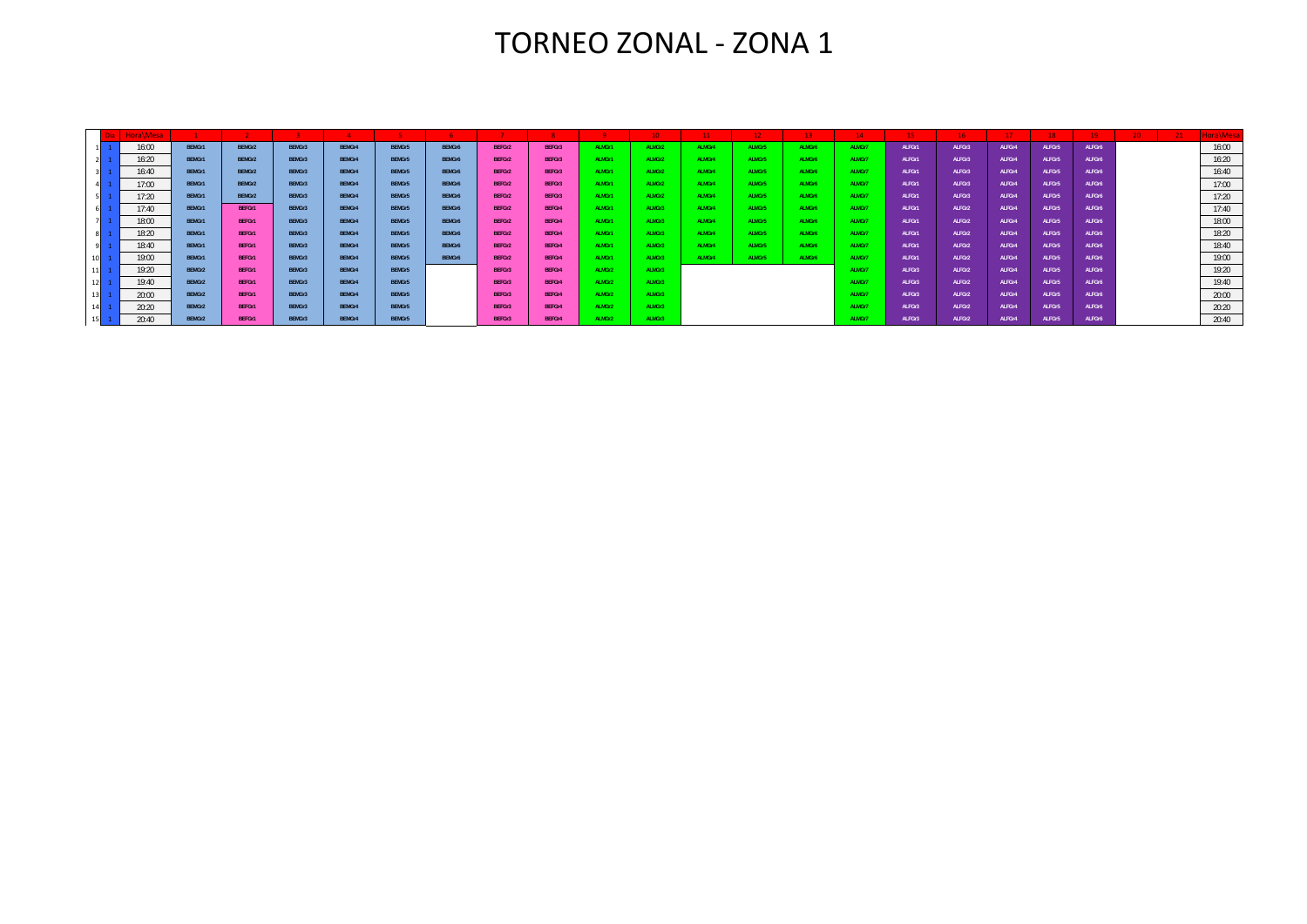# TORNEO ZONAL - ZONA 1

| | Dia | Hora\Mesa | 1 | 2 | 3 | 4 | 5 | 6 | 7 | 8 | 9 | 10 | 11 | 12 | 13 | 14 | 15 | 16 | 17 | 18 | 19 | 20 | 21 | Hora\Mesa |
|---|---|---|---|---|---|---|---|---|---|---|---|---|---|---|---|---|---|---|---|---|---|---|---|---|
| 1 | 1 | 16:00 | BEMGr1 | BEMGr2 | BEMGr3 | BEMGr4 | BEMGr5 | BEMGr6 | BEFGr2 | BEFGr3 | ALMGr1 | ALMGr2 | ALMGr4 | ALMGr5 | ALMGr6 | ALMGr7 | ALFGr1 | ALFGr3 | ALFGr4 | ALFGr5 | ALFGr6 | | | 16:00 |
| 2 | 1 | 16:20 | BEMGr1 | BEMGr2 | BEMGr3 | BEMGr4 | BEMGr5 | BEMGr6 | BEFGr2 | BEFGr3 | ALMGr1 | ALMGr2 | ALMGr4 | ALMGr5 | ALMGr6 | ALMGr7 | ALFGr1 | ALFGr3 | ALFGr4 | ALFGr5 | ALFGr6 | | | 16:20 |
| 3 | 1 | 16:40 | BEMGr1 | BEMGr2 | BEMGr3 | BEMGr4 | BEMGr5 | BEMGr6 | BEFGr2 | BEFGr3 | ALMGr1 | ALMGr2 | ALMGr4 | ALMGr5 | ALMGr6 | ALMGr7 | ALFGr1 | ALFGr3 | ALFGr4 | ALFGr5 | ALFGr6 | | | 16:40 |
| 4 | 1 | 17:00 | BEMGr1 | BEMGr2 | BEMGr3 | BEMGr4 | BEMGr5 | BEMGr6 | BEFGr2 | BEFGr3 | ALMGr1 | ALMGr2 | ALMGr4 | ALMGr5 | ALMGr6 | ALMGr7 | ALFGr1 | ALFGr3 | ALFGr4 | ALFGr5 | ALFGr6 | | | 17:00 |
| 5 | 1 | 17:20 | BEMGr1 | BEMGr2 | BEMGr3 | BEMGr4 | BEMGr5 | BEMGr6 | BEFGr2 | BEFGr3 | ALMGr1 | ALMGr2 | ALMGr4 | ALMGr5 | ALMGr6 | ALMGr7 | ALFGr1 | ALFGr3 | ALFGr4 | ALFGr5 | ALFGr6 | | | 17:20 |
| 6 | 1 | 17:40 | BEMGr1 | BEFGr1 | BEMGr3 | BEMGr4 | BEMGr5 | BEMGr6 | BEFGr2 | BEFGr4 | ALMGr1 | ALMGr3 | ALMGr4 | ALMGr5 | ALMGr6 | ALMGr7 | ALFGr1 | ALFGr2 | ALFGr4 | ALFGr5 | ALFGr6 | | | 17:40 |
| 7 | 1 | 18:00 | BEMGr1 | BEFGr1 | BEMGr3 | BEMGr4 | BEMGr5 | BEMGr6 | BEFGr2 | BEFGr4 | ALMGr1 | ALMGr3 | ALMGr4 | ALMGr5 | ALMGr6 | ALMGr7 | ALFGr1 | ALFGr2 | ALFGr4 | ALFGr5 | ALFGr6 | | | 18:00 |
| 8 | 1 | 18:20 | BEMGr1 | BEFGr1 | BEMGr3 | BEMGr4 | BEMGr5 | BEMGr6 | BEFGr2 | BEFGr4 | ALMGr1 | ALMGr3 | ALMGr4 | ALMGr5 | ALMGr6 | ALMGr7 | ALFGr1 | ALFGr2 | ALFGr4 | ALFGr5 | ALFGr6 | | | 18:20 |
| 9 | 1 | 18:40 | BEMGr1 | BEFGr1 | BEMGr3 | BEMGr4 | BEMGr5 | BEMGr6 | BEFGr2 | BEFGr4 | ALMGr1 | ALMGr3 | ALMGr4 | ALMGr5 | ALMGr6 | ALMGr7 | ALFGr1 | ALFGr2 | ALFGr4 | ALFGr5 | ALFGr6 | | | 18:40 |
| 10 | 1 | 19:00 | BEMGr1 | BEFGr1 | BEMGr3 | BEMGr4 | BEMGr5 | BEMGr6 | BEFGr2 | BEFGr4 | ALMGr1 | ALMGr3 | ALMGr4 | ALMGr5 | ALMGr6 | ALMGr7 | ALFGr1 | ALFGr2 | ALFGr4 | ALFGr5 | ALFGr6 | | | 19:00 |
| 11 | 1 | 19:20 | BEMGr2 | BEFGr1 | BEMGr3 | BEMGr4 | BEMGr5 | | BEFGr3 | BEFGr4 | ALMGr2 | ALMGr3 | | | | ALMGr7 | ALFGr3 | ALFGr2 | ALFGr4 | ALFGr5 | ALFGr6 | | | 19:20 |
| 12 | 1 | 19:40 | BEMGr2 | BEFGr1 | BEMGr3 | BEMGr4 | BEMGr5 | | BEFGr3 | BEFGr4 | ALMGr2 | ALMGr3 | | | | ALMGr7 | ALFGr3 | ALFGr2 | ALFGr4 | ALFGr5 | ALFGr6 | | | 19:40 |
| 13 | 1 | 20:00 | BEMGr2 | BEFGr1 | BEMGr3 | BEMGr4 | BEMGr5 | | BEFGr3 | BEFGr4 | ALMGr2 | ALMGr3 | | | | ALMGr7 | ALFGr3 | ALFGr2 | ALFGr4 | ALFGr5 | ALFGr6 | | | 20:00 |
| 14 | 1 | 20:20 | BEMGr2 | BEFGr1 | BEMGr3 | BEMGr4 | BEMGr5 | | BEFGr3 | BEFGr4 | ALMGr2 | ALMGr3 | | | | ALMGr7 | ALFGr3 | ALFGr2 | ALFGr4 | ALFGr5 | ALFGr6 | | | 20:20 |
| 15 | 1 | 20:40 | BEMGr2 | BEFGr1 | BEMGr3 | BEMGr4 | BEMGr5 | | BEFGr3 | BEFGr4 | ALMGr2 | ALMGr3 | | | | ALMGr7 | ALFGr3 | ALFGr2 | ALFGr4 | ALFGr5 | ALFGr6 | | | 20:40 |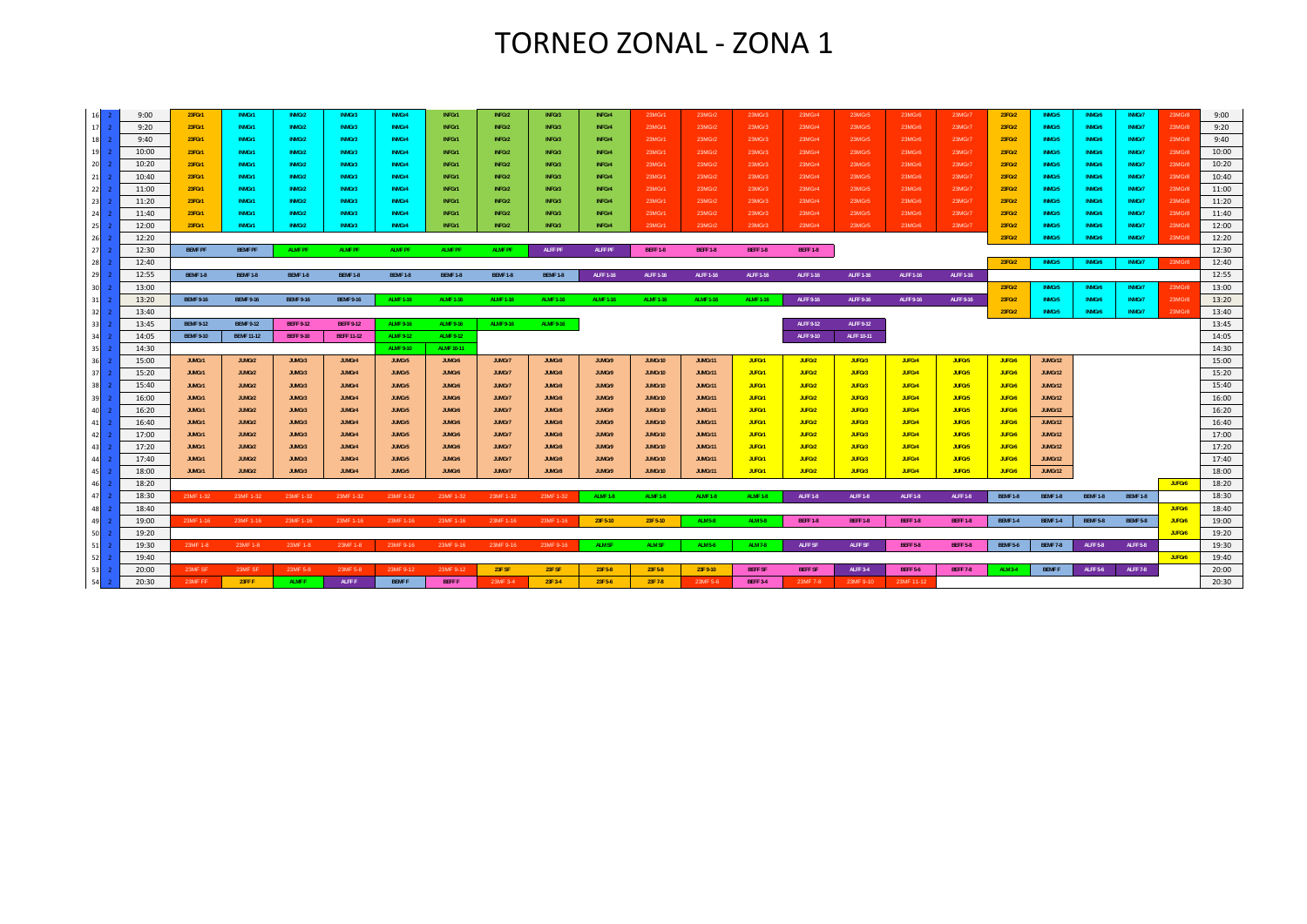# TORNEO ZONAL - ZONA 1

| | | | | | | | | | | | | | | | | | | | | | | | |
|---|---|---|---|---|---|---|---|---|---|---|---|---|---|---|---|---|---|---|---|---|---|---|---|
| 16 | 2 | 9:00 | 23FGr1 | INMGr1 | INMGr2 | INMGr3 | INMGr4 | INFGr1 | INFGr2 | INFGr3 | INFGr4 | 23MGr1 | 23MGr2 | 23MGr3 | 23MGr4 | 23MGr5 | 23MGr6 | 23MGr7 | 23FGr2 | INMGr5 | INMGr6 | INMGr7 | 23MGr8 | 9:00 |
| 17 | 2 | 9:20 | 23FGr1 | INMGr1 | INMGr2 | INMGr3 | INMGr4 | INFGr1 | INFGr2 | INFGr3 | INFGr4 | 23MGr1 | 23MGr2 | 23MGr3 | 23MGr4 | 23MGr5 | 23MGr6 | 23MGr7 | 23FGr2 | INMGr5 | INMGr6 | INMGr7 | 23MGr8 | 9:20 |
| 18 | 2 | 9:40 | 23FGr1 | INMGr1 | INMGr2 | INMGr3 | INMGr4 | INFGr1 | INFGr2 | INFGr3 | INFGr4 | 23MGr1 | 23MGr2 | 23MGr3 | 23MGr4 | 23MGr5 | 23MGr6 | 23MGr7 | 23FGr2 | INMGr5 | INMGr6 | INMGr7 | 23MGr8 | 9:40 |
| 19 | 2 | 10:00 | 23FGr1 | INMGr1 | INMGr2 | INMGr3 | INMGr4 | INFGr1 | INFGr2 | INFGr3 | INFGr4 | 23MGr1 | 23MGr2 | 23MGr3 | 23MGr4 | 23MGr5 | 23MGr6 | 23MGr7 | 23FGr2 | INMGr5 | INMGr6 | INMGr7 | 23MGr8 | 10:00 |
| 20 | 2 | 10:20 | 23FGr1 | INMGr1 | INMGr2 | INMGr3 | INMGr4 | INFGr1 | INFGr2 | INFGr3 | INFGr4 | 23MGr1 | 23MGr2 | 23MGr3 | 23MGr4 | 23MGr5 | 23MGr6 | 23MGr7 | 23FGr2 | INMGr5 | INMGr6 | INMGr7 | 23MGr8 | 10:20 |
| 21 | 2 | 10:40 | 23FGr1 | INMGr1 | INMGr2 | INMGr3 | INMGr4 | INFGr1 | INFGr2 | INFGr3 | INFGr4 | 23MGr1 | 23MGr2 | 23MGr3 | 23MGr4 | 23MGr5 | 23MGr6 | 23MGr7 | 23FGr2 | INMGr5 | INMGr6 | INMGr7 | 23MGr8 | 10:40 |
| 22 | 2 | 11:00 | 23FGr1 | INMGr1 | INMGr2 | INMGr3 | INMGr4 | INFGr1 | INFGr2 | INFGr3 | INFGr4 | 23MGr1 | 23MGr2 | 23MGr3 | 23MGr4 | 23MGr5 | 23MGr6 | 23MGr7 | 23FGr2 | INMGr5 | INMGr6 | INMGr7 | 23MGr8 | 11:00 |
| 23 | 2 | 11:20 | 23FGr1 | INMGr1 | INMGr2 | INMGr3 | INMGr4 | INFGr1 | INFGr2 | INFGr3 | INFGr4 | 23MGr1 | 23MGr2 | 23MGr3 | 23MGr4 | 23MGr5 | 23MGr6 | 23MGr7 | 23FGr2 | INMGr5 | INMGr6 | INMGr7 | 23MGr8 | 11:20 |
| 24 | 2 | 11:40 | 23FGr1 | INMGr1 | INMGr2 | INMGr3 | INMGr4 | INFGr1 | INFGr2 | INFGr3 | INFGr4 | 23MGr1 | 23MGr2 | 23MGr3 | 23MGr4 | 23MGr5 | 23MGr6 | 23MGr7 | 23FGr2 | INMGr5 | INMGr6 | INMGr7 | 23MGr8 | 11:40 |
| 25 | 2 | 12:00 | 23FGr1 | INMGr1 | INMGr2 | INMGr3 | INMGr4 | INFGr1 | INFGr2 | INFGr3 | INFGr4 | 23MGr1 | 23MGr2 | 23MGr3 | 23MGr4 | 23MGr5 | 23MGr6 | 23MGr7 | 23FGr2 | INMGr5 | INMGr6 | INMGr7 | 23MGr8 | 12:00 |
| 26 | 2 | 12:20 | | | | | | | | | | | | | | | | | 23FGr2 | INMGr5 | INMGr6 | INMGr7 | 23MGr8 | 12:20 |
| 27 | 2 | 12:30 | BEMF PF | BEMF PF | ALMF PF | ALMF PF | ALMF PF | ALMF PF | ALMF PF | ALFF PF | ALFF PF | BEFF 1-8 | BEFF 1-8 | BEFF 1-8 | BEFF 1-8 | | | | | | | | | 12:30 |
| 28 | 2 | 12:40 | | | | | | | | | | | | | | | | | 23FGr2 | INMGr5 | INMGr6 | INMGr7 | 23MGr8 | 12:40 |
| 29 | 2 | 12:55 | BEMF 1-8 | BEMF 1-8 | BEMF 1-8 | BEMF 1-8 | BEMF 1-8 | BEMF 1-8 | BEMF 1-8 | BEMF 1-8 | ALFF 1-16 | ALFF 1-16 | ALFF 1-16 | ALFF 1-16 | ALFF 1-16 | ALFF 1-16 | ALFF 1-16 | ALFF 1-16 | | | | | | 12:55 |
| 30 | 2 | 13:00 | | | | | | | | | | | | | | | | | 23FGr2 | INMGr5 | INMGr6 | INMGr7 | 23MGr8 | 13:00 |
| 31 | 2 | 13:20 | BEMF 9-16 | BEMF 9-16 | BEMF 9-16 | BEMF 9-16 | ALMF 1-16 | ALMF 1-16 | ALMF 1-16 | ALMF 1-16 | ALMF 1-16 | ALMF 1-16 | ALMF 1-16 | ALMF 1-16 | ALFF 9-16 | ALFF 9-16 | ALFF 9-16 | ALFF 9-16 | 23FGr2 | INMGr5 | INMGr6 | INMGr7 | 23MGr8 | 13:20 |
| 32 | 2 | 13:40 | | | | | | | | | | | | | | | | | 23FGr2 | INMGr5 | INMGr6 | INMGr7 | 23MGr8 | 13:40 |
| 33 | 2 | 13:45 | BEMF 9-12 | BEMF 9-12 | BEFF 9-12 | BEFF 9-12 | ALMF 9-16 | ALMF 9-16 | ALMF 9-16 | ALMF 9-16 | | | | | ALFF 9-12 | ALFF 9-12 | | | | | | | | 13:45 |
| 34 | 2 | 14:05 | BEMF 9-10 | BEMF 11-12 | BEFF 9-10 | BEFF 11-12 | ALMF 9-12 | ALMF 9-12 | | | | | | | ALFF 9-10 | ALFF 10-11 | | | | | | | | 14:05 |
| 35 | 2 | 14:30 | | | | | ALMF 9-10 | ALMF 10-11 | | | | | | | | | | | | | | | | 14:30 |
| 36 | 2 | 15:00 | JUMGr1 | JUMGr2 | JUMGr3 | JUMGr4 | JUMGr5 | JUMGr6 | JUMGr7 | JUMGr8 | JUMGr9 | JUMGr10 | JUMGr11 | JUFGr1 | JUFGr2 | JUFGr3 | JUFGr4 | JUFGr5 | JUFGr6 | JUMGr12 | | | | 15:00 |
| 37 | 2 | 15:20 | JUMGr1 | JUMGr2 | JUMGr3 | JUMGr4 | JUMGr5 | JUMGr6 | JUMGr7 | JUMGr8 | JUMGr9 | JUMGr10 | JUMGr11 | JUFGr1 | JUFGr2 | JUFGr3 | JUFGr4 | JUFGr5 | JUFGr6 | JUMGr12 | | | | 15:20 |
| 38 | 2 | 15:40 | JUMGr1 | JUMGr2 | JUMGr3 | JUMGr4 | JUMGr5 | JUMGr6 | JUMGr7 | JUMGr8 | JUMGr9 | JUMGr10 | JUMGr11 | JUFGr1 | JUFGr2 | JUFGr3 | JUFGr4 | JUFGr5 | JUFGr6 | JUMGr12 | | | | 15:40 |
| 39 | 2 | 16:00 | JUMGr1 | JUMGr2 | JUMGr3 | JUMGr4 | JUMGr5 | JUMGr6 | JUMGr7 | JUMGr8 | JUMGr9 | JUMGr10 | JUMGr11 | JUFGr1 | JUFGr2 | JUFGr3 | JUFGr4 | JUFGr5 | JUFGr6 | JUMGr12 | | | | 16:00 |
| 40 | 2 | 16:20 | JUMGr1 | JUMGr2 | JUMGr3 | JUMGr4 | JUMGr5 | JUMGr6 | JUMGr7 | JUMGr8 | JUMGr9 | JUMGr10 | JUMGr11 | JUFGr1 | JUFGr2 | JUFGr3 | JUFGr4 | JUFGr5 | JUFGr6 | JUMGr12 | | | | 16:20 |
| 41 | 2 | 16:40 | JUMGr1 | JUMGr2 | JUMGr3 | JUMGr4 | JUMGr5 | JUMGr6 | JUMGr7 | JUMGr8 | JUMGr9 | JUMGr10 | JUMGr11 | JUFGr1 | JUFGr2 | JUFGr3 | JUFGr4 | JUFGr5 | JUFGr6 | JUMGr12 | | | | 16:40 |
| 42 | 2 | 17:00 | JUMGr1 | JUMGr2 | JUMGr3 | JUMGr4 | JUMGr5 | JUMGr6 | JUMGr7 | JUMGr8 | JUMGr9 | JUMGr10 | JUMGr11 | JUFGr1 | JUFGr2 | JUFGr3 | JUFGr4 | JUFGr5 | JUFGr6 | JUMGr12 | | | | 17:00 |
| 43 | 2 | 17:20 | JUMGr1 | JUMGr2 | JUMGr3 | JUMGr4 | JUMGr5 | JUMGr6 | JUMGr7 | JUMGr8 | JUMGr9 | JUMGr10 | JUMGr11 | JUFGr1 | JUFGr2 | JUFGr3 | JUFGr4 | JUFGr5 | JUFGr6 | JUMGr12 | | | | 17:20 |
| 44 | 2 | 17:40 | JUMGr1 | JUMGr2 | JUMGr3 | JUMGr4 | JUMGr5 | JUMGr6 | JUMGr7 | JUMGr8 | JUMGr9 | JUMGr10 | JUMGr11 | JUFGr1 | JUFGr2 | JUFGr3 | JUFGr4 | JUFGr5 | JUFGr6 | JUMGr12 | | | | 17:40 |
| 45 | 2 | 18:00 | JUMGr1 | JUMGr2 | JUMGr3 | JUMGr4 | JUMGr5 | JUMGr6 | JUMGr7 | JUMGr8 | JUMGr9 | JUMGr10 | JUMGr11 | JUFGr1 | JUFGr2 | JUFGr3 | JUFGr4 | JUFGr5 | JUFGr6 | JUMGr12 | | | | 18:00 |
| 46 | 2 | 18:20 | | | | | | | | | | | | | | | | | | | | | JUFGr6 | 18:20 |
| 47 | 2 | 18:30 | 23MF 1-32 | 23MF 1-32 | 23MF 1-32 | 23MF 1-32 | 23MF 1-32 | 23MF 1-32 | 23MF 1-32 | 23MF 1-32 | ALMF 1-8 | ALMF 1-8 | ALMF 1-8 | ALMF 1-8 | ALFF 1-8 | ALFF 1-8 | ALFF 1-8 | ALFF 1-8 | BEMF 1-8 | BEMF 1-8 | BEMF 1-8 | BEMF 1-8 | | 18:30 |
| 48 | 2 | 18:40 | | | | | | | | | | | | | | | | | | | | | JUFGr6 | 18:40 |
| 49 | 2 | 19:00 | 23MF 1-16 | 23MF 1-16 | 23MF 1-16 | 23MF 1-16 | 23MF 1-16 | 23MF 1-16 | 23MF 1-16 | 23MF 1-16 | 23F 5-10 | 23F 5-10 | ALM 5-8 | ALM 5-8 | BEFF 1-8 | BEFF 1-8 | BEFF 1-8 | BEFF 1-8 | BEMF 1-4 | BEMF 1-4 | BEMF 5-8 | BEMF 5-8 | JUFGr6 | 19:00 |
| 50 | 2 | 19:20 | | | | | | | | | | | | | | | | | | | | | JUFGr6 | 19:20 |
| 51 | 2 | 19:30 | 23MF 1-8 | 23MF 1-8 | 23MF 1-8 | 23MF 1-8 | 23MF 9-16 | 23MF 9-16 | 23MF 9-16 | 23MF 9-16 | ALM SF | ALM SF | ALM 5-6 | ALM 7-8 | ALFF SF | ALFF SF | BEFF 5-8 | BEFF 5-8 | BEMF 5-6 | BEMF 7-8 | ALFF 5-8 | ALFF 5-8 | | 19:30 |
| 52 | 2 | 19:40 | | | | | | | | | | | | | | | | | | | | | JUFGr6 | 19:40 |
| 53 | 2 | 20:00 | 23MF SF | 23MF SF | 23MF 5-8 | 23MF 5-8 | 23MF 9-12 | 23MF 9-12 | 23F SF | 23F SF | 23F 5-8 | 23F 5-8 | 23F 9-10 | BEFF SF | BEFF SF | ALFF 3-4 | BEFF 5-6 | BEFF 7-8 | ALM 3-4 | BEMF F | ALFF 5-6 | ALFF 7-8 | | 20:00 |
| 54 | 2 | 20:30 | 23MF FF | 23F F | ALMF F | ALFF F | BEMF F | BEFF F | 23MF 3-4 | 23F 3-4 | 23F 5-6 | 23F 7-8 | 23MF 5-6 | BEFF 3-4 | 23MF 7-8 | 23MF 9-10 | 23MF 11-12 | | | | | | | 20:30 |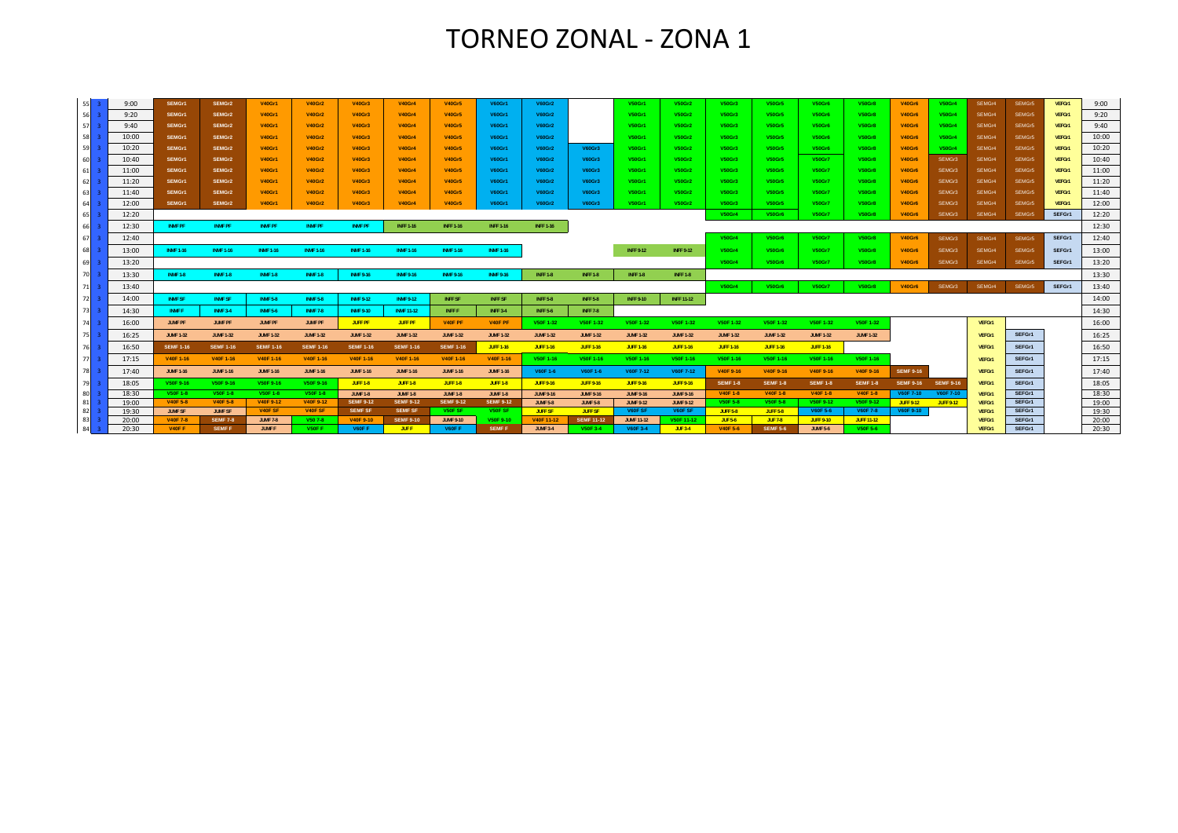# TORNEO ZONAL - ZONA 1

| | | | | | | | | | | | | | | | | | | | | | | | | |
|---|---|---|---|---|---|---|---|---|---|---|---|---|---|---|---|---|---|---|---|---|---|---|---|---|
| 55 | 3 | 9:00 | SEMGr1 | SEMGr2 | V40Gr1 | V40Gr2 | V40Gr3 | V40Gr4 | V40Gr5 | V60Gr1 | V60Gr2 | | V50Gr1 | V50Gr2 | V50Gr3 | V50Gr5 | V50Gr6 | V50Gr8 | V40Gr6 | V50Gr4 | SEMGr4 | SEMGr5 | VEFGr1 | 9:00 |
| 56 | 3 | 9:20 | SEMGr1 | SEMGr2 | V40Gr1 | V40Gr2 | V40Gr3 | V40Gr4 | V40Gr5 | V60Gr1 | V60Gr2 | | V50Gr1 | V50Gr2 | V50Gr3 | V50Gr5 | V50Gr6 | V50Gr8 | V40Gr6 | V50Gr4 | SEMGr4 | SEMGr5 | VEFGr1 | 9:20 |
| 57 | 3 | 9:40 | SEMGr1 | SEMGr2 | V40Gr1 | V40Gr2 | V40Gr3 | V40Gr4 | V40Gr5 | V60Gr1 | V60Gr2 | | V50Gr1 | V50Gr2 | V50Gr3 | V50Gr5 | V50Gr6 | V50Gr8 | V40Gr6 | V50Gr4 | SEMGr4 | SEMGr5 | VEFGr1 | 9:40 |
| 58 | 3 | 10:00 | SEMGr1 | SEMGr2 | V40Gr1 | V40Gr2 | V40Gr3 | V40Gr4 | V40Gr5 | V60Gr1 | V60Gr2 | | V50Gr1 | V50Gr2 | V50Gr3 | V50Gr5 | V50Gr6 | V50Gr8 | V40Gr6 | V50Gr4 | SEMGr4 | SEMGr5 | VEFGr1 | 10:00 |
| 59 | 3 | 10:20 | SEMGr1 | SEMGr2 | V40Gr1 | V40Gr2 | V40Gr3 | V40Gr4 | V40Gr5 | V60Gr1 | V60Gr2 | V60Gr3 | V50Gr1 | V50Gr2 | V50Gr3 | V50Gr5 | V50Gr6 | V50Gr8 | V40Gr6 | V50Gr4 | SEMGr4 | SEMGr5 | VEFGr1 | 10:20 |
| 60 | 3 | 10:40 | SEMGr1 | SEMGr2 | V40Gr1 | V40Gr2 | V40Gr3 | V40Gr4 | V40Gr5 | V60Gr1 | V60Gr2 | V60Gr3 | V50Gr1 | V50Gr2 | V50Gr3 | V50Gr5 | V50Gr7 | V50Gr8 | V40Gr6 | SEMGr3 | SEMGr4 | SEMGr5 | VEFGr1 | 10:40 |
| 61 | 3 | 11:00 | SEMGr1 | SEMGr2 | V40Gr1 | V40Gr2 | V40Gr3 | V40Gr4 | V40Gr5 | V60Gr1 | V60Gr2 | V60Gr3 | V50Gr1 | V50Gr2 | V50Gr3 | V50Gr5 | V50Gr7 | V50Gr8 | V40Gr6 | SEMGr3 | SEMGr4 | SEMGr5 | VEFGr1 | 11:00 |
| 62 | 3 | 11:20 | SEMGr1 | SEMGr2 | V40Gr1 | V40Gr2 | V40Gr3 | V40Gr4 | V40Gr5 | V60Gr1 | V60Gr2 | V60Gr3 | V50Gr1 | V50Gr2 | V50Gr3 | V50Gr5 | V50Gr7 | V50Gr8 | V40Gr6 | SEMGr3 | SEMGr4 | SEMGr5 | VEFGr1 | 11:20 |
| 63 | 3 | 11:40 | SEMGr1 | SEMGr2 | V40Gr1 | V40Gr2 | V40Gr3 | V40Gr4 | V40Gr5 | V60Gr1 | V60Gr2 | V60Gr3 | V50Gr1 | V50Gr2 | V50Gr3 | V50Gr5 | V50Gr7 | V50Gr8 | V40Gr6 | SEMGr3 | SEMGr4 | SEMGr5 | VEFGr1 | 11:40 |
| 64 | 3 | 12:00 | SEMGr1 | SEMGr2 | V40Gr1 | V40Gr2 | V40Gr3 | V40Gr4 | V40Gr5 | V60Gr1 | V60Gr2 | V60Gr3 | V50Gr1 | V50Gr2 | V50Gr3 | V50Gr5 | V50Gr7 | V50Gr8 | V40Gr6 | SEMGr3 | SEMGr4 | SEMGr5 | VEFGr1 | 12:00 |
| 65 | 3 | 12:20 | | | | | | | | | | | | | V50Gr4 | V50Gr6 | V50Gr7 | V50Gr8 | V40Gr6 | SEMGr3 | SEMGr4 | SEMGr5 | SEFGr1 | 12:20 |
| 66 | 3 | 12:30 | INMF PF | INMF PF | INMF PF | INMF PF | INMF PF | INFF 1-16 | INFF 1-16 | INFF 1-16 | INFF 1-16 | | | | | | | | | | | | | 12:30 |
| 67 | 3 | 12:40 | | | | | | | | | | | | | V50Gr4 | V50Gr6 | V50Gr7 | V50Gr8 | V40Gr6 | SEMGr3 | SEMGr4 | SEMGr5 | SEFGr1 | 12:40 |
| 68 | 3 | 13:00 | INMF 1-16 | INMF 1-16 | INMF 1-16 | INMF 1-16 | INMF 1-16 | INMF 1-16 | INMF 1-16 | INMF 1-16 | | | INFF 9-12 | INFF 9-12 | V50Gr4 | V50Gr6 | V50Gr7 | V50Gr8 | V40Gr6 | SEMGr3 | SEMGr4 | SEMGr5 | SEFGr1 | 13:00 |
| 69 | 3 | 13:20 | | | | | | | | | | | | | V50Gr4 | V50Gr6 | V50Gr7 | V50Gr8 | V40Gr6 | SEMGr3 | SEMGr4 | SEMGr5 | SEFGr1 | 13:20 |
| 70 | 3 | 13:30 | INMF 1-8 | INMF 1-8 | INMF 1-8 | INMF 1-8 | INMF 9-16 | INMF 9-16 | INMF 9-16 | INMF 9-16 | INFF 1-8 | INFF 1-8 | INFF 1-8 | INFF 1-8 | | | | | | | | | | 13:30 |
| 71 | 3 | 13:40 | | | | | | | | | | | | | V50Gr4 | V50Gr6 | V50Gr7 | V50Gr8 | V40Gr6 | SEMGr3 | SEMGr4 | SEMGr5 | SEFGr1 | 13:40 |
| 72 | 3 | 14:00 | INMF SF | INMF SF | INMF 5-8 | INMF 5-8 | INMF 9-12 | INMF 9-12 | INFF SF | INFF SF | INFF 5-8 | INFF 5-8 | INFF 9-10 | INFF 11-12 | | | | | | | | | | 14:00 |
| 73 | 3 | 14:30 | INMF F | INMF 3-4 | INMF 5-6 | INMF 7-8 | INMF 9-10 | INMF 11-12 | INFF F | INFF 3-4 | INFF 5-6 | INFF 7-8 | | | | | | | | | | | | 14:30 |
| 74 | 3 | 16:00 | JUMF PF | JUMF PF | JUMF PF | JUMF PF | JUFF PF | JUFF PF | V40F PF | V40F PF | V50F 1-32 | V50F 1-32 | V50F 1-32 | V50F 1-32 | V50F 1-32 | V50F 1-32 | V50F 1-32 | V50F 1-32 | | | VEFGr1 | | | 16:00 |
| 75 | 3 | 16:25 | JUMF 1-32 | JUMF 1-32 | JUMF 1-32 | JUMF 1-32 | JUMF 1-32 | JUMF 1-32 | JUMF 1-32 | JUMF 1-32 | JUMF 1-32 | JUMF 1-32 | JUMF 1-32 | JUMF 1-32 | JUMF 1-32 | JUMF 1-32 | JUMF 1-32 | JUMF 1-32 | | | VEFGr1 | SEFGr1 | | 16:25 |
| 76 | 3 | 16:50 | SEMF 1-16 | SEMF 1-16 | SEMF 1-16 | SEMF 1-16 | SEMF 1-16 | SEMF 1-16 | SEMF 1-16 | JUFF 1-16 | JUFF 1-16 | JUFF 1-16 | JUFF 1-16 | JUFF 1-16 | JUFF 1-16 | JUFF 1-16 | JUFF 1-16 | | | | VEFGr1 | SEFGr1 | | 16:50 |
| 77 | 3 | 17:15 | V40F 1-16 | V40F 1-16 | V40F 1-16 | V40F 1-16 | V40F 1-16 | V40F 1-16 | V40F 1-16 | V40F 1-16 | V50F 1-16 | V50F 1-16 | V50F 1-16 | V50F 1-16 | V50F 1-16 | V50F 1-16 | V50F 1-16 | V50F 1-16 | | | VEFGr1 | SEFGr1 | | 17:15 |
| 78 | 3 | 17:40 | JUMF 1-16 | JUMF 1-16 | JUMF 1-16 | JUMF 1-16 | JUMF 1-16 | JUMF 1-16 | JUMF 1-16 | JUMF 1-16 | V60F 1-6 | V60F 1-6 | V60F 7-12 | V60F 7-12 | V40F 9-16 | V40F 9-16 | V40F 9-16 | V40F 9-16 | SEMF 9-16 | | VEFGr1 | SEFGr1 | | 17:40 |
| 79 | 3 | 18:05 | V50F 9-16 | V50F 9-16 | V50F 9-16 | V50F 9-16 | JUFF 1-8 | JUFF 1-8 | JUFF 1-8 | JUFF 1-8 | JUFF 9-16 | JUFF 9-16 | JUFF 9-16 | JUFF 9-16 | SEMF 1-8 | SEMF 1-8 | SEMF 1-8 | SEMF 1-8 | SEMF 9-16 | SEMF 9-16 | VEFGr1 | SEFGr1 | | 18:05 |
| 80 | 3 | 18:30 | V50F 1-8 | V50F 1-8 | V50F 1-8 | V50F 1-8 | JUMF 1-8 | JUMF 1-8 | JUMF 1-8 | JUMF 1-8 | JUMF 9-16 | JUMF 9-16 | JUMF 9-16 | JUMF 9-16 | V40F 1-8 | V40F 1-8 | V40F 1-8 | V40F 1-8 | V60F 7-10 | V60F 7-10 | VEFGr1 | SEFGr1 | | 18:30 |
| 81 | 3 | 19:00 | V40F 5-8 | V40F 5-8 | V40F 9-12 | V40F 9-12 | SEMF 9-12 | SEMF 9-12 | SEMF 9-12 | SEMF 9-12 | JUMF 5-8 | JUMF 5-8 | JUMF 9-12 | JUMF 9-12 | V50F 5-8 | V50F 5-8 | V50F 9-12 | V50F 9-12 | JUFF 9-12 | JUFF 9-12 | VEFGr1 | SEFGr1 | | 19:00 |
| 82 | 3 | 19:30 | JUMF SF | JUMF SF | V40F SF | V40F SF | SEMF SF | SEMF SF | V50F SF | V50F SF | JUFF SF | JUFF SF | V60F SF | V60F SF | JUFF 5-8 | JUFF 5-8 | V50F 5-6 | V60F 7-8 | V60F 9-10 | | VEFGr1 | SEFGr1 | | 19:30 |
| 83 | 3 | 20:00 | V40F 7-8 | SEMF 7-8 | JUMF 7-8 | V50 7-8 | V40F 9-10 | SEMF 9-10 | JUMF 9-10 | V50F 9-10 | V40F 11-12 | SEMF 11-12 | JUMF 11-12 | V50F 11-12 | JUF 5-6 | JUF 7-8 | JUFF 9-10 | JUFF 11-12 | | | VEFGr1 | SEFGr1 | | 20:00 |
| 84 | 3 | 20:30 | V40F F | SEMF F | JUMF F | V50F F | V60F F | JUFF | V60F F | SEMF F | JUMF 3-4 | V50F 3-4 | V60F 3-4 | JUF 3-4 | V40F 5-6 | SEMF 5-6 | JUMF 5-6 | V50F 5-6 | | | VEFGr1 | SEFGr1 | | 20:30 |